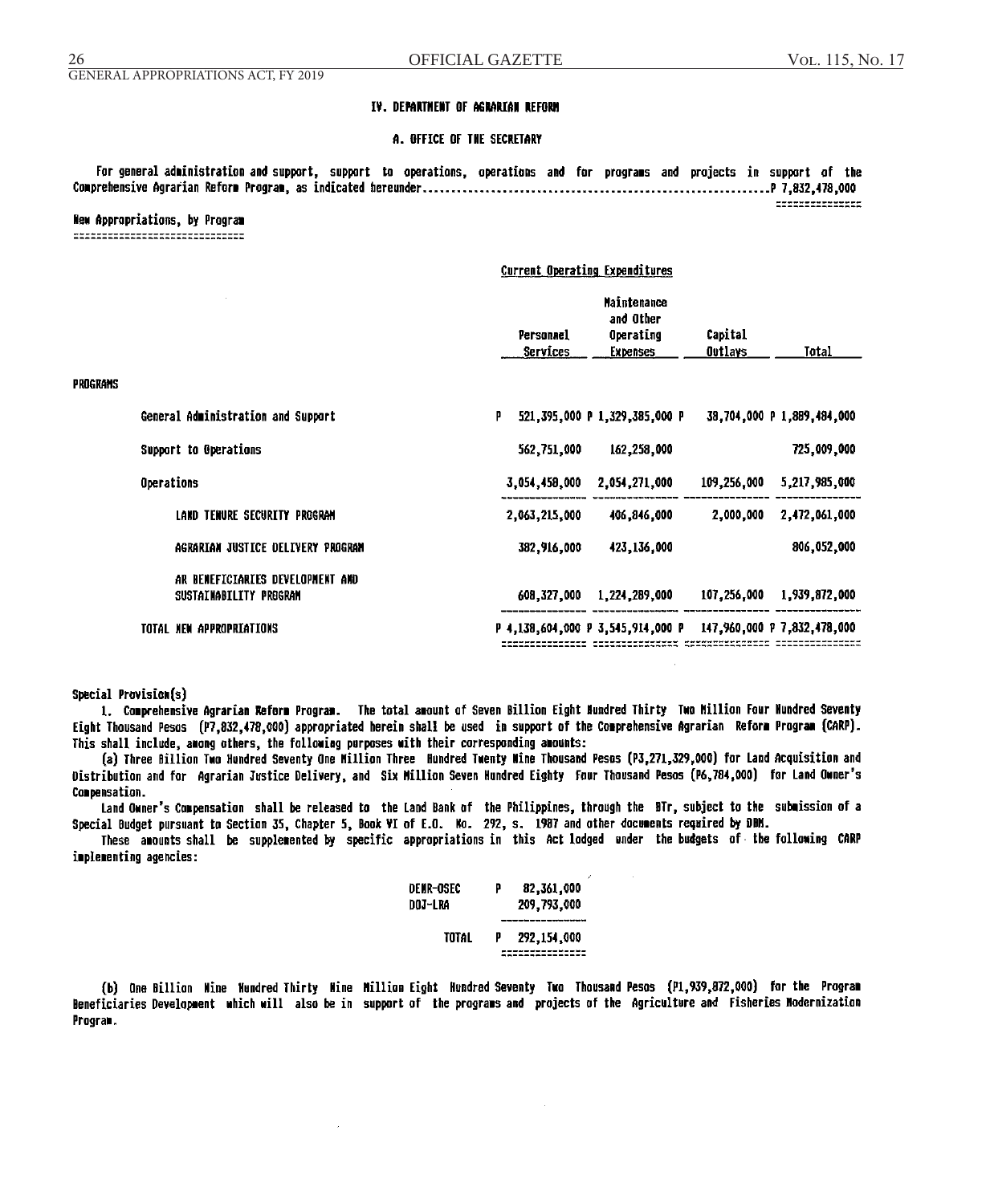## IV. DEPARTMENT OF AGRARIAN REFORM

### A. OFFICE OF THE SECRETARY

For general administration and support, support to operations, operations and for programs and projects in support of the Comprehensive Agrarian Reform Program, as indicated hereunder.............................................................P 7,832,478,000

**New Appropriations, by Program**

| | Current Operating Expenditures | | | |
|---|---|---|---|---|
| | Personnel Services | Maintenance and Other Operating Expenses | Capital Outlays | Total |
| **PROGRAMS** | | | | |
| General Administration and Support | P 521,395,000 | P 1,329,385,000 | P 38,704,000 | P 1,889,484,000 |
| Support to Operations | 562,751,000 | 162,258,000 | | 725,009,000 |
| Operations | 3,054,458,000 | 2,054,271,000 | 109,256,000 | 5,217,985,000 |
| LAND TENURE SECURITY PROGRAM | 2,063,215,000 | 406,846,000 | 2,000,000 | 2,472,061,000 |
| AGRARIAN JUSTICE DELIVERY PROGRAM | 382,916,000 | 423,136,000 | | 806,052,000 |
| AR BENEFICIARIES DEVELOPMENT AND SUSTAINABILITY PROGRAM | 608,327,000 | 1,224,289,000 | 107,256,000 | 1,939,872,000 |
| TOTAL NEW APPROPRIATIONS | P 4,138,604,000 | P 3,545,914,000 | P 147,960,000 | P 7,832,478,000 |

**Special Provision(s)**

1. **Comprehensive Agrarian Reform Program.** The total amount of Seven Billion Eight Hundred Thirty Two Million Four Hundred Seventy Eight Thousand Pesos (P7,832,478,000) appropriated herein shall be used in support of the Comprehensive Agrarian Reform Program (CARP). This shall include, among others, the following purposes with their corresponding amounts:

(a) Three Billion Two Hundred Seventy One Million Three Hundred Twenty Nine Thousand Pesos (P3,271,329,000) for Land Acquisition and Distribution and for Agrarian Justice Delivery, and Six Million Seven Hundred Eighty Four Thousand Pesos (P6,784,000) for Land Owner's Compensation.

Land Owner's Compensation shall be released to the Land Bank of the Philippines, through the BTr, subject to the submission of a Special Budget pursuant to Section 35, Chapter 5, Book VI of E.O. No. 292, s. 1987 and other documents required by DBM.

These amounts shall be supplemented by specific appropriations in this Act lodged under the budgets of the following CARP implementing agencies:

| | | |
|---|---|---|
| DENR-OSEC | P | 82,361,000 |
| DOJ-LRA | | 209,793,000 |
| TOTAL | P | 292,154,000 |

(b) One Billion Nine Hundred Thirty Nine Million Eight Hundred Seventy Two Thousand Pesos (P1,939,872,000) for the Program Beneficiaries Development which will also be in support of the programs and projects of the Agriculture and Fisheries Modernization Program.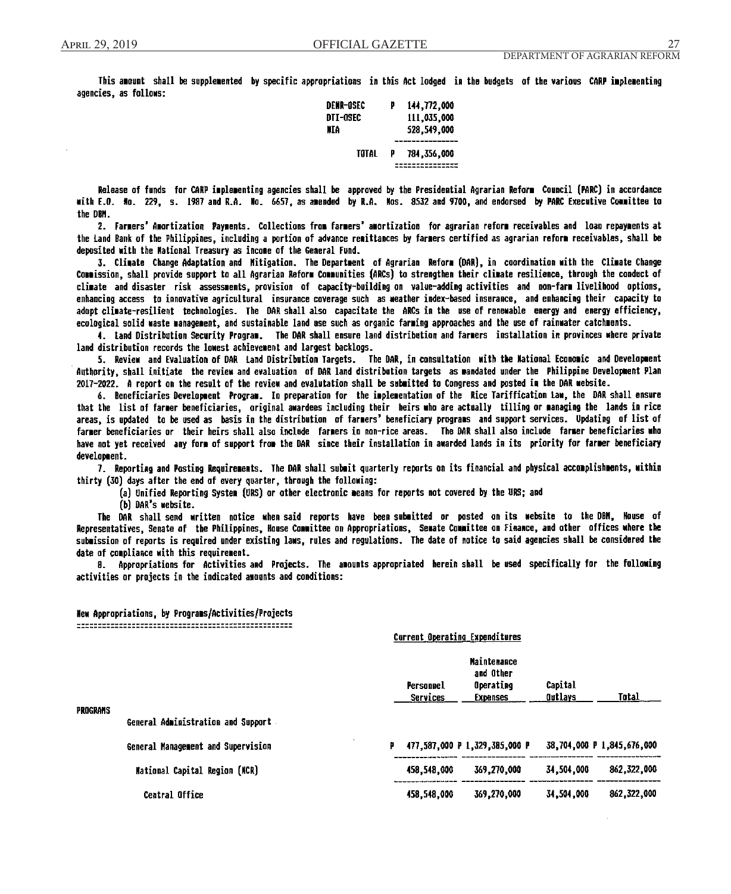This amount shall be supplemented by specific appropriations in this Act lodged in the budgets of the various CARP implementing agencies, as follows:

| | | |
|---|---|---|
| DENR-OSEC | P | 144,772,000 |
| DTI-OSEC | | 111,035,000 |
| NIA | | 528,549,000 |
| TOTAL | P | 784,356,000 |

Release of funds for CARP implementing agencies shall be approved by the Presidential Agrarian Reform Council (PARC) in accordance with E.O. No. 229, s. 1987 and R.A. No. 6657, as amended by R.A. Nos. 8532 and 9700, and endorsed by PARC Executive Committee to the DBM.

2. Farmers' Amortization Payments. Collections from farmers' amortization for agrarian reform receivables and loan repayments at the Land Bank of the Philippines, including a portion of advance remittances by farmers certified as agrarian reform receivables, shall be deposited with the National Treasury as income of the General Fund.

3. Climate Change Adaptation and Mitigation. The Department of Agrarian Reform (DAR), in coordination with the Climate Change Commission, shall provide support to all Agrarian Reform Communities (ARCs) to strengthen their climate resilience, through the conduct of climate and disaster risk assessments, provision of capacity-building on value-adding activities and non-farm livelihood options, enhancing access to innovative agricultural insurance coverage such as weather index-based insurance, and enhancing their capacity to adopt climate-resilient technologies. The DAR shall also capacitate the ARCs in the use of renewable energy and energy efficiency, ecological solid waste management, and sustainable land use such as organic farming approaches and the use of rainwater catchments.

4. Land Distribution Security Program. The DAR shall ensure land distribution and farmers installation in provinces where private land distribution records the lowest achievement and largest backlogs.

5. Review and Evaluation of DAR Land Distribution Targets. The DAR, in consultation with the National Economic and Development Authority, shall initiate the review and evaluation of DAR land distribution targets as mandated under the Philippine Development Plan 2017-2022. A report on the result of the review and evalutation shall be submitted to Congress and posted in the DAR website.

6. Beneficiaries Development Program. In preparation for the implementation of the Rice Tariffication Law, the DAR shall ensure that the list of farmer beneficiaries, original awardees including their heirs who are actually tilling or managing the lands in rice areas, is updated to be used as basis in the distribution of farmers' beneficiary programs and support services. Updating of list of farmer beneficiaries or their heirs shall also include farmers in non-rice areas. The DAR shall also include farmer beneficiaries who have not yet received any form of support from the DAR since their installation in awarded lands in its priority for farmer beneficiary development.

7. Reporting and Posting Requirements. The DAR shall submit quarterly reports on its financial and physical accomplishments, within thirty (30) days after the end of every quarter, through the following:

(a) Unified Reporting System (URS) or other electronic means for reports not covered by the URS; and

(b) DAR's website.

The DAR shall send written notice when said reports have been submitted or posted on its website to the DBM, House of Representatives, Senate of the Philippines, House Committee on Appropriations, Senate Committee on Finance, and other offices where the submission of reports is required under existing laws, rules and regulations. The date of notice to said agencies shall be considered the date of compliance with this requirement.

8. Appropriations for Activities and Projects. The amounts appropriated herein shall be used specifically for the following activities or projects in the indicated amounts and conditions:

New Appropriations, by Programs/Activities/Projects

| | Current Operating Expenditures | | | |
|---|---|---|---|---|
| | Personnel Services | Maintenance and Other Operating Expenses | Capital Outlays | Total |
| PROGRAMS | | | | |
| General Administration and Support | | | | |
| General Management and Supervision | P 477,587,000 | P 1,329,385,000 | P 38,704,000 | P 1,845,676,000 |
| National Capital Region (NCR) | 458,548,000 | 369,270,000 | 34,504,000 | 862,322,000 |
| Central Office | 458,548,000 | 369,270,000 | 34,504,000 | 862,322,000 |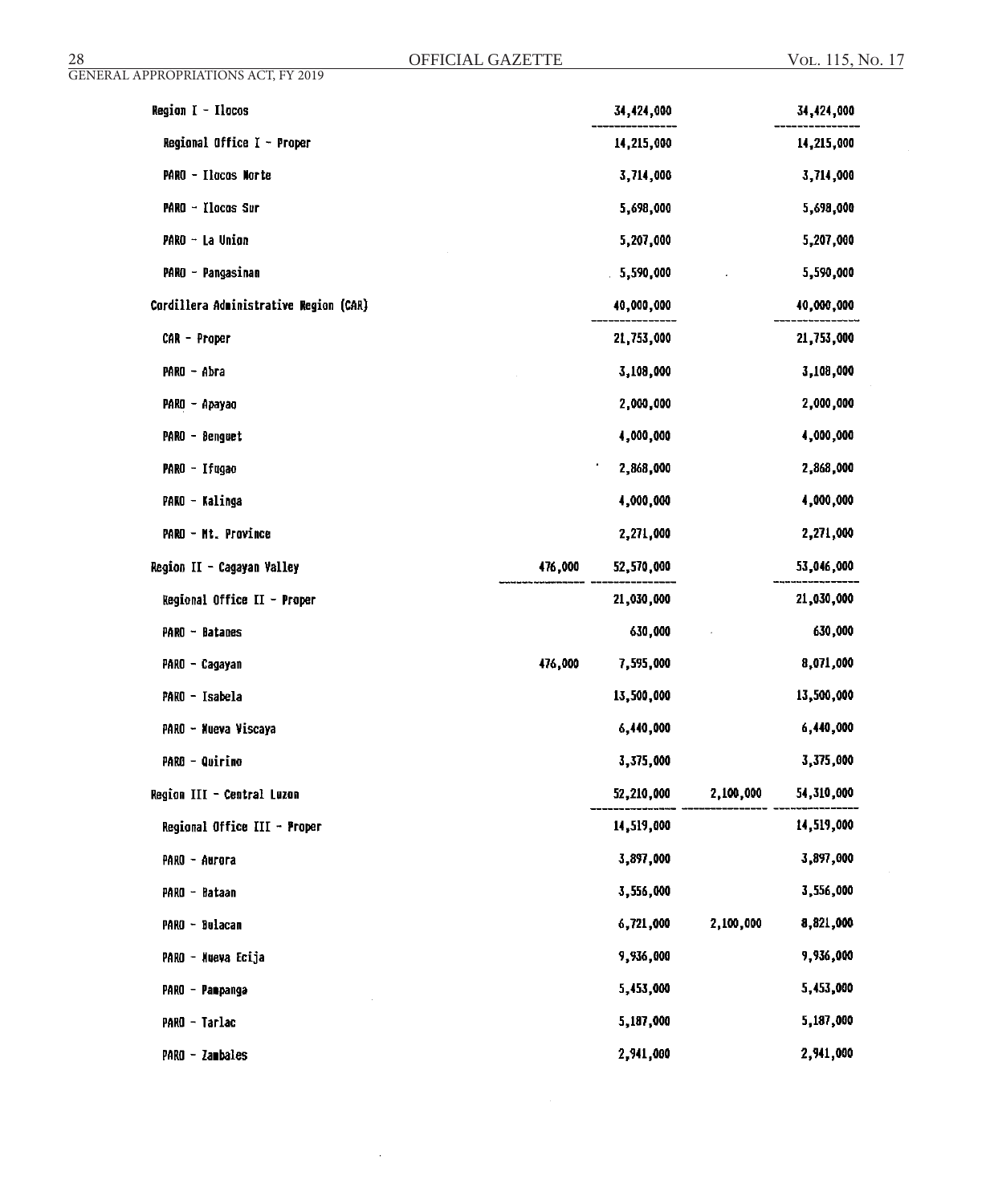| | | | | |
|---|---|---|---|---|
| Region I - Ilocos | | 34,424,000 | | 34,424,000 |
| Regional Office I - Proper | | 14,215,000 | | 14,215,000 |
| PARO - Ilocos Norte | | 3,714,000 | | 3,714,000 |
| PARO - Ilocos Sur | | 5,698,000 | | 5,698,000 |
| PARO - La Union | | 5,207,000 | | 5,207,000 |
| PARO - Pangasinan | | 5,590,000 | | 5,590,000 |
| Cordillera Administrative Region (CAR) | | 40,000,000 | | 40,000,000 |
| CAR - Proper | | 21,753,000 | | 21,753,000 |
| PARO - Abra | | 3,108,000 | | 3,108,000 |
| PARO - Apayao | | 2,000,000 | | 2,000,000 |
| PARO - Benguet | | 4,000,000 | | 4,000,000 |
| PARO - Ifugao | | 2,868,000 | | 2,868,000 |
| PARO - Kalinga | | 4,000,000 | | 4,000,000 |
| PARO - Mt. Province | | 2,271,000 | | 2,271,000 |
| Region II - Cagayan Valley | 476,000 | 52,570,000 | | 53,046,000 |
| Regional Office II - Proper | | 21,030,000 | | 21,030,000 |
| PARO - Batanes | | 630,000 | | 630,000 |
| PARO - Cagayan | 476,000 | 7,595,000 | | 8,071,000 |
| PARO - Isabela | | 13,500,000 | | 13,500,000 |
| PARO - Nueva Viscaya | | 6,440,000 | | 6,440,000 |
| PARO - Quirino | | 3,375,000 | | 3,375,000 |
| Region III - Central Luzon | | 52,210,000 | 2,100,000 | 54,310,000 |
| Regional Office III - Proper | | 14,519,000 | | 14,519,000 |
| PARO - Aurora | | 3,897,000 | | 3,897,000 |
| PARO - Bataan | | 3,556,000 | | 3,556,000 |
| PARO - Bulacan | | 6,721,000 | 2,100,000 | 8,821,000 |
| PARO - Nueva Ecija | | 9,936,000 | | 9,936,000 |
| PARO - Pampanga | | 5,453,000 | | 5,453,000 |
| PARO - Tarlac | | 5,187,000 | | 5,187,000 |
| PARO - Zambales | | 2,941,000 | | 2,941,000 |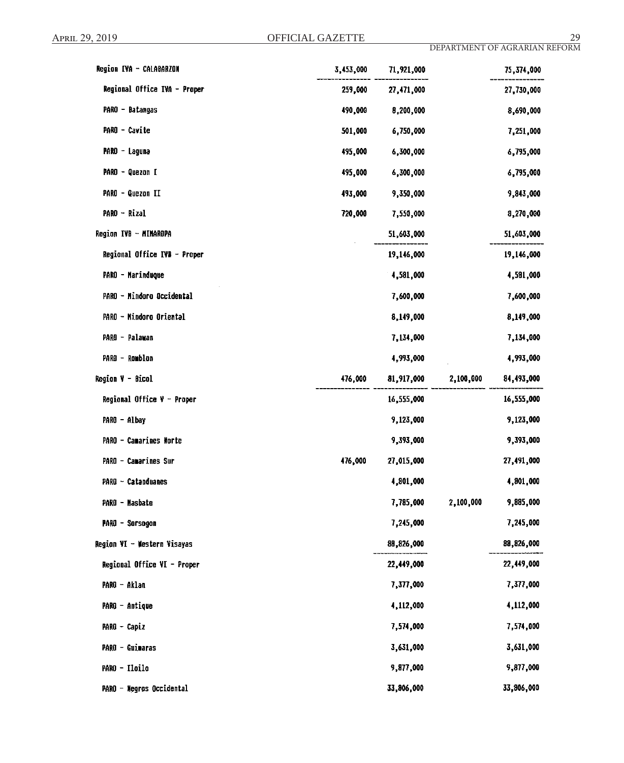| | | | | |
|---|---|---|---|---|
| Region IVA - CALABARZON | 3,453,000 | 71,921,000 | | 75,374,000 |
| Regional Office IVA - Proper | 259,000 | 27,471,000 | | 27,730,000 |
| PARO - Batangas | 490,000 | 8,200,000 | | 8,690,000 |
| PARO - Cavite | 501,000 | 6,750,000 | | 7,251,000 |
| PARO - Laguna | 495,000 | 6,300,000 | | 6,795,000 |
| PARO - Quezon I | 495,000 | 6,300,000 | | 6,795,000 |
| PARO - Quezon II | 493,000 | 9,350,000 | | 9,843,000 |
| PARO - Rizal | 720,000 | 7,550,000 | | 8,270,000 |
| Region IVB - MIMAROPA | | 51,603,000 | | 51,603,000 |
| Regional Office IVB - Proper | | 19,146,000 | | 19,146,000 |
| PARO - Marinduque | | 4,581,000 | | 4,581,000 |
| PARO - Mindoro Occidental | | 7,600,000 | | 7,600,000 |
| PARO - Mindoro Oriental | | 8,149,000 | | 8,149,000 |
| PARO - Palawan | | 7,134,000 | | 7,134,000 |
| PARO - Romblon | | 4,993,000 | | 4,993,000 |
| Region V - Bicol | 476,000 | 81,917,000 | 2,100,000 | 84,493,000 |
| Regional Office V - Proper | | 16,555,000 | | 16,555,000 |
| PARO - Albay | | 9,123,000 | | 9,123,000 |
| PARO - Camarines Norte | | 9,393,000 | | 9,393,000 |
| PARO - Camarines Sur | 476,000 | 27,015,000 | | 27,491,000 |
| PARO - Catanduanes | | 4,801,000 | | 4,801,000 |
| PARO - Masbate | | 7,785,000 | 2,100,000 | 9,885,000 |
| PARO - Sorsogon | | 7,245,000 | | 7,245,000 |
| Region VI - Western Visayas | | 88,826,000 | | 88,826,000 |
| Regional Office VI - Proper | | 22,449,000 | | 22,449,000 |
| PARO - Aklan | | 7,377,000 | | 7,377,000 |
| PARO - Antique | | 4,112,000 | | 4,112,000 |
| PARO - Capiz | | 7,574,000 | | 7,574,000 |
| PARO - Guimaras | | 3,631,000 | | 3,631,000 |
| PARO - Iloilo | | 9,877,000 | | 9,877,000 |
| PARO - Negros Occidental | | 33,806,000 | | 33,806,000 |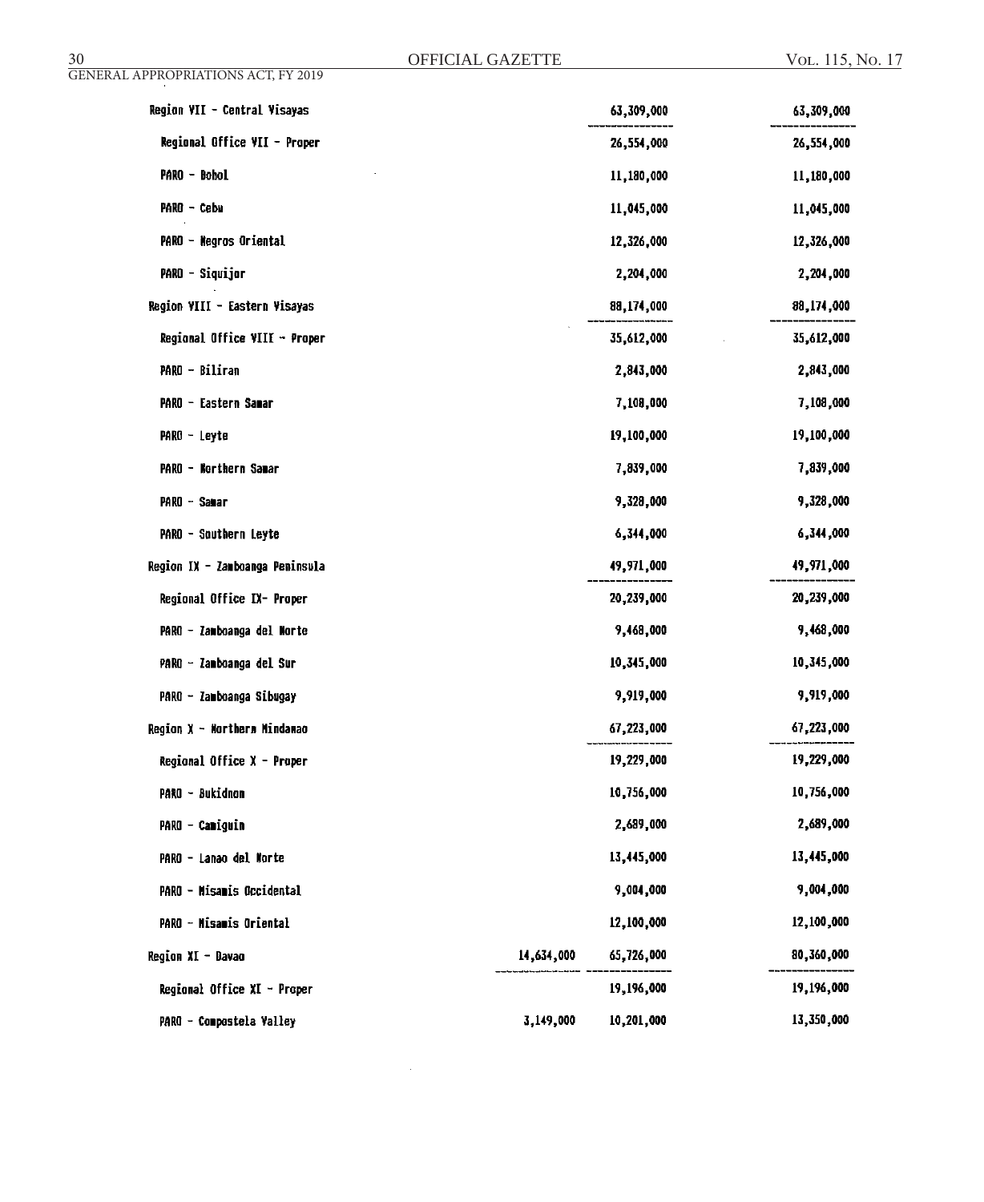| | | | |
|---|---|---|---|
| Region VII - Central Visayas | | 63,309,000 | 63,309,000 |
| Regional Office VII - Proper | | 26,554,000 | 26,554,000 |
| PARO - Bohol | | 11,180,000 | 11,180,000 |
| PARO - Cebu | | 11,045,000 | 11,045,000 |
| PARO - Negros Oriental | | 12,326,000 | 12,326,000 |
| PARO - Siquijor | | 2,204,000 | 2,204,000 |
| Region VIII - Eastern Visayas | | 88,174,000 | 88,174,000 |
| Regional Office VIII - Proper | | 35,612,000 | 35,612,000 |
| PARO - Biliran | | 2,843,000 | 2,843,000 |
| PARO - Eastern Samar | | 7,108,000 | 7,108,000 |
| PARO - Leyte | | 19,100,000 | 19,100,000 |
| PARO - Northern Samar | | 7,839,000 | 7,839,000 |
| PARO - Samar | | 9,328,000 | 9,328,000 |
| PARO - Southern Leyte | | 6,344,000 | 6,344,000 |
| Region IX - Zamboanga Peninsula | | 49,971,000 | 49,971,000 |
| Regional Office IX- Proper | | 20,239,000 | 20,239,000 |
| PARO - Zamboanga del Norte | | 9,468,000 | 9,468,000 |
| PARO - Zamboanga del Sur | | 10,345,000 | 10,345,000 |
| PARO - Zamboanga Sibugay | | 9,919,000 | 9,919,000 |
| Region X - Northern Mindanao | | 67,223,000 | 67,223,000 |
| Regional Office X - Proper | | 19,229,000 | 19,229,000 |
| PARO - Bukidnon | | 10,756,000 | 10,756,000 |
| PARO - Camiguin | | 2,689,000 | 2,689,000 |
| PARO - Lanao del Norte | | 13,445,000 | 13,445,000 |
| PARO - Misamis Occidental | | 9,004,000 | 9,004,000 |
| PARO - Misamis Oriental | | 12,100,000 | 12,100,000 |
| Region XI - Davao | 14,634,000 | 65,726,000 | 80,360,000 |
| Regional Office XI - Proper | | 19,196,000 | 19,196,000 |
| PARO - Compostela Valley | 3,149,000 | 10,201,000 | 13,350,000 |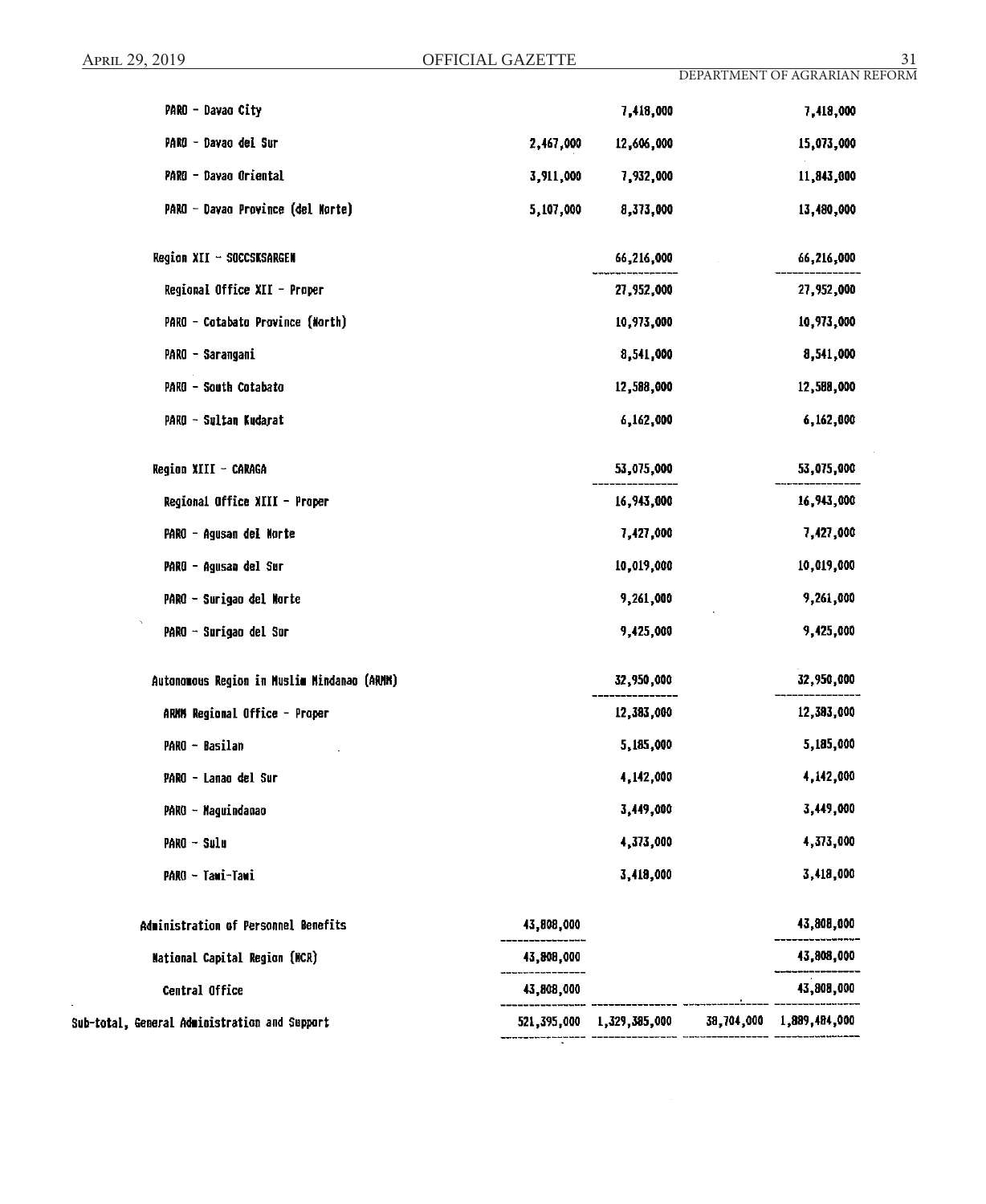| | | | | |
|---|---|---|---|---|
| PARO - Davao City | | 7,418,000 | | 7,418,000 |
| PARO - Davao del Sur | 2,467,000 | 12,606,000 | | 15,073,000 |
| PARO - Davao Oriental | 3,911,000 | 7,932,000 | | 11,843,000 |
| PARO - Davao Province (del Norte) | 5,107,000 | 8,373,000 | | 13,480,000 |
| Region XII - SOCCSKSARGEN | | 66,216,000 | | 66,216,000 |
| Regional Office XII - Proper | | 27,952,000 | | 27,952,000 |
| PARO - Cotabato Province (North) | | 10,973,000 | | 10,973,000 |
| PARO - Sarangani | | 8,541,000 | | 8,541,000 |
| PARO - South Cotabato | | 12,588,000 | | 12,588,000 |
| PARO - Sultan Kudarat | | 6,162,000 | | 6,162,000 |
| Region XIII - CARAGA | | 53,075,000 | | 53,075,000 |
| Regional Office XIII - Proper | | 16,943,000 | | 16,943,000 |
| PARO - Agusan del Norte | | 7,427,000 | | 7,427,000 |
| PARO - Agusan del Sur | | 10,019,000 | | 10,019,000 |
| PARO - Surigao del Norte | | 9,261,000 | | 9,261,000 |
| PARO - Surigao del Sur | | 9,425,000 | | 9,425,000 |
| Autonomous Region in Muslim Mindanao (ARMM) | | 32,950,000 | | 32,950,000 |
| ARMM Regional Office - Proper | | 12,383,000 | | 12,383,000 |
| PARO - Basilan | | 5,185,000 | | 5,185,000 |
| PARO - Lanao del Sur | | 4,142,000 | | 4,142,000 |
| PARO - Maguindanao | | 3,449,000 | | 3,449,000 |
| PARO - Sulu | | 4,373,000 | | 4,373,000 |
| PARO - Tawi-Tawi | | 3,418,000 | | 3,418,000 |
| Administration of Personnel Benefits | 43,808,000 | | | 43,808,000 |
| National Capital Region (NCR) | 43,808,000 | | | 43,808,000 |
| Central Office | 43,808,000 | | | 43,808,000 |
| Sub-total, General Administration and Support | 521,395,000 | 1,329,385,000 | 38,704,000 | 1,889,484,000 |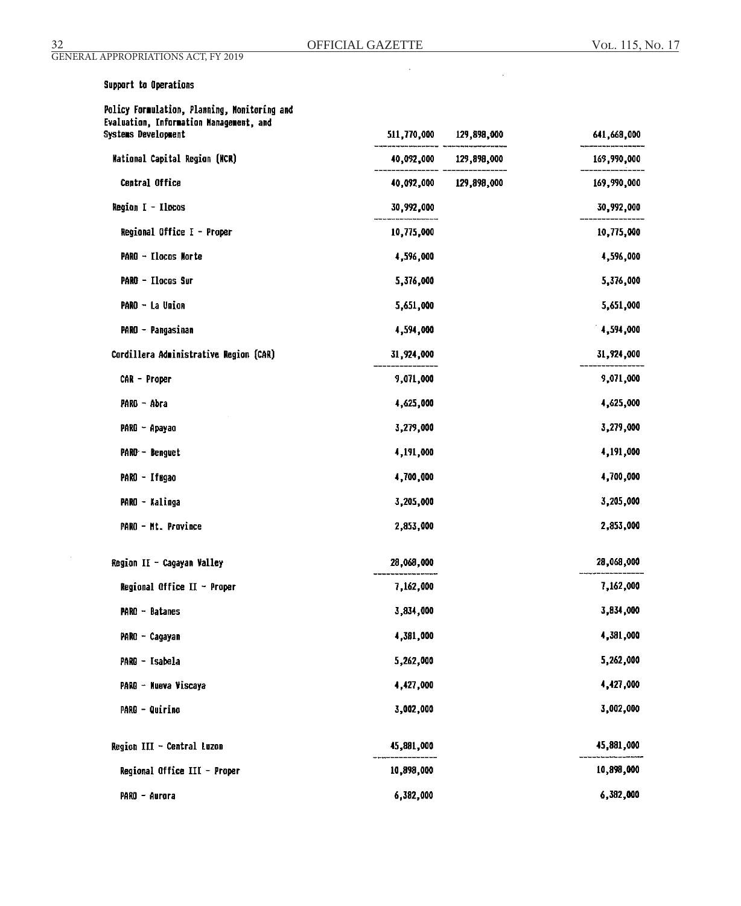Support to Operations

| | | | | |
|---|---|---|---|---|
| Policy Formulation, Planning, Monitoring and Evaluation, Information Management, and Systems Development | 511,770,000 | 129,898,000 | | 641,668,000 |
| National Capital Region (NCR) | 40,092,000 | 129,898,000 | | 169,990,000 |
| Central Office | 40,092,000 | 129,898,000 | | 169,990,000 |
| Region I - Ilocos | 30,992,000 | | | 30,992,000 |
| Regional Office I - Proper | 10,775,000 | | | 10,775,000 |
| PARO - Ilocos Norte | 4,596,000 | | | 4,596,000 |
| PARO - Ilocos Sur | 5,376,000 | | | 5,376,000 |
| PARO - La Union | 5,651,000 | | | 5,651,000 |
| PARO - Pangasinan | 4,594,000 | | | 4,594,000 |
| Cordillera Administrative Region (CAR) | 31,924,000 | | | 31,924,000 |
| CAR - Proper | 9,071,000 | | | 9,071,000 |
| PARO - Abra | 4,625,000 | | | 4,625,000 |
| PARO - Apayao | 3,279,000 | | | 3,279,000 |
| PARO - Benguet | 4,191,000 | | | 4,191,000 |
| PARO - Ifugao | 4,700,000 | | | 4,700,000 |
| PARO - Kalinga | 3,205,000 | | | 3,205,000 |
| PARO - Mt. Province | 2,853,000 | | | 2,853,000 |
| Region II - Cagayan Valley | 28,068,000 | | | 28,068,000 |
| Regional Office II - Proper | 7,162,000 | | | 7,162,000 |
| PARO - Batanes | 3,834,000 | | | 3,834,000 |
| PARO - Cagayan | 4,381,000 | | | 4,381,000 |
| PARO - Isabela | 5,262,000 | | | 5,262,000 |
| PARO - Nueva Viscaya | 4,427,000 | | | 4,427,000 |
| PARO - Quirino | 3,002,000 | | | 3,002,000 |
| Region III - Central Luzon | 45,881,000 | | | 45,881,000 |
| Regional Office III - Proper | 10,898,000 | | | 10,898,000 |
| PARO - Aurora | 6,382,000 | | | 6,382,000 |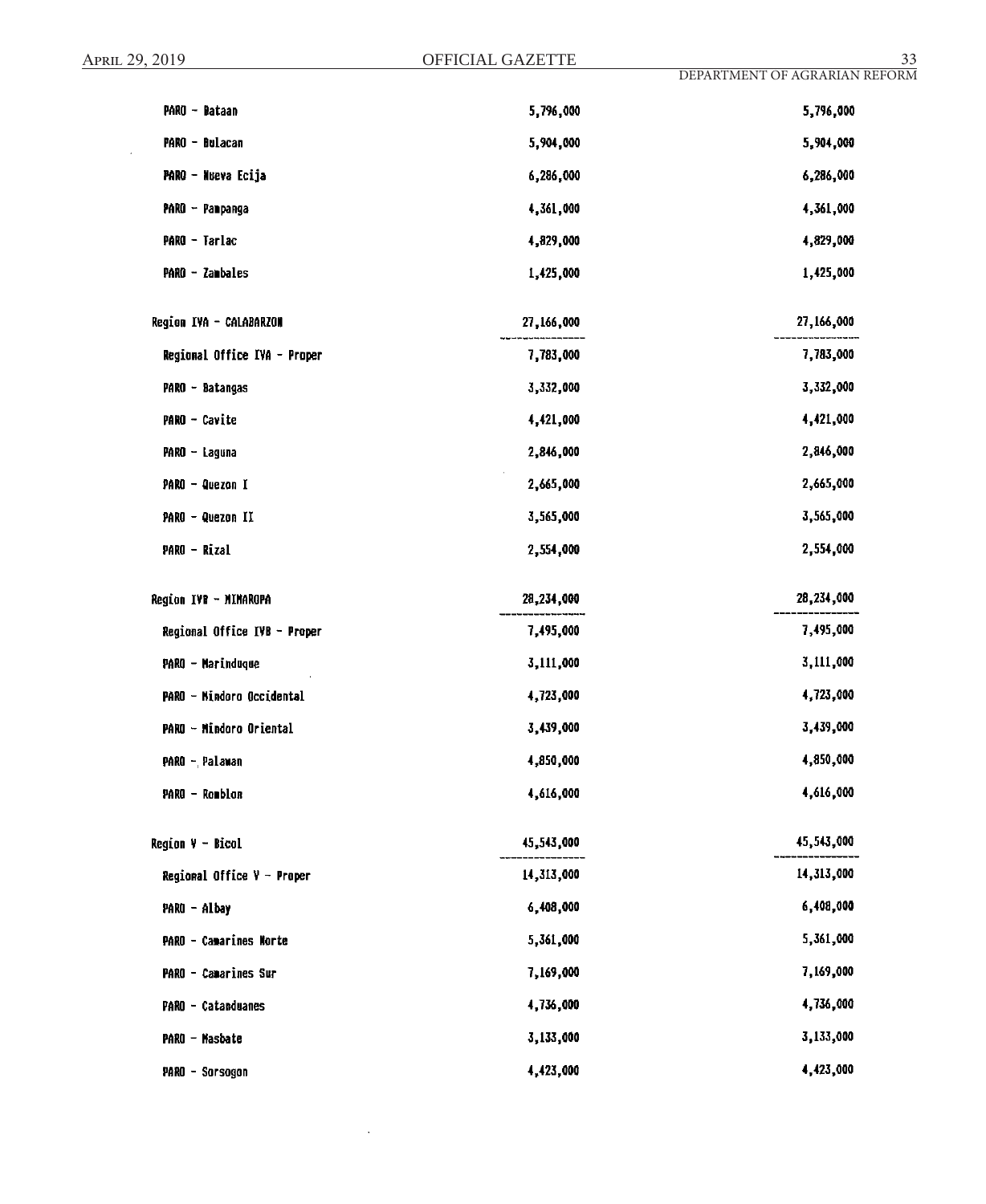| | | |
|---|---|---|
| PARO - Bataan | 5,796,000 | 5,796,000 |
| PARO - Bulacan | 5,904,000 | 5,904,000 |
| PARO - Nueva Ecija | 6,286,000 | 6,286,000 |
| PARO - Pampanga | 4,361,000 | 4,361,000 |
| PARO - Tarlac | 4,829,000 | 4,829,000 |
| PARO - Zambales | 1,425,000 | 1,425,000 |
| Region IVA - CALABARZON | 27,166,000 | 27,166,000 |
| Regional Office IVA - Proper | 7,783,000 | 7,783,000 |
| PARO - Batangas | 3,332,000 | 3,332,000 |
| PARO - Cavite | 4,421,000 | 4,421,000 |
| PARO - Laguna | 2,846,000 | 2,846,000 |
| PARO - Quezon I | 2,665,000 | 2,665,000 |
| PARO - Quezon II | 3,565,000 | 3,565,000 |
| PARO - Rizal | 2,554,000 | 2,554,000 |
| Region IVB - MIMAROPA | 28,234,000 | 28,234,000 |
| Regional Office IVB - Proper | 7,495,000 | 7,495,000 |
| PARO - Marinduque | 3,111,000 | 3,111,000 |
| PARO - Mindoro Occidental | 4,723,000 | 4,723,000 |
| PARO - Mindoro Oriental | 3,439,000 | 3,439,000 |
| PARO - Palawan | 4,850,000 | 4,850,000 |
| PARO - Romblon | 4,616,000 | 4,616,000 |
| Region V - Bicol | 45,543,000 | 45,543,000 |
| Regional Office V - Proper | 14,313,000 | 14,313,000 |
| PARO - Albay | 6,408,000 | 6,408,000 |
| PARO - Camarines Norte | 5,361,000 | 5,361,000 |
| PARO - Camarines Sur | 7,169,000 | 7,169,000 |
| PARO - Catanduanes | 4,736,000 | 4,736,000 |
| PARO - Masbate | 3,133,000 | 3,133,000 |
| PARO - Sorsogon | 4,423,000 | 4,423,000 |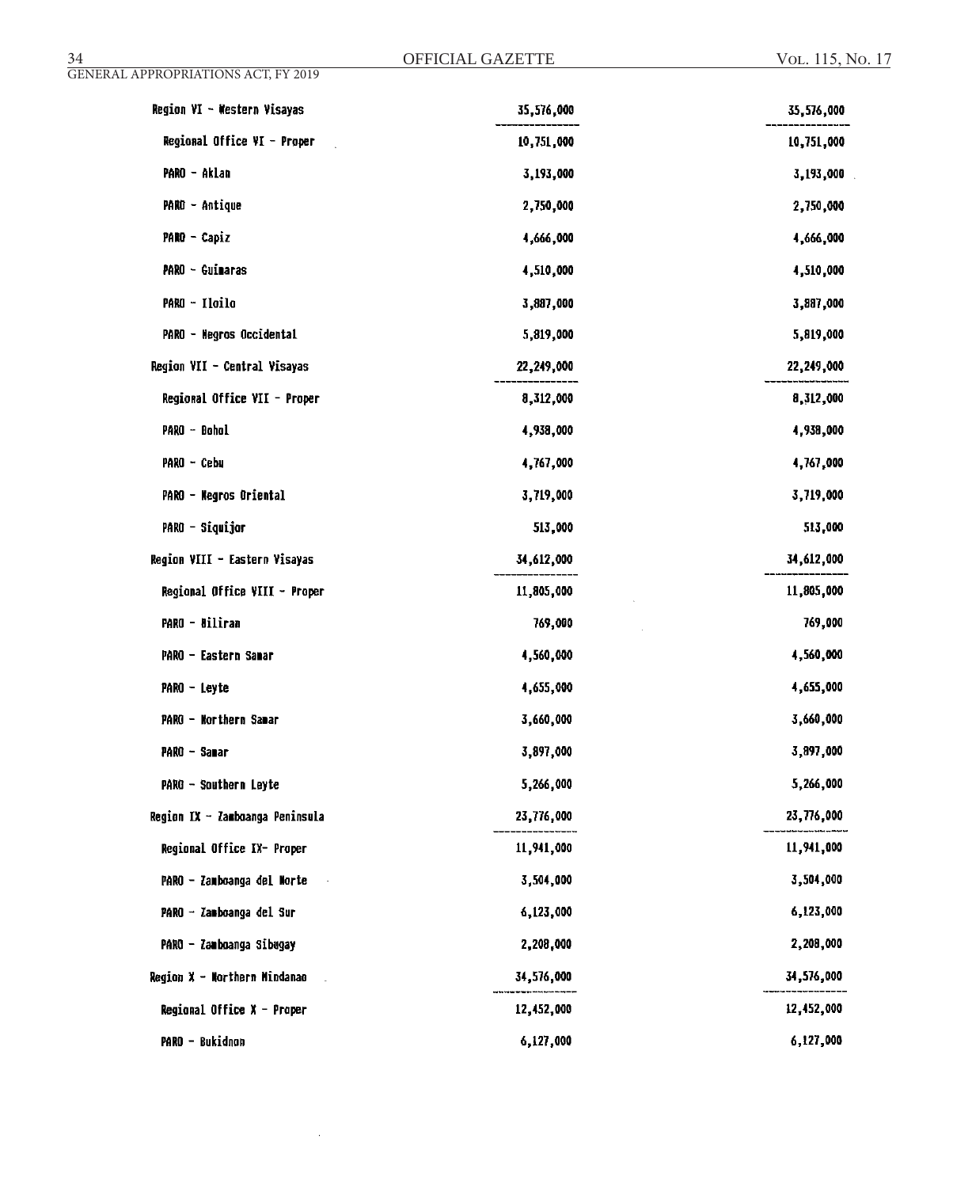| | | |
|---|---|---|
| Region VI - Western Visayas | 35,576,000 | 35,576,000 |
| Regional Office VI - Proper | 10,751,000 | 10,751,000 |
| PARO - Aklan | 3,193,000 | 3,193,000 |
| PARO - Antique | 2,750,000 | 2,750,000 |
| PARO - Capiz | 4,666,000 | 4,666,000 |
| PARO - Guimaras | 4,510,000 | 4,510,000 |
| PARO - Iloilo | 3,887,000 | 3,887,000 |
| PARO - Negros Occidental | 5,819,000 | 5,819,000 |
| Region VII - Central Visayas | 22,249,000 | 22,249,000 |
| Regional Office VII - Proper | 8,312,000 | 8,312,000 |
| PARO - Bohol | 4,938,000 | 4,938,000 |
| PARO - Cebu | 4,767,000 | 4,767,000 |
| PARO - Negros Oriental | 3,719,000 | 3,719,000 |
| PARO - Siquijor | 513,000 | 513,000 |
| Region VIII - Eastern Visayas | 34,612,000 | 34,612,000 |
| Regional Office VIII - Proper | 11,805,000 | 11,805,000 |
| PARO - Biliran | 769,000 | 769,000 |
| PARO - Eastern Samar | 4,560,000 | 4,560,000 |
| PARO - Leyte | 4,655,000 | 4,655,000 |
| PARO - Northern Samar | 3,660,000 | 3,660,000 |
| PARO - Samar | 3,897,000 | 3,897,000 |
| PARO - Southern Leyte | 5,266,000 | 5,266,000 |
| Region IX - Zamboanga Peninsula | 23,776,000 | 23,776,000 |
| Regional Office IX- Proper | 11,941,000 | 11,941,000 |
| PARO - Zamboanga del Norte | 3,504,000 | 3,504,000 |
| PARO - Zamboanga del Sur | 6,123,000 | 6,123,000 |
| PARO - Zamboanga Sibugay | 2,208,000 | 2,208,000 |
| Region X - Northern Mindanao | 34,576,000 | 34,576,000 |
| Regional Office X - Proper | 12,452,000 | 12,452,000 |
| PARO - Bukidnon | 6,127,000 | 6,127,000 |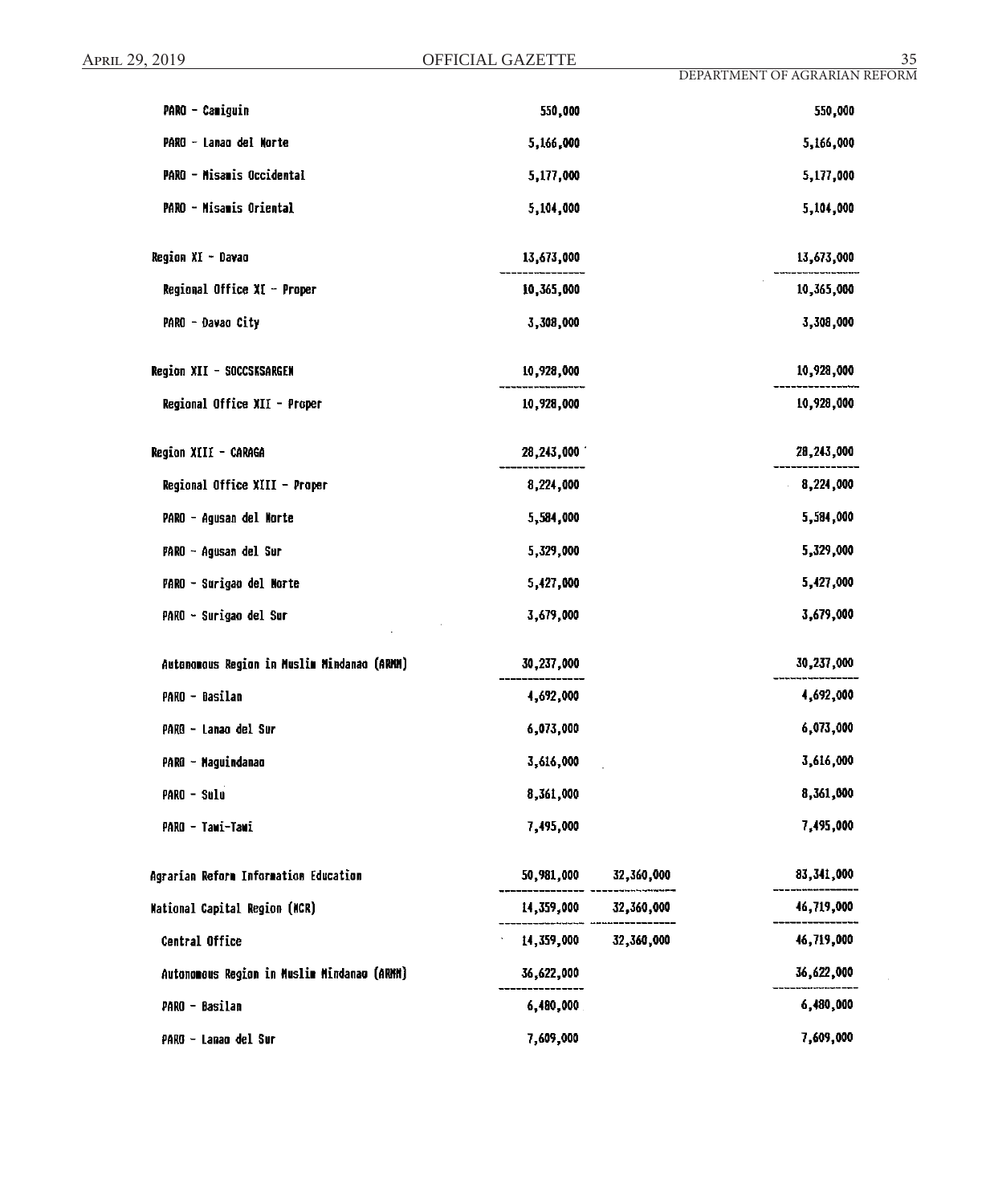| | | | |
|---|---|---|---|
| PARO - Camiguin | 550,000 | | 550,000 |
| PARO - Lanao del Norte | 5,166,000 | | 5,166,000 |
| PARO - Misamis Occidental | 5,177,000 | | 5,177,000 |
| PARO - Misamis Oriental | 5,104,000 | | 5,104,000 |
| Region XI - Davao | 13,673,000 | | 13,673,000 |
| Regional Office XI - Proper | 10,365,000 | | 10,365,000 |
| PARO - Davao City | 3,308,000 | | 3,308,000 |
| Region XII - SOCCSKSARGEN | 10,928,000 | | 10,928,000 |
| Regional Office XII - Proper | 10,928,000 | | 10,928,000 |
| Region XIII - CARAGA | 28,243,000 | | 28,243,000 |
| Regional Office XIII - Proper | 8,224,000 | | 8,224,000 |
| PARO - Agusan del Norte | 5,584,000 | | 5,584,000 |
| PARO - Agusan del Sur | 5,329,000 | | 5,329,000 |
| PARO - Surigao del Norte | 5,427,000 | | 5,427,000 |
| PARO - Surigao del Sur | 3,679,000 | | 3,679,000 |
| Autonomous Region in Muslim Mindanao (ARMM) | 30,237,000 | | 30,237,000 |
| PARO - Basilan | 4,692,000 | | 4,692,000 |
| PARO - Lanao del Sur | 6,073,000 | | 6,073,000 |
| PARO - Maguindanao | 3,616,000 | | 3,616,000 |
| PARO - Sulu | 8,361,000 | | 8,361,000 |
| PARO - Tawi-Tawi | 7,495,000 | | 7,495,000 |
| Agrarian Reform Information Education | 50,981,000 | 32,360,000 | 83,341,000 |
| National Capital Region (NCR) | 14,359,000 | 32,360,000 | 46,719,000 |
| Central Office | 14,359,000 | 32,360,000 | 46,719,000 |
| Autonomous Region in Muslim Mindanao (ARMM) | 36,622,000 | | 36,622,000 |
| PARO - Basilan | 6,480,000 | | 6,480,000 |
| PARO - Lanao del Sur | 7,609,000 | | 7,609,000 |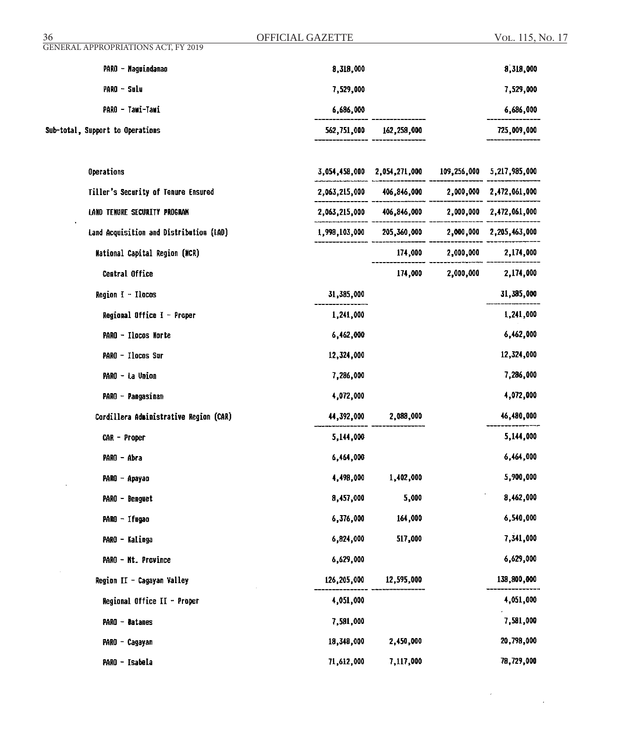| | | | | |
|---|---|---|---|---|
| PARO - Maguindanao | 8,318,000 | | | 8,318,000 |
| PARO - Sulu | 7,529,000 | | | 7,529,000 |
| PARO - Tawi-Tawi | 6,686,000 | | | 6,686,000 |
| Sub-total, Support to Operations | 562,751,000 | 162,258,000 | | 725,009,000 |
| Operations | 3,054,458,000 | 2,054,271,000 | 109,256,000 | 5,217,985,000 |
| Tiller's Security of Tenure Ensured | 2,063,215,000 | 406,846,000 | 2,000,000 | 2,472,061,000 |
| LAND TENURE SECURITY PROGRAM | 2,063,215,000 | 406,846,000 | 2,000,000 | 2,472,061,000 |
| Land Acquisition and Distribution (LAD) | 1,998,103,000 | 205,360,000 | 2,000,000 | 2,205,463,000 |
| National Capital Region (NCR) | | 174,000 | 2,000,000 | 2,174,000 |
| Central Office | | 174,000 | 2,000,000 | 2,174,000 |
| Region I - Ilocos | 31,385,000 | | | 31,385,000 |
| Regional Office I - Proper | 1,241,000 | | | 1,241,000 |
| PARO - Ilocos Norte | 6,462,000 | | | 6,462,000 |
| PARO - Ilocos Sur | 12,324,000 | | | 12,324,000 |
| PARO - La Union | 7,286,000 | | | 7,286,000 |
| PARO - Pangasinan | 4,072,000 | | | 4,072,000 |
| Cordillera Administrative Region (CAR) | 44,392,000 | 2,088,000 | | 46,480,000 |
| CAR - Proper | 5,144,000 | | | 5,144,000 |
| PARO - Abra | 6,464,000 | | | 6,464,000 |
| PARO - Apayao | 4,498,000 | 1,402,000 | | 5,900,000 |
| PARO - Benguet | 8,457,000 | 5,000 | | 8,462,000 |
| PARO - Ifugao | 6,376,000 | 164,000 | | 6,540,000 |
| PARO - Kalinga | 6,824,000 | 517,000 | | 7,341,000 |
| PARO - Mt. Province | 6,629,000 | | | 6,629,000 |
| Region II - Cagayan Valley | 126,205,000 | 12,595,000 | | 138,800,000 |
| Regional Office II - Proper | 4,051,000 | | | 4,051,000 |
| PARO - Batanes | 7,581,000 | | | 7,581,000 |
| PARO - Cagayan | 18,348,000 | 2,450,000 | | 20,798,000 |
| PARO - Isabela | 71,612,000 | 7,117,000 | | 78,729,000 |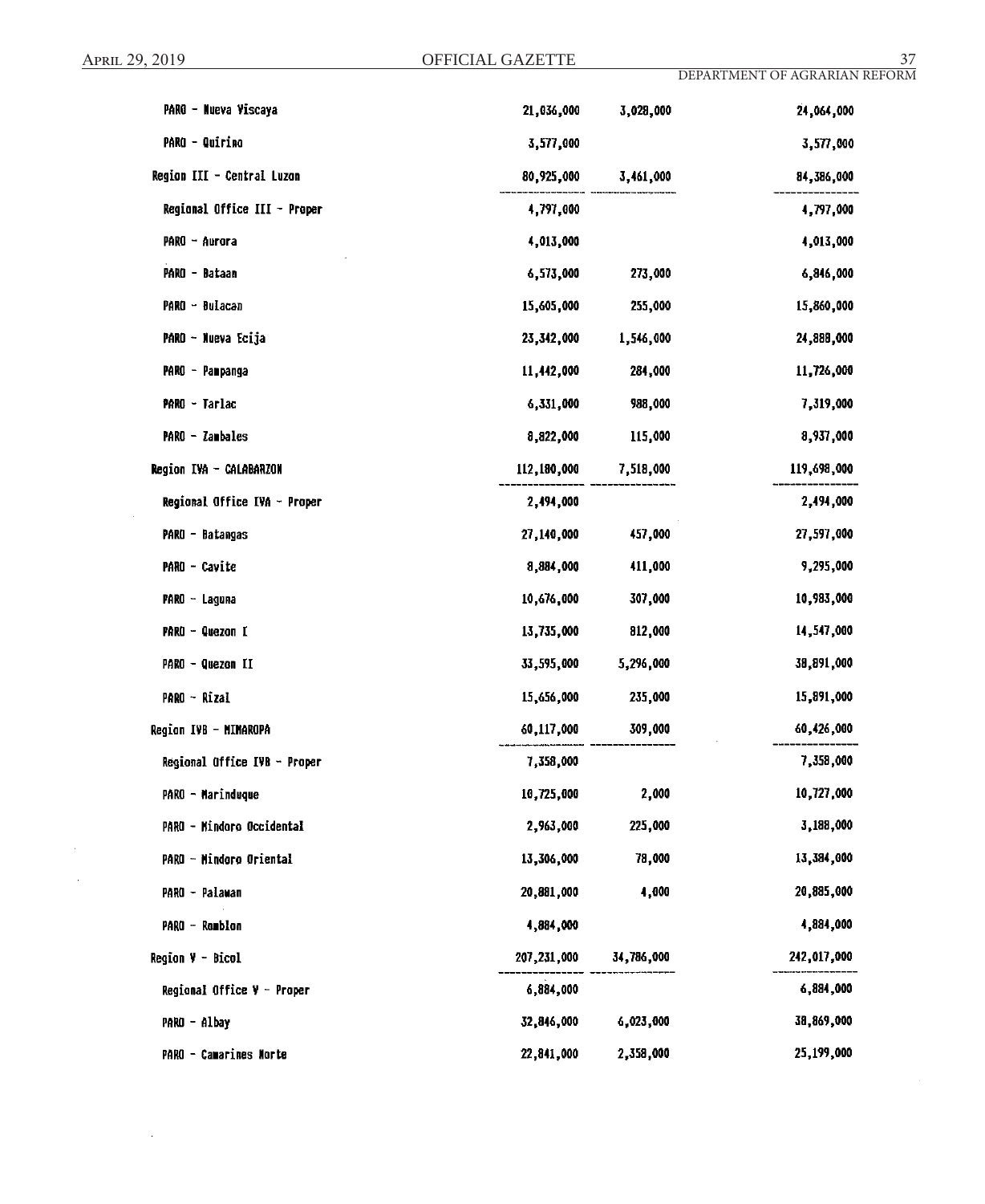| | | | |
|---|---|---|---|
| PARO - Nueva Viscaya | 21,036,000 | 3,028,000 | 24,064,000 |
| PARO - Quirino | 3,577,000 | | 3,577,000 |
| Region III - Central Luzon | 80,925,000 | 3,461,000 | 84,386,000 |
| Regional Office III - Proper | 4,797,000 | | 4,797,000 |
| PARO - Aurora | 4,013,000 | | 4,013,000 |
| PARO - Bataan | 6,573,000 | 273,000 | 6,846,000 |
| PARO - Bulacan | 15,605,000 | 255,000 | 15,860,000 |
| PARO - Nueva Ecija | 23,342,000 | 1,546,000 | 24,888,000 |
| PARO - Pampanga | 11,442,000 | 284,000 | 11,726,000 |
| PARO - Tarlac | 6,331,000 | 988,000 | 7,319,000 |
| PARO - Zambales | 8,822,000 | 115,000 | 8,937,000 |
| Region IVA - CALABARZON | 112,180,000 | 7,518,000 | 119,698,000 |
| Regional Office IVA - Proper | 2,494,000 | | 2,494,000 |
| PARO - Batangas | 27,140,000 | 457,000 | 27,597,000 |
| PARO - Cavite | 8,884,000 | 411,000 | 9,295,000 |
| PARO - Laguna | 10,676,000 | 307,000 | 10,983,000 |
| PARO - Quezon I | 13,735,000 | 812,000 | 14,547,000 |
| PARO - Quezon II | 33,595,000 | 5,296,000 | 38,891,000 |
| PARO - Rizal | 15,656,000 | 235,000 | 15,891,000 |
| Region IVB - MIMAROPA | 60,117,000 | 309,000 | 60,426,000 |
| Regional Office IVB - Proper | 7,358,000 | | 7,358,000 |
| PARO - Marinduque | 10,725,000 | 2,000 | 10,727,000 |
| PARO - Mindoro Occidental | 2,963,000 | 225,000 | 3,188,000 |
| PARO - Mindoro Oriental | 13,306,000 | 78,000 | 13,384,000 |
| PARO - Palawan | 20,881,000 | 4,000 | 20,885,000 |
| PARO - Romblon | 4,884,000 | | 4,884,000 |
| Region V - Bicol | 207,231,000 | 34,786,000 | 242,017,000 |
| Regional Office V - Proper | 6,884,000 | | 6,884,000 |
| PARO - Albay | 32,846,000 | 6,023,000 | 38,869,000 |
| PARO - Camarines Norte | 22,841,000 | 2,358,000 | 25,199,000 |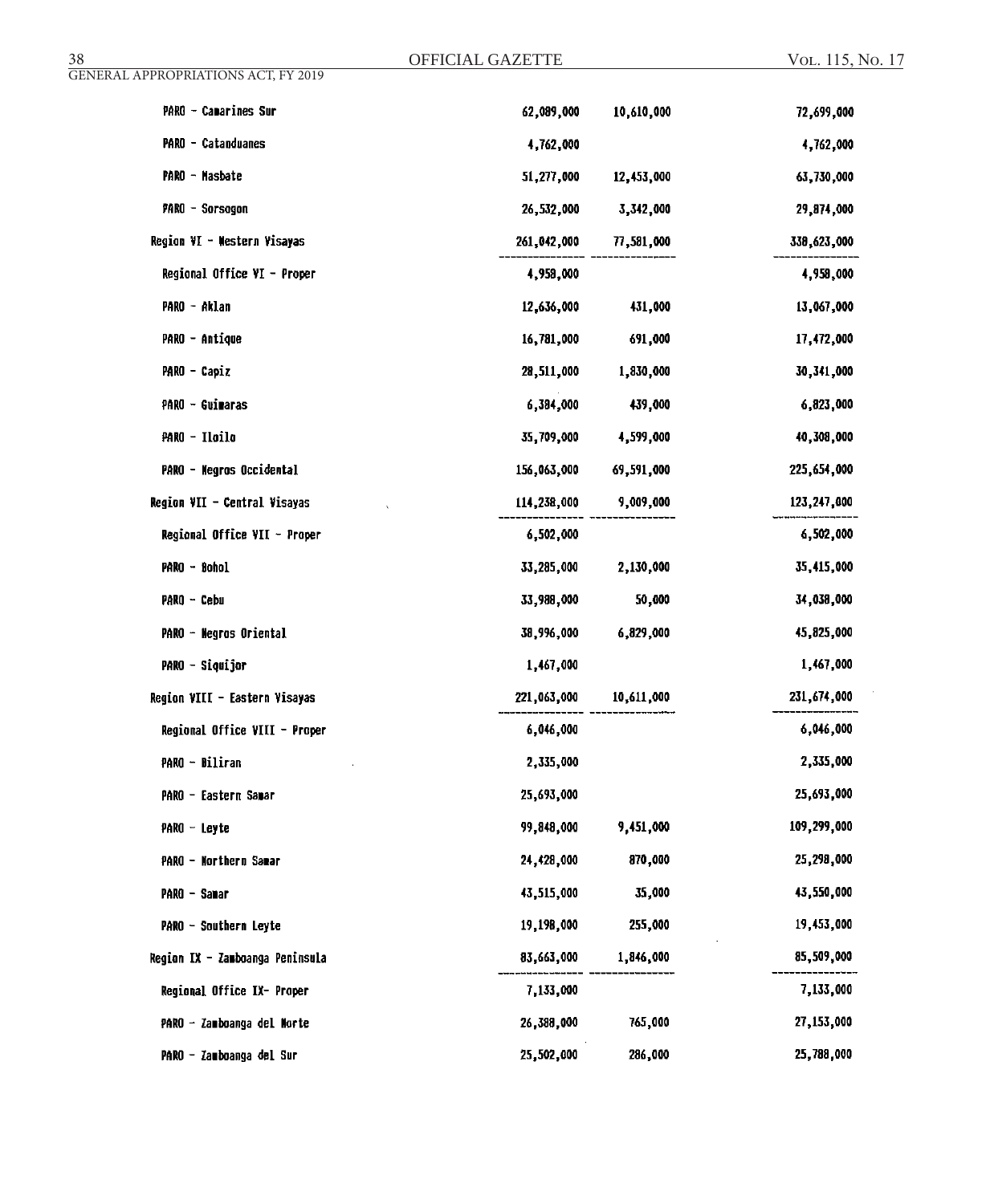| | | | |
|---|---|---|---|
| PARO - Camarines Sur | 62,089,000 | 10,610,000 | 72,699,000 |
| PARO - Catanduanes | 4,762,000 | | 4,762,000 |
| PARO - Masbate | 51,277,000 | 12,453,000 | 63,730,000 |
| PARO - Sorsogon | 26,532,000 | 3,342,000 | 29,874,000 |
| Region VI - Western Visayas | 261,042,000 | 77,581,000 | 338,623,000 |
| Regional Office VI - Proper | 4,958,000 | | 4,958,000 |
| PARO - Aklan | 12,636,000 | 431,000 | 13,067,000 |
| PARO - Antique | 16,781,000 | 691,000 | 17,472,000 |
| PARO - Capiz | 28,511,000 | 1,830,000 | 30,341,000 |
| PARO - Guimaras | 6,384,000 | 439,000 | 6,823,000 |
| PARO - Iloilo | 35,709,000 | 4,599,000 | 40,308,000 |
| PARO - Negros Occidental | 156,063,000 | 69,591,000 | 225,654,000 |
| Region VII - Central Visayas | 114,238,000 | 9,009,000 | 123,247,000 |
| Regional Office VII - Proper | 6,502,000 | | 6,502,000 |
| PARO - Bohol | 33,285,000 | 2,130,000 | 35,415,000 |
| PARO - Cebu | 33,988,000 | 50,000 | 34,038,000 |
| PARO - Negros Oriental | 38,996,000 | 6,829,000 | 45,825,000 |
| PARO - Siquijor | 1,467,000 | | 1,467,000 |
| Region VIII - Eastern Visayas | 221,063,000 | 10,611,000 | 231,674,000 |
| Regional Office VIII - Proper | 6,046,000 | | 6,046,000 |
| PARO - Biliran | 2,335,000 | | 2,335,000 |
| PARO - Eastern Samar | 25,693,000 | | 25,693,000 |
| PARO - Leyte | 99,848,000 | 9,451,000 | 109,299,000 |
| PARO - Northern Samar | 24,428,000 | 870,000 | 25,298,000 |
| PARO - Samar | 43,515,000 | 35,000 | 43,550,000 |
| PARO - Southern Leyte | 19,198,000 | 255,000 | 19,453,000 |
| Region IX - Zamboanga Peninsula | 83,663,000 | 1,846,000 | 85,509,000 |
| Regional Office IX- Proper | 7,133,000 | | 7,133,000 |
| PARO - Zamboanga del Norte | 26,388,000 | 765,000 | 27,153,000 |
| PARO - Zamboanga del Sur | 25,502,000 | 286,000 | 25,788,000 |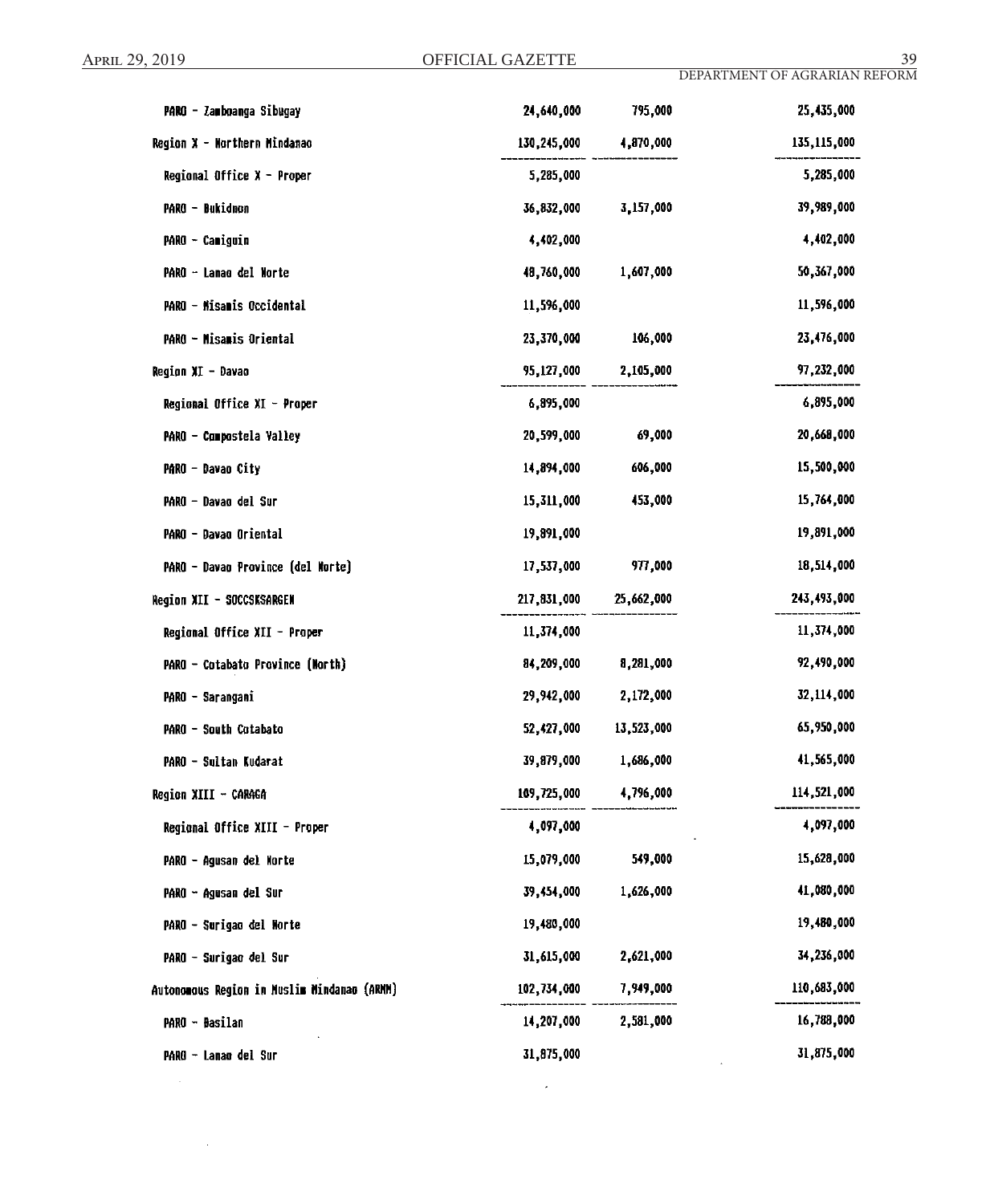| | | | |
|---|---|---|---|
| PARO - Zamboanga Sibugay | 24,640,000 | 795,000 | 25,435,000 |
| Region X - Northern Mindanao | 130,245,000 | 4,870,000 | 135,115,000 |
| Regional Office X - Proper | 5,285,000 | | 5,285,000 |
| PARO - Bukidnon | 36,832,000 | 3,157,000 | 39,989,000 |
| PARO - Camiguin | 4,402,000 | | 4,402,000 |
| PARO - Lanao del Norte | 48,760,000 | 1,607,000 | 50,367,000 |
| PARO - Misamis Occidental | 11,596,000 | | 11,596,000 |
| PARO - Misamis Oriental | 23,370,000 | 106,000 | 23,476,000 |
| Region XI - Davao | 95,127,000 | 2,105,000 | 97,232,000 |
| Regional Office XI - Proper | 6,895,000 | | 6,895,000 |
| PARO - Compostela Valley | 20,599,000 | 69,000 | 20,668,000 |
| PARO - Davao City | 14,894,000 | 606,000 | 15,500,000 |
| PARO - Davao del Sur | 15,311,000 | 453,000 | 15,764,000 |
| PARO - Davao Oriental | 19,891,000 | | 19,891,000 |
| PARO - Davao Province (del Norte) | 17,537,000 | 977,000 | 18,514,000 |
| Region XII - SOCCSKSARGEN | 217,831,000 | 25,662,000 | 243,493,000 |
| Regional Office XII - Proper | 11,374,000 | | 11,374,000 |
| PARO - Cotabato Province (North) | 84,209,000 | 8,281,000 | 92,490,000 |
| PARO - Sarangani | 29,942,000 | 2,172,000 | 32,114,000 |
| PARO - South Cotabato | 52,427,000 | 13,523,000 | 65,950,000 |
| PARO - Sultan Kudarat | 39,879,000 | 1,686,000 | 41,565,000 |
| Region XIII - CARAGA | 109,725,000 | 4,796,000 | 114,521,000 |
| Regional Office XIII - Proper | 4,097,000 | | 4,097,000 |
| PARO - Agusan del Norte | 15,079,000 | 549,000 | 15,628,000 |
| PARO - Agusan del Sur | 39,454,000 | 1,626,000 | 41,080,000 |
| PARO - Surigao del Norte | 19,480,000 | | 19,480,000 |
| PARO - Surigao del Sur | 31,615,000 | 2,621,000 | 34,236,000 |
| Autonomous Region in Muslim Mindanao (ARMM) | 102,734,000 | 7,949,000 | 110,683,000 |
| PARO - Basilan | 14,207,000 | 2,581,000 | 16,788,000 |
| PARO - Lanao del Sur | 31,875,000 | | 31,875,000 |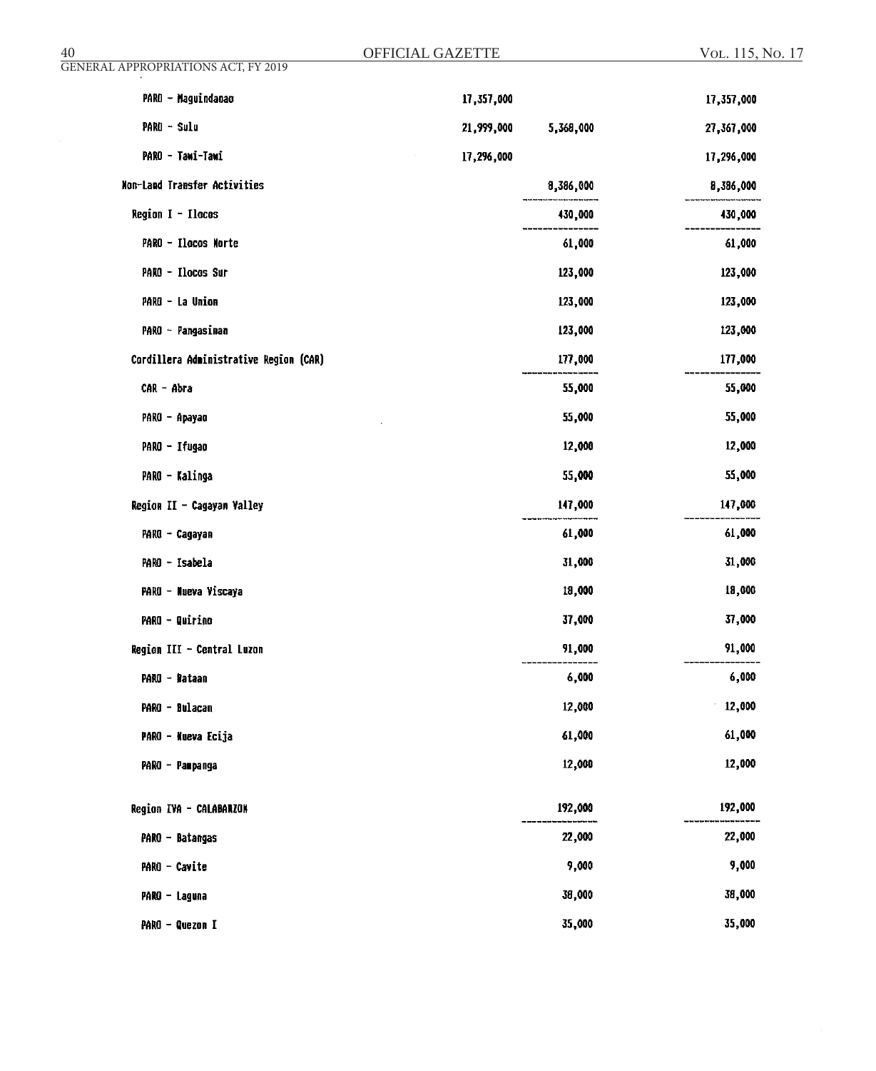| | | | |
|---|---|---|---|
| PARO - Maguindanao | 17,357,000 | | 17,357,000 |
| PARO - Sulu | 21,999,000 | 5,368,000 | 27,367,000 |
| PARO - Tawi-Tawi | 17,296,000 | | 17,296,000 |
| Non-Land Transfer Activities | | 8,386,000 | 8,386,000 |
| Region I - Ilocos | | 430,000 | 430,000 |
| PARO - Ilocos Norte | | 61,000 | 61,000 |
| PARO - Ilocos Sur | | 123,000 | 123,000 |
| PARO - La Union | | 123,000 | 123,000 |
| PARO - Pangasinan | | 123,000 | 123,000 |
| Cordillera Administrative Region (CAR) | | 177,000 | 177,000 |
| CAR - Abra | | 55,000 | 55,000 |
| PARO - Apayao | | 55,000 | 55,000 |
| PARO - Ifugao | | 12,000 | 12,000 |
| PARO - Kalinga | | 55,000 | 55,000 |
| Region II - Cagayan Valley | | 147,000 | 147,000 |
| PARO - Cagayan | | 61,000 | 61,000 |
| PARO - Isabela | | 31,000 | 31,000 |
| PARO - Nueva Viscaya | | 18,000 | 18,000 |
| PARO - Quirino | | 37,000 | 37,000 |
| Region III - Central Luzon | | 91,000 | 91,000 |
| PARO - Bataan | | 6,000 | 6,000 |
| PARO - Bulacan | | 12,000 | 12,000 |
| PARO - Nueva Ecija | | 61,000 | 61,000 |
| PARO - Pampanga | | 12,000 | 12,000 |
| Region IVA - CALABARZON | | 192,000 | 192,000 |
| PARO - Batangas | | 22,000 | 22,000 |
| PARO - Cavite | | 9,000 | 9,000 |
| PARO - Laguna | | 38,000 | 38,000 |
| PARO - Quezon I | | 35,000 | 35,000 |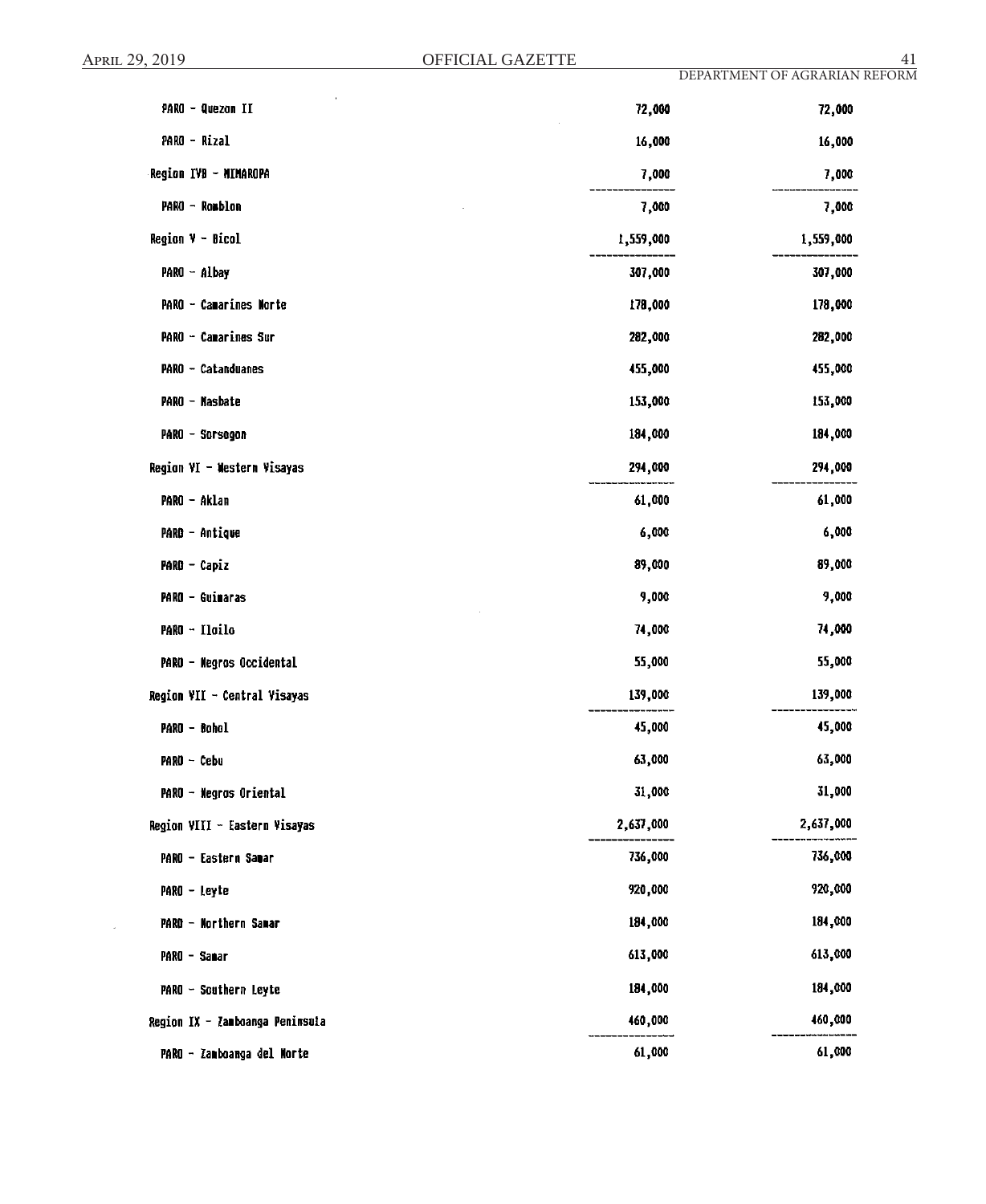| | | |
|---|---|---|
| PARO - Quezon II | 72,000 | 72,000 |
| PARO - Rizal | 16,000 | 16,000 |
| Region IVB - MIMAROPA | 7,000 | 7,000 |
| PARO - Romblon | 7,000 | 7,000 |
| Region V - Bicol | 1,559,000 | 1,559,000 |
| PARO - Albay | 307,000 | 307,000 |
| PARO - Camarines Norte | 178,000 | 178,000 |
| PARO - Camarines Sur | 282,000 | 282,000 |
| PARO - Catanduanes | 455,000 | 455,000 |
| PARO - Masbate | 153,000 | 153,000 |
| PARO - Sorsogon | 184,000 | 184,000 |
| Region VI - Western Visayas | 294,000 | 294,000 |
| PARO - Aklan | 61,000 | 61,000 |
| PARO - Antique | 6,000 | 6,000 |
| PARO - Capiz | 89,000 | 89,000 |
| PARO - Guimaras | 9,000 | 9,000 |
| PARO - Iloilo | 74,000 | 74,000 |
| PARO - Negros Occidental | 55,000 | 55,000 |
| Region VII - Central Visayas | 139,000 | 139,000 |
| PARO - Bohol | 45,000 | 45,000 |
| PARO - Cebu | 63,000 | 63,000 |
| PARO - Negros Oriental | 31,000 | 31,000 |
| Region VIII - Eastern Visayas | 2,637,000 | 2,637,000 |
| PARO - Eastern Samar | 736,000 | 736,000 |
| PARO - Leyte | 920,000 | 920,000 |
| PARO - Northern Samar | 184,000 | 184,000 |
| PARO - Samar | 613,000 | 613,000 |
| PARO - Southern Leyte | 184,000 | 184,000 |
| Region IX - Zamboanga Peninsula | 460,000 | 460,000 |
| PARO - Zamboanga del Norte | 61,000 | 61,000 |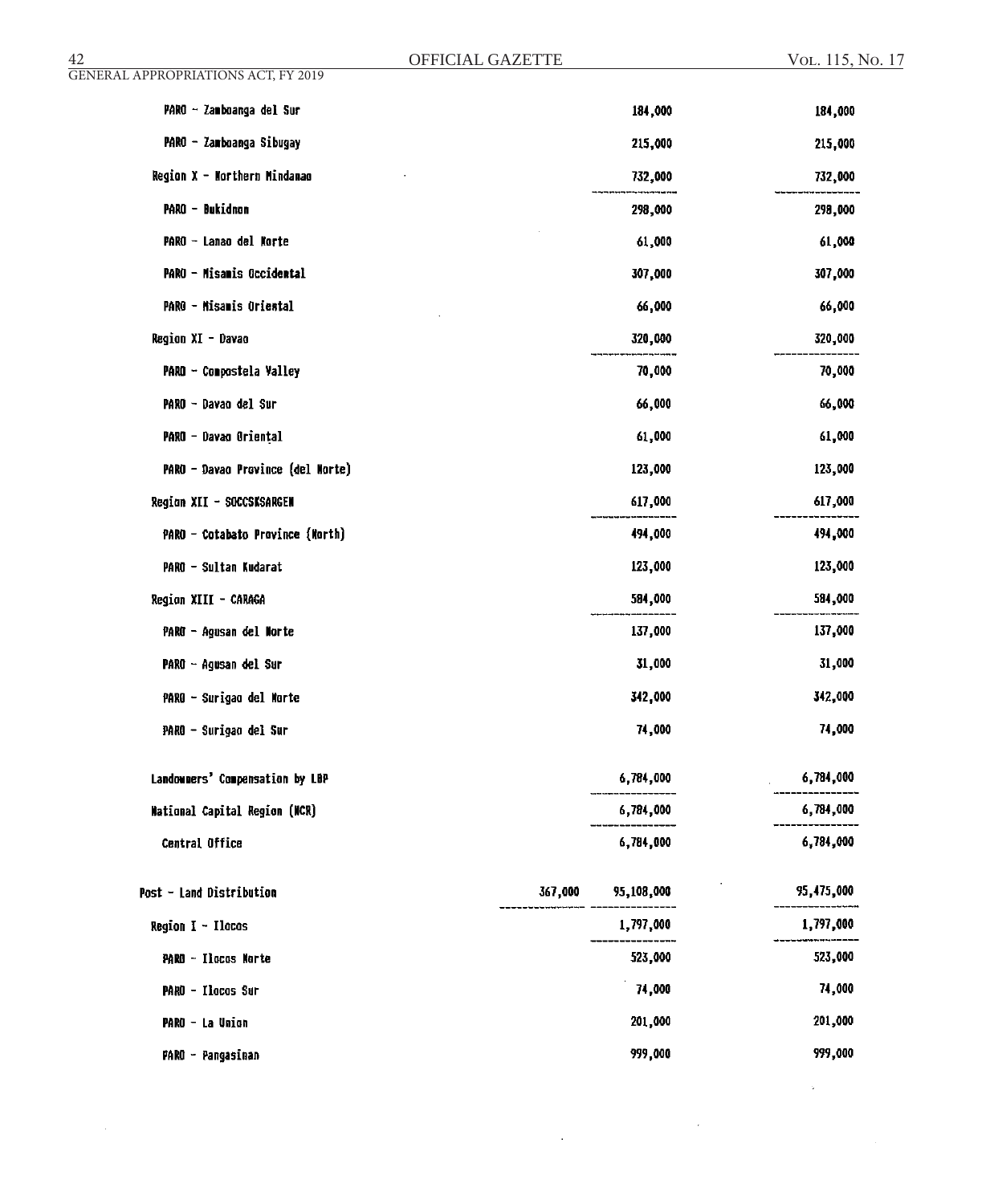| | | | |
|---|---|---|---|
| PARO - Zamboanga del Sur | | 184,000 | 184,000 |
| PARO - Zamboanga Sibugay | | 215,000 | 215,000 |
| Region X - Northern Mindanao | | 732,000 | 732,000 |
| PARO - Bukidnon | | 298,000 | 298,000 |
| PARO - Lanao del Norte | | 61,000 | 61,000 |
| PARO - Misamis Occidental | | 307,000 | 307,000 |
| PARO - Misamis Oriental | | 66,000 | 66,000 |
| Region XI - Davao | | 320,000 | 320,000 |
| PARO - Compostela Valley | | 70,000 | 70,000 |
| PARO - Davao del Sur | | 66,000 | 66,000 |
| PARO - Davao Oriental | | 61,000 | 61,000 |
| PARO - Davao Province (del Norte) | | 123,000 | 123,000 |
| Region XII - SOCCSKSARGEN | | 617,000 | 617,000 |
| PARO - Cotabato Province (North) | | 494,000 | 494,000 |
| PARO - Sultan Kudarat | | 123,000 | 123,000 |
| Region XIII - CARAGA | | 584,000 | 584,000 |
| PARO - Agusan del Norte | | 137,000 | 137,000 |
| PARO - Agusan del Sur | | 31,000 | 31,000 |
| PARO - Surigao del Norte | | 342,000 | 342,000 |
| PARO - Surigao del Sur | | 74,000 | 74,000 |
| Landowners' Compensation by LBP | | 6,784,000 | 6,784,000 |
| National Capital Region (NCR) | | 6,784,000 | 6,784,000 |
| Central Office | | 6,784,000 | 6,784,000 |
| Post - Land Distribution | 367,000 | 95,108,000 | 95,475,000 |
| Region I - Ilocos | | 1,797,000 | 1,797,000 |
| PARO - Ilocos Norte | | 523,000 | 523,000 |
| PARO - Ilocos Sur | | 74,000 | 74,000 |
| PARO - La Union | | 201,000 | 201,000 |
| PARO - Pangasinan | | 999,000 | 999,000 |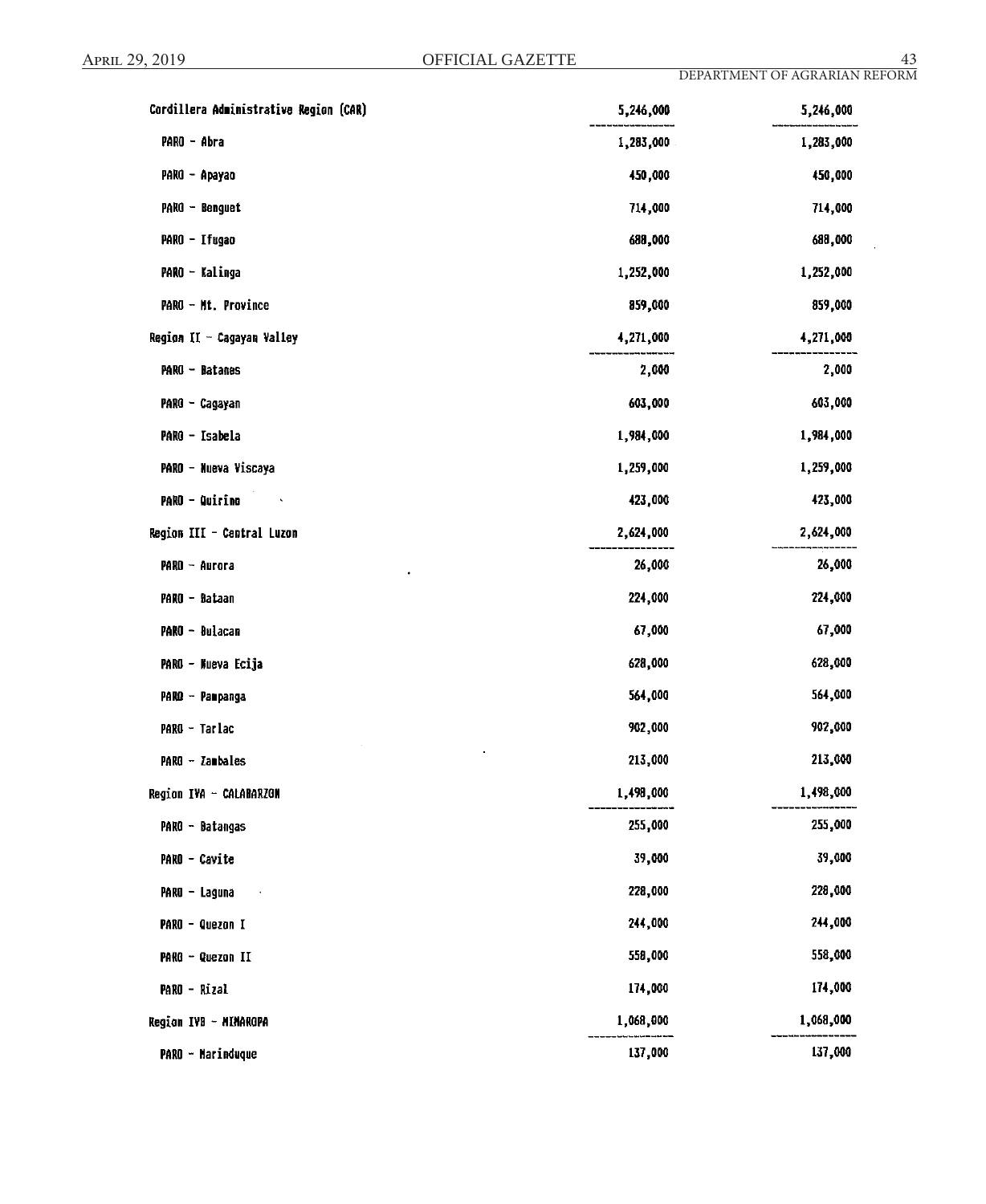| | | |
|---|---|---|
| Cordillera Administrative Region (CAR) | 5,246,000 | 5,246,000 |
| PARO - Abra | 1,283,000 | 1,283,000 |
| PARO - Apayao | 450,000 | 450,000 |
| PARO - Benguet | 714,000 | 714,000 |
| PARO - Ifugao | 688,000 | 688,000 |
| PARO - Kalinga | 1,252,000 | 1,252,000 |
| PARO - Mt. Province | 859,000 | 859,000 |
| Region II - Cagayan Valley | 4,271,000 | 4,271,000 |
| PARO - Batanes | 2,000 | 2,000 |
| PARO - Cagayan | 603,000 | 603,000 |
| PARO - Isabela | 1,984,000 | 1,984,000 |
| PARO - Nueva Viscaya | 1,259,000 | 1,259,000 |
| PARO - Quirino | 423,000 | 423,000 |
| Region III - Central Luzon | 2,624,000 | 2,624,000 |
| PARO - Aurora | 26,000 | 26,000 |
| PARO - Bataan | 224,000 | 224,000 |
| PARO - Bulacan | 67,000 | 67,000 |
| PARO - Nueva Ecija | 628,000 | 628,000 |
| PARO - Pampanga | 564,000 | 564,000 |
| PARO - Tarlac | 902,000 | 902,000 |
| PARO - Zambales | 213,000 | 213,000 |
| Region IVA - CALABARZON | 1,498,000 | 1,498,000 |
| PARO - Batangas | 255,000 | 255,000 |
| PARO - Cavite | 39,000 | 39,000 |
| PARO - Laguna | 228,000 | 228,000 |
| PARO - Quezon I | 244,000 | 244,000 |
| PARO - Quezon II | 558,000 | 558,000 |
| PARO - Rizal | 174,000 | 174,000 |
| Region IVB - MIMAROPA | 1,068,000 | 1,068,000 |
| PARO - Marinduque | 137,000 | 137,000 |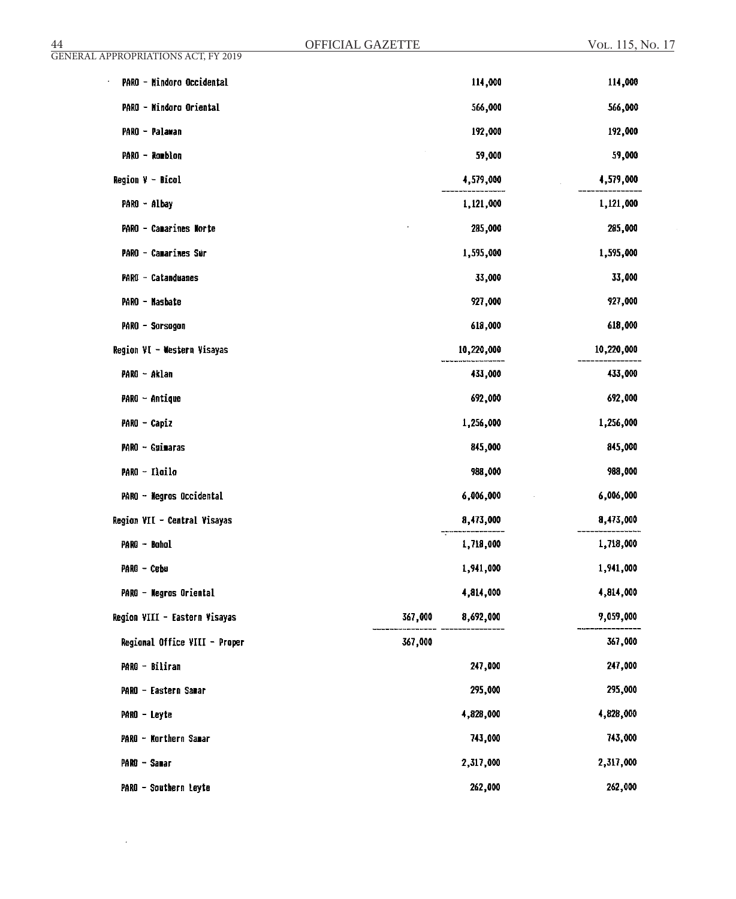| | | | |
|---|---|---|---|
| PARO - Mindoro Occidental | | 114,000 | 114,000 |
| PARO - Mindoro Oriental | | 566,000 | 566,000 |
| PARO - Palawan | | 192,000 | 192,000 |
| PARO - Romblon | | 59,000 | 59,000 |
| Region V - Bicol | | 4,579,000 | 4,579,000 |
| PARO - Albay | | 1,121,000 | 1,121,000 |
| PARO - Camarines Norte | | 285,000 | 285,000 |
| PARO - Camarines Sur | | 1,595,000 | 1,595,000 |
| PARO - Catanduanes | | 33,000 | 33,000 |
| PARO - Masbate | | 927,000 | 927,000 |
| PARO - Sorsogon | | 618,000 | 618,000 |
| Region VI - Western Visayas | | 10,220,000 | 10,220,000 |
| PARO - Aklan | | 433,000 | 433,000 |
| PARO - Antique | | 692,000 | 692,000 |
| PARO - Capiz | | 1,256,000 | 1,256,000 |
| PARO - Guimaras | | 845,000 | 845,000 |
| PARO - Iloilo | | 988,000 | 988,000 |
| PARO - Negros Occidental | | 6,006,000 | 6,006,000 |
| Region VII - Central Visayas | | 8,473,000 | 8,473,000 |
| PARO - Bohol | | 1,718,000 | 1,718,000 |
| PARO - Cebu | | 1,941,000 | 1,941,000 |
| PARO - Negros Oriental | | 4,814,000 | 4,814,000 |
| Region VIII - Eastern Visayas | 367,000 | 8,692,000 | 9,059,000 |
| Regional Office VIII - Proper | 367,000 | | 367,000 |
| PARO - Biliran | | 247,000 | 247,000 |
| PARO - Eastern Samar | | 295,000 | 295,000 |
| PARO - Leyte | | 4,828,000 | 4,828,000 |
| PARO - Northern Samar | | 743,000 | 743,000 |
| PARO - Samar | | 2,317,000 | 2,317,000 |
| PARO - Southern Leyte | | 262,000 | 262,000 |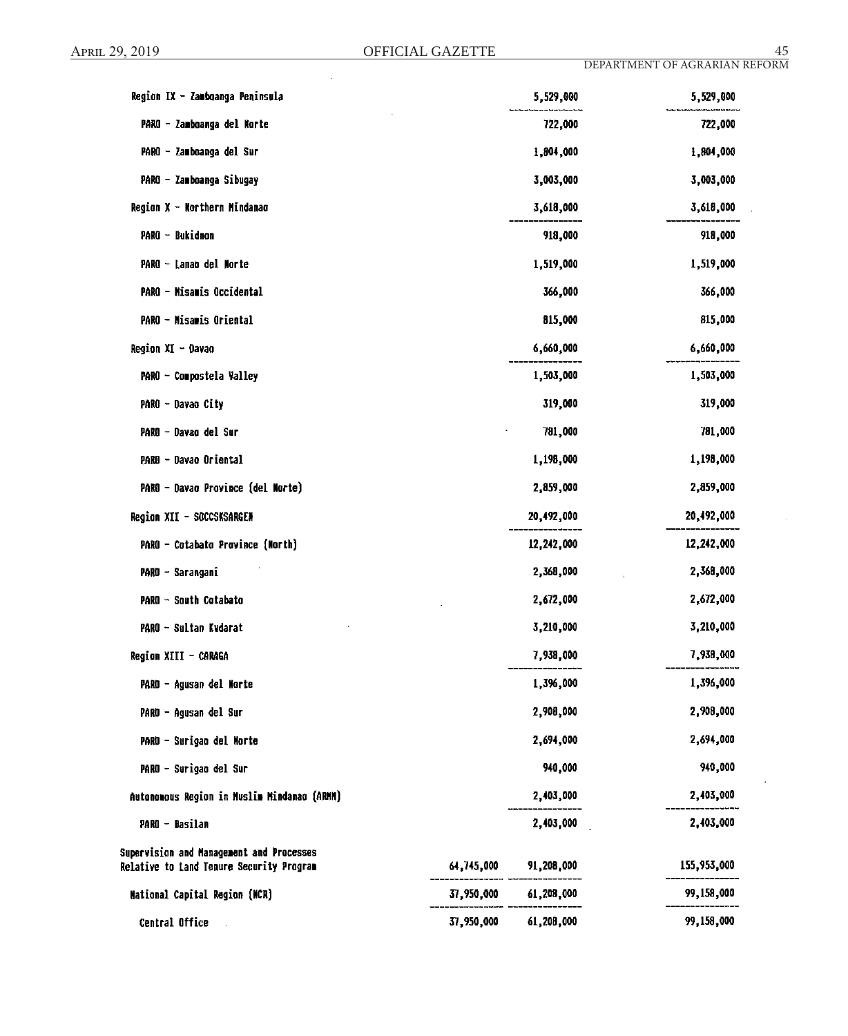| | | | |
|---|---|---|---|
| Region IX - Zamboanga Peninsula | | 5,529,000 | 5,529,000 |
| PARO - Zamboanga del Norte | | 722,000 | 722,000 |
| PARO - Zamboanga del Sur | | 1,804,000 | 1,804,000 |
| PARO - Zamboanga Sibugay | | 3,003,000 | 3,003,000 |
| Region X - Northern Mindanao | | 3,618,000 | 3,618,000 |
| PARO - Bukidnon | | 918,000 | 918,000 |
| PARO - Lanao del Norte | | 1,519,000 | 1,519,000 |
| PARO - Misamis Occidental | | 366,000 | 366,000 |
| PARO - Misamis Oriental | | 815,000 | 815,000 |
| Region XI - Davao | | 6,660,000 | 6,660,000 |
| PARO - Compostela Valley | | 1,503,000 | 1,503,000 |
| PARO - Davao City | | 319,000 | 319,000 |
| PARO - Davao del Sur | | 781,000 | 781,000 |
| PARO - Davao Oriental | | 1,198,000 | 1,198,000 |
| PARO - Davao Province (del Norte) | | 2,859,000 | 2,859,000 |
| Region XII - SOCCSKSARGEN | | 20,492,000 | 20,492,000 |
| PARO - Cotabato Province (North) | | 12,242,000 | 12,242,000 |
| PARO - Sarangani | | 2,368,000 | 2,368,000 |
| PARO - South Cotabato | | 2,672,000 | 2,672,000 |
| PARO - Sultan Kudarat | | 3,210,000 | 3,210,000 |
| Region XIII - CARAGA | | 7,938,000 | 7,938,000 |
| PARO - Agusan del Norte | | 1,396,000 | 1,396,000 |
| PARO - Agusan del Sur | | 2,908,000 | 2,908,000 |
| PARO - Surigao del Norte | | 2,694,000 | 2,694,000 |
| PARO - Surigao del Sur | | 940,000 | 940,000 |
| Autonomous Region in Muslim Mindanao (ARMM) | | 2,403,000 | 2,403,000 |
| PARO - Basilan | | 2,403,000 | 2,403,000 |
| Supervision and Management and Processes Relative to Land Tenure Security Program | 64,745,000 | 91,208,000 | 155,953,000 |
| National Capital Region (NCR) | 37,950,000 | 61,208,000 | 99,158,000 |
| Central Office | 37,950,000 | 61,208,000 | 99,158,000 |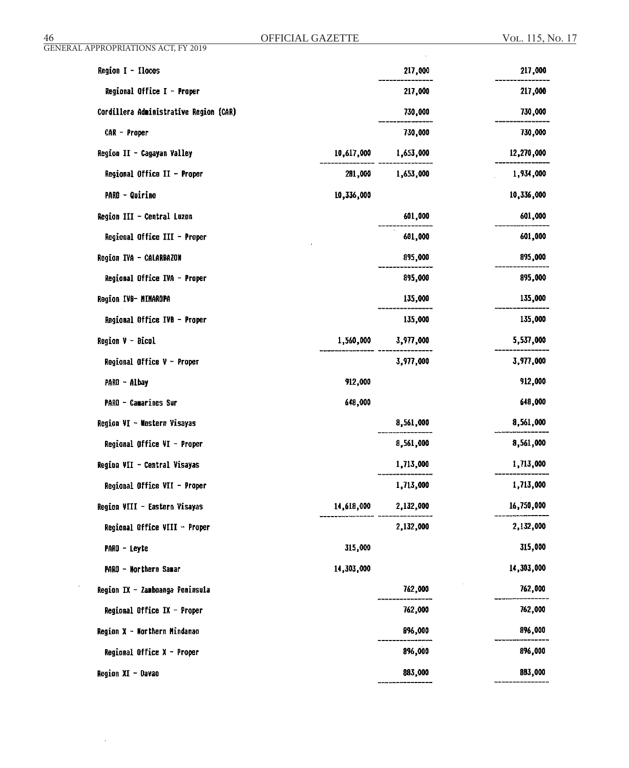| | | | |
|---|---|---|---|
| Region I - Ilocos | | 217,000 | 217,000 |
| Regional Office I - Proper | | 217,000 | 217,000 |
| Cordillera Administrative Region (CAR) | | 730,000 | 730,000 |
| CAR - Proper | | 730,000 | 730,000 |
| Region II - Cagayan Valley | 10,617,000 | 1,653,000 | 12,270,000 |
| Regional Office II - Proper | 281,000 | 1,653,000 | 1,934,000 |
| PARO - Quirino | 10,336,000 | | 10,336,000 |
| Region III - Central Luzon | | 601,000 | 601,000 |
| Regional Office III - Proper | | 601,000 | 601,000 |
| Region IVA - CALARBAZON | | 895,000 | 895,000 |
| Regional Office IVA - Proper | | 895,000 | 895,000 |
| Region IVB- MIMAROPA | | 135,000 | 135,000 |
| Regional Office IVB - Proper | | 135,000 | 135,000 |
| Region V - Bicol | 1,560,000 | 3,977,000 | 5,537,000 |
| Regional Office V - Proper | | 3,977,000 | 3,977,000 |
| PARO - Albay | 912,000 | | 912,000 |
| PARO - Camarines Sur | 648,000 | | 648,000 |
| Region VI - Western Visayas | | 8,561,000 | 8,561,000 |
| Regional Office VI - Proper | | 8,561,000 | 8,561,000 |
| Region VII - Central Visayas | | 1,713,000 | 1,713,000 |
| Regional Office VII - Proper | | 1,713,000 | 1,713,000 |
| Region VIII - Eastern Visayas | 14,618,000 | 2,132,000 | 16,750,000 |
| Regional Office VIII - Proper | | 2,132,000 | 2,132,000 |
| PARO - Leyte | 315,000 | | 315,000 |
| PARO - Northern Samar | 14,303,000 | | 14,303,000 |
| Region IX - Zamboanga Peninsula | | 762,000 | 762,000 |
| Regional Office IX - Proper | | 762,000 | 762,000 |
| Region X - Northern Mindanao | | 896,000 | 896,000 |
| Regional Office X - Proper | | 896,000 | 896,000 |
| Region XI - Davao | | 883,000 | 883,000 |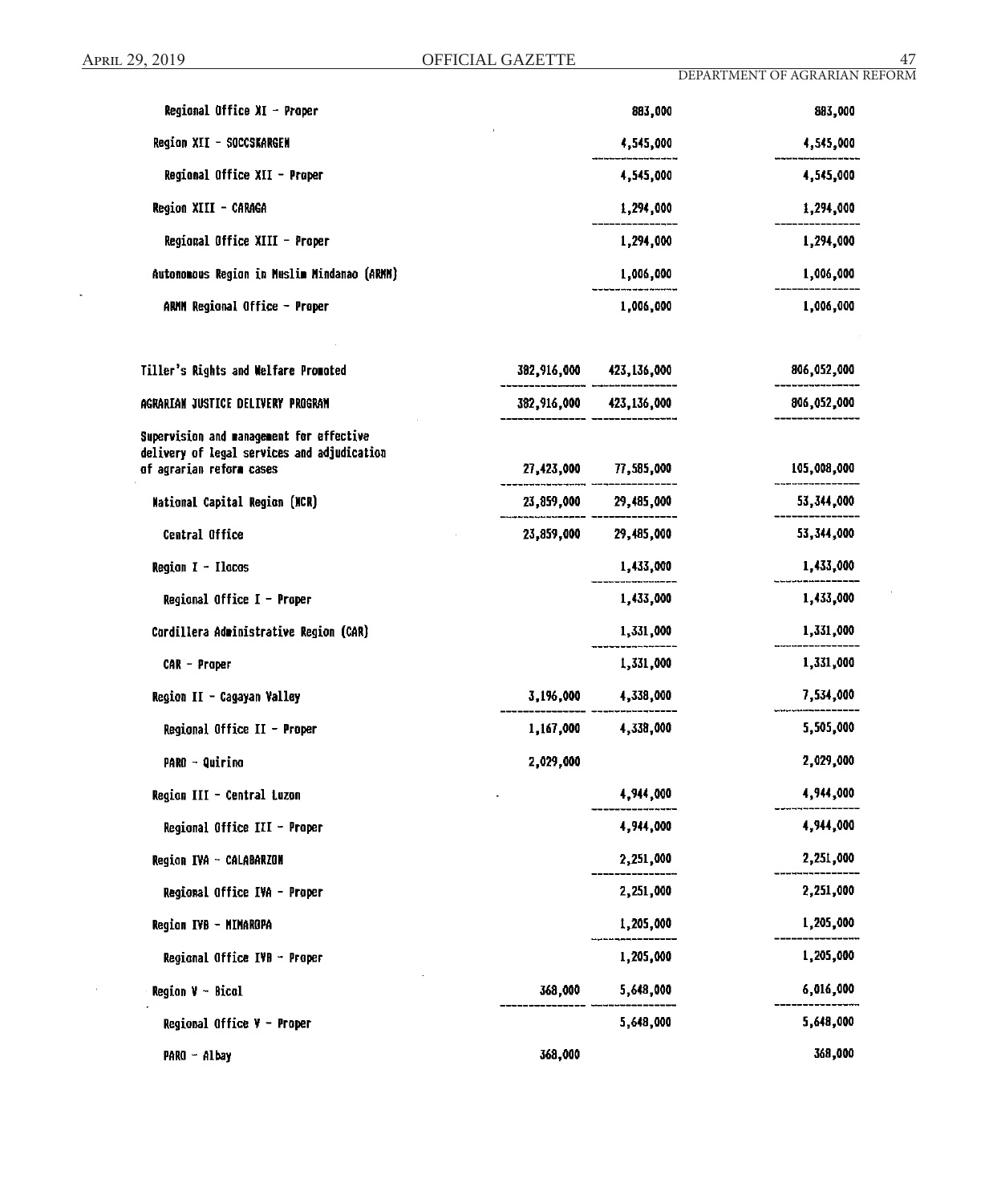| | | | |
|---|---|---|---|
| Regional Office XI - Proper | | 883,000 | 883,000 |
| Region XII - SOCCSKARGEN | | 4,545,000 | 4,545,000 |
| Regional Office XII - Proper | | 4,545,000 | 4,545,000 |
| Region XIII - CARAGA | | 1,294,000 | 1,294,000 |
| Regional Office XIII - Proper | | 1,294,000 | 1,294,000 |
| Autonomous Region in Muslim Mindanao (ARMM) | | 1,006,000 | 1,006,000 |
| ARMM Regional Office - Proper | | 1,006,000 | 1,006,000 |
| | | | |
| Tiller's Rights and Welfare Promoted | 382,916,000 | 423,136,000 | 806,052,000 |
| AGRARIAN JUSTICE DELIVERY PROGRAM | 382,916,000 | 423,136,000 | 806,052,000 |
| Supervision and management for effective delivery of legal services and adjudication of agrarian reform cases | 27,423,000 | 77,585,000 | 105,008,000 |
| National Capital Region (NCR) | 23,859,000 | 29,485,000 | 53,344,000 |
| Central Office | 23,859,000 | 29,485,000 | 53,344,000 |
| Region I - Ilocos | | 1,433,000 | 1,433,000 |
| Regional Office I - Proper | | 1,433,000 | 1,433,000 |
| Cordillera Administrative Region (CAR) | | 1,331,000 | 1,331,000 |
| CAR - Proper | | 1,331,000 | 1,331,000 |
| Region II - Cagayan Valley | 3,196,000 | 4,338,000 | 7,534,000 |
| Regional Office II - Proper | 1,167,000 | 4,338,000 | 5,505,000 |
| PARO - Quirino | 2,029,000 | | 2,029,000 |
| Region III - Central Luzon | | 4,944,000 | 4,944,000 |
| Regional Office III - Proper | | 4,944,000 | 4,944,000 |
| Region IVA - CALABARZON | | 2,251,000 | 2,251,000 |
| Regional Office IVA - Proper | | 2,251,000 | 2,251,000 |
| Region IVB - MIMAROPA | | 1,205,000 | 1,205,000 |
| Regional Office IVB - Proper | | 1,205,000 | 1,205,000 |
| Region V - Bicol | 368,000 | 5,648,000 | 6,016,000 |
| Regional Office V - Proper | | 5,648,000 | 5,648,000 |
| PARO - Albay | 368,000 | | 368,000 |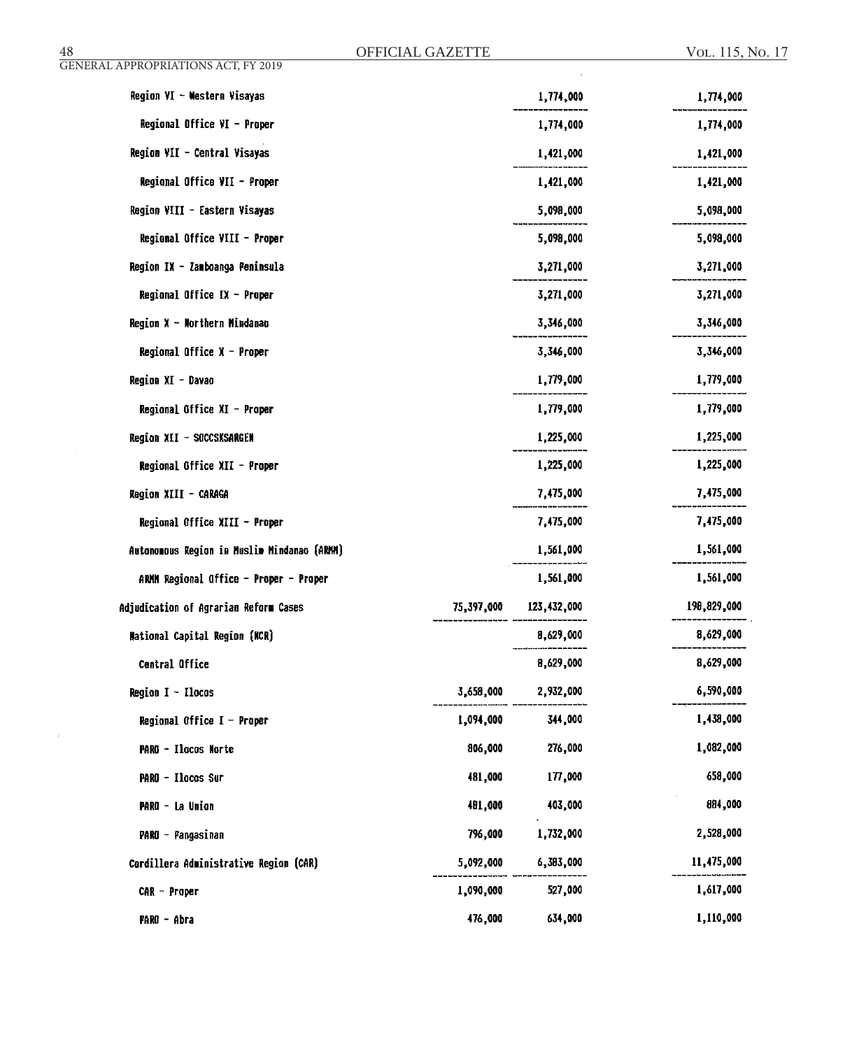| | | | |
|---|---|---|---|
| Region VI - Western Visayas | | 1,774,000 | 1,774,000 |
| Regional Office VI - Proper | | 1,774,000 | 1,774,000 |
| Region VII - Central Visayas | | 1,421,000 | 1,421,000 |
| Regional Office VII - Proper | | 1,421,000 | 1,421,000 |
| Region VIII - Eastern Visayas | | 5,098,000 | 5,098,000 |
| Regional Office VIII - Proper | | 5,098,000 | 5,098,000 |
| Region IX - Zamboanga Peninsula | | 3,271,000 | 3,271,000 |
| Regional Office IX - Proper | | 3,271,000 | 3,271,000 |
| Region X - Northern Mindanao | | 3,346,000 | 3,346,000 |
| Regional Office X - Proper | | 3,346,000 | 3,346,000 |
| Region XI - Davao | | 1,779,000 | 1,779,000 |
| Regional Office XI - Proper | | 1,779,000 | 1,779,000 |
| Region XII - SOCCSKSARGEN | | 1,225,000 | 1,225,000 |
| Regional Office XII - Proper | | 1,225,000 | 1,225,000 |
| Region XIII - CARAGA | | 7,475,000 | 7,475,000 |
| Regional Office XIII - Proper | | 7,475,000 | 7,475,000 |
| Autonomous Region in Muslim Mindanao (ARMM) | | 1,561,000 | 1,561,000 |
| ARMM Regional Office - Proper - Proper | | 1,561,000 | 1,561,000 |
| Adjudication of Agrarian Reform Cases | 75,397,000 | 123,432,000 | 198,829,000 |
| National Capital Region (NCR) | | 8,629,000 | 8,629,000 |
| Central Office | | 8,629,000 | 8,629,000 |
| Region I - Ilocos | 3,658,000 | 2,932,000 | 6,590,000 |
| Regional Office I - Proper | 1,094,000 | 344,000 | 1,438,000 |
| PARO - Ilocos Norte | 806,000 | 276,000 | 1,082,000 |
| PARO - Ilocos Sur | 481,000 | 177,000 | 658,000 |
| PARO - La Union | 481,000 | 403,000 | 884,000 |
| PARO - Pangasinan | 796,000 | 1,732,000 | 2,528,000 |
| Cordillera Administrative Region (CAR) | 5,092,000 | 6,383,000 | 11,475,000 |
| CAR - Proper | 1,090,000 | 527,000 | 1,617,000 |
| PARO - Abra | 476,000 | 634,000 | 1,110,000 |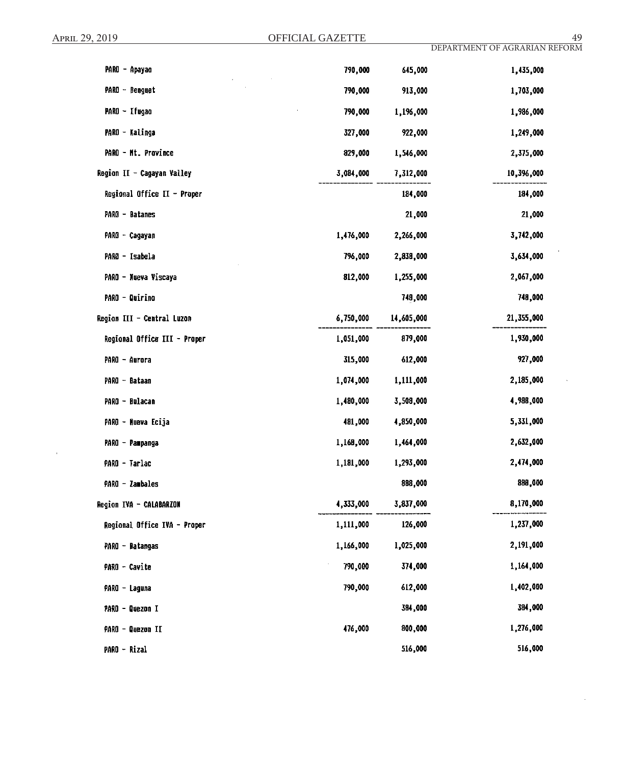| | | | |
|---|---|---|---|
| PARO - Apayao | 790,000 | 645,000 | 1,435,000 |
| PARO - Benguet | 790,000 | 913,000 | 1,703,000 |
| PARO - Ifugao | 790,000 | 1,196,000 | 1,986,000 |
| PARO - Kalinga | 327,000 | 922,000 | 1,249,000 |
| PARO - Mt. Province | 829,000 | 1,546,000 | 2,375,000 |
| Region II - Cagayan Valley | 3,084,000 | 7,312,000 | 10,396,000 |
| Regional Office II - Proper | | 184,000 | 184,000 |
| PARO - Batanes | | 21,000 | 21,000 |
| PARO - Cagayan | 1,476,000 | 2,266,000 | 3,742,000 |
| PARO - Isabela | 796,000 | 2,838,000 | 3,634,000 |
| PARO - Nueva Viscaya | 812,000 | 1,255,000 | 2,067,000 |
| PARO - Quirino | | 748,000 | 748,000 |
| Region III - Central Luzon | 6,750,000 | 14,605,000 | 21,355,000 |
| Regional Office III - Proper | 1,051,000 | 879,000 | 1,930,000 |
| PARO - Aurora | 315,000 | 612,000 | 927,000 |
| PARO - Bataan | 1,074,000 | 1,111,000 | 2,185,000 |
| PARO - Bulacan | 1,480,000 | 3,508,000 | 4,988,000 |
| PARO - Nueva Ecija | 481,000 | 4,850,000 | 5,331,000 |
| PARO - Pampanga | 1,168,000 | 1,464,000 | 2,632,000 |
| PARO - Tarlac | 1,181,000 | 1,293,000 | 2,474,000 |
| PARO - Zambales | | 888,000 | 888,000 |
| Region IVA - CALABARZON | 4,333,000 | 3,837,000 | 8,170,000 |
| Regional Office IVA - Proper | 1,111,000 | 126,000 | 1,237,000 |
| PARO - Batangas | 1,166,000 | 1,025,000 | 2,191,000 |
| PARO - Cavite | 790,000 | 374,000 | 1,164,000 |
| PARO - Laguna | 790,000 | 612,000 | 1,402,000 |
| PARO - Quezon I | | 384,000 | 384,000 |
| PARO - Quezon II | 476,000 | 800,000 | 1,276,000 |
| PARO - Rizal | | 516,000 | 516,000 |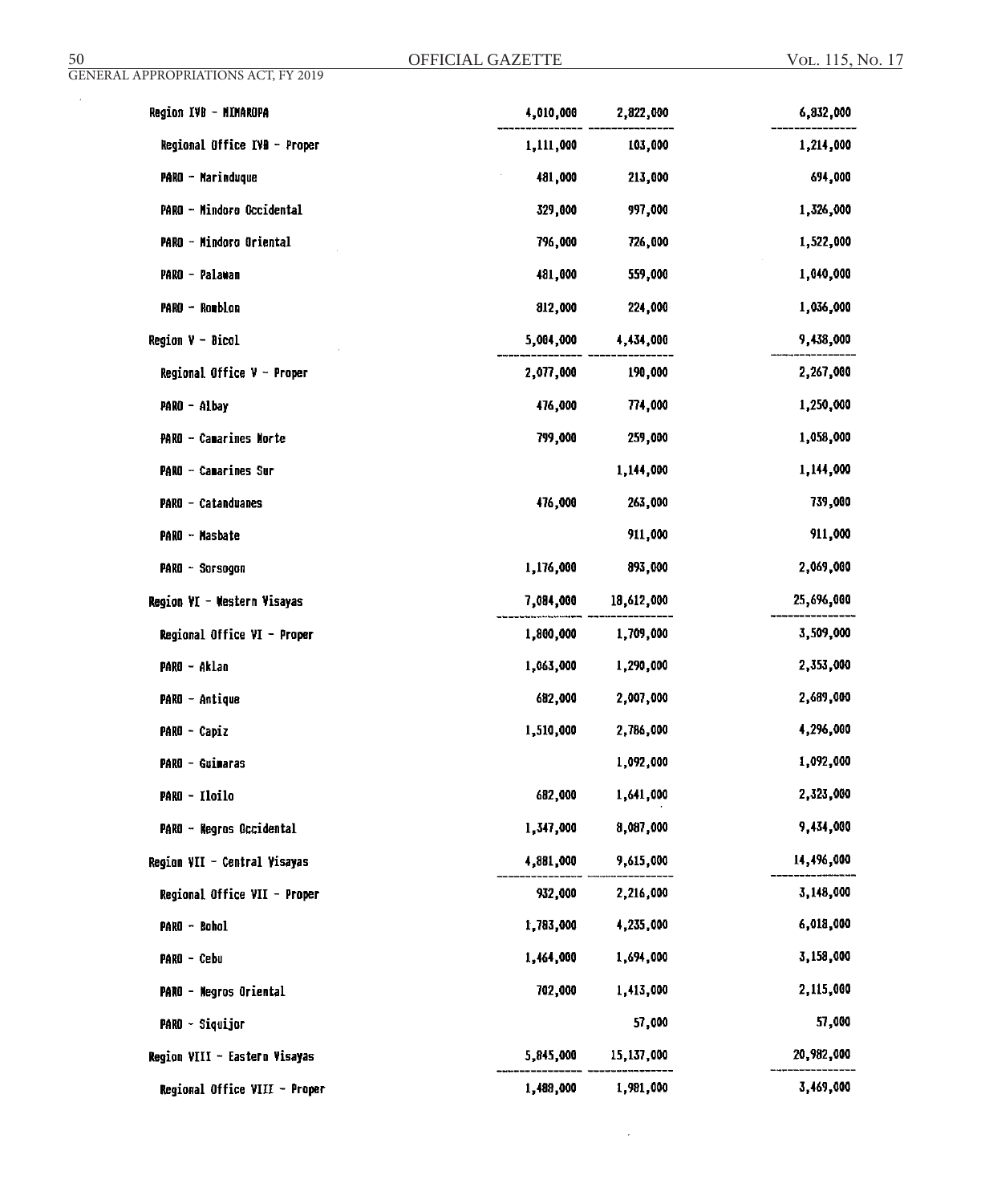| | | | |
|---|---|---|---|
| Region IVB - MIMAROPA | 4,010,000 | 2,822,000 | 6,832,000 |
| Regional Office IVB - Proper | 1,111,000 | 103,000 | 1,214,000 |
| PARO - Marinduque | 481,000 | 213,000 | 694,000 |
| PARO - Mindoro Occidental | 329,000 | 997,000 | 1,326,000 |
| PARO - Mindoro Oriental | 796,000 | 726,000 | 1,522,000 |
| PARO - Palawan | 481,000 | 559,000 | 1,040,000 |
| PARO - Romblon | 812,000 | 224,000 | 1,036,000 |
| Region V - Bicol | 5,004,000 | 4,434,000 | 9,438,000 |
| Regional Office V - Proper | 2,077,000 | 190,000 | 2,267,000 |
| PARO - Albay | 476,000 | 774,000 | 1,250,000 |
| PARO - Camarines Norte | 799,000 | 259,000 | 1,058,000 |
| PARO - Camarines Sur | | 1,144,000 | 1,144,000 |
| PARO - Catanduanes | 476,000 | 263,000 | 739,000 |
| PARO - Masbate | | 911,000 | 911,000 |
| PARO - Sorsogon | 1,176,000 | 893,000 | 2,069,000 |
| Region VI - Western Visayas | 7,084,000 | 18,612,000 | 25,696,000 |
| Regional Office VI - Proper | 1,800,000 | 1,709,000 | 3,509,000 |
| PARO - Aklan | 1,063,000 | 1,290,000 | 2,353,000 |
| PARO - Antique | 682,000 | 2,007,000 | 2,689,000 |
| PARO - Capiz | 1,510,000 | 2,786,000 | 4,296,000 |
| PARO - Guimaras | | 1,092,000 | 1,092,000 |
| PARO - Iloilo | 682,000 | 1,641,000 | 2,323,000 |
| PARO - Negros Occidental | 1,347,000 | 8,087,000 | 9,434,000 |
| Region VII - Central Visayas | 4,881,000 | 9,615,000 | 14,496,000 |
| Regional Office VII - Proper | 932,000 | 2,216,000 | 3,148,000 |
| PARO - Bohol | 1,783,000 | 4,235,000 | 6,018,000 |
| PARO - Cebu | 1,464,000 | 1,694,000 | 3,158,000 |
| PARO - Negros Oriental | 702,000 | 1,413,000 | 2,115,000 |
| PARO - Siquijor | | 57,000 | 57,000 |
| Region VIII - Eastern Visayas | 5,845,000 | 15,137,000 | 20,982,000 |
| Regional Office VIII - Proper | 1,488,000 | 1,981,000 | 3,469,000 |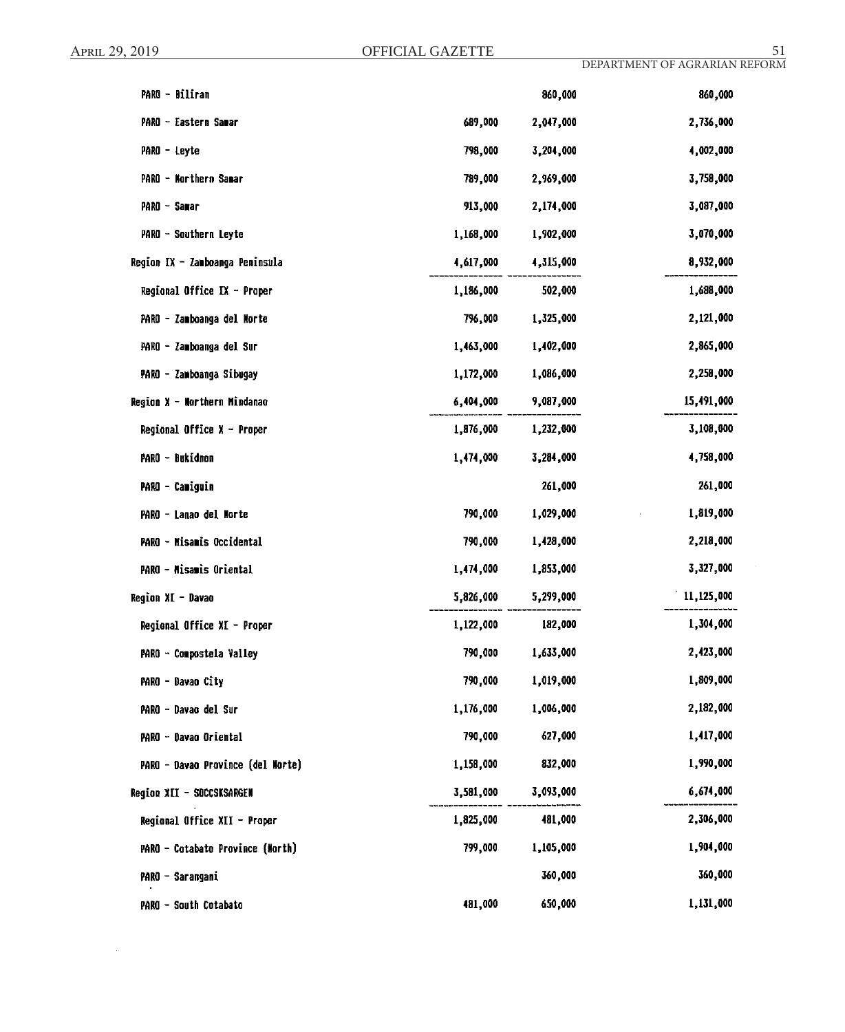| | | | |
|---|---|---|---|
| PARO - Biliran | | 860,000 | 860,000 |
| PARO - Eastern Samar | 689,000 | 2,047,000 | 2,736,000 |
| PARO - Leyte | 798,000 | 3,204,000 | 4,002,000 |
| PARO - Northern Samar | 789,000 | 2,969,000 | 3,758,000 |
| PARO - Samar | 913,000 | 2,174,000 | 3,087,000 |
| PARO - Southern Leyte | 1,168,000 | 1,902,000 | 3,070,000 |
| Region IX - Zamboanga Peninsula | 4,617,000 | 4,315,000 | 8,932,000 |
| Regional Office IX - Proper | 1,186,000 | 502,000 | 1,688,000 |
| PARO - Zamboanga del Norte | 796,000 | 1,325,000 | 2,121,000 |
| PARO - Zamboanga del Sur | 1,463,000 | 1,402,000 | 2,865,000 |
| PARO - Zamboanga Sibugay | 1,172,000 | 1,086,000 | 2,258,000 |
| Region X - Northern Mindanao | 6,404,000 | 9,087,000 | 15,491,000 |
| Regional Office X - Proper | 1,876,000 | 1,232,000 | 3,108,000 |
| PARO - Bukidnon | 1,474,000 | 3,284,000 | 4,758,000 |
| PARO - Camiguin | | 261,000 | 261,000 |
| PARO - Lanao del Norte | 790,000 | 1,029,000 | 1,819,000 |
| PARO - Misamis Occidental | 790,000 | 1,428,000 | 2,218,000 |
| PARO - Misamis Oriental | 1,474,000 | 1,853,000 | 3,327,000 |
| Region XI - Davao | 5,826,000 | 5,299,000 | 11,125,000 |
| Regional Office XI - Proper | 1,122,000 | 182,000 | 1,304,000 |
| PARO - Compostela Valley | 790,000 | 1,633,000 | 2,423,000 |
| PARO - Davao City | 790,000 | 1,019,000 | 1,809,000 |
| PARO - Davao del Sur | 1,176,000 | 1,006,000 | 2,182,000 |
| PARO - Davao Oriental | 790,000 | 627,000 | 1,417,000 |
| PARO - Davao Province (del Norte) | 1,158,000 | 832,000 | 1,990,000 |
| Region XII - SOCCSKSARGEN | 3,581,000 | 3,093,000 | 6,674,000 |
| Regional Office XII - Proper | 1,825,000 | 481,000 | 2,306,000 |
| PARO - Cotabato Province (North) | 799,000 | 1,105,000 | 1,904,000 |
| PARO - Sarangani | | 360,000 | 360,000 |
| PARO - South Cotabato | 481,000 | 650,000 | 1,131,000 |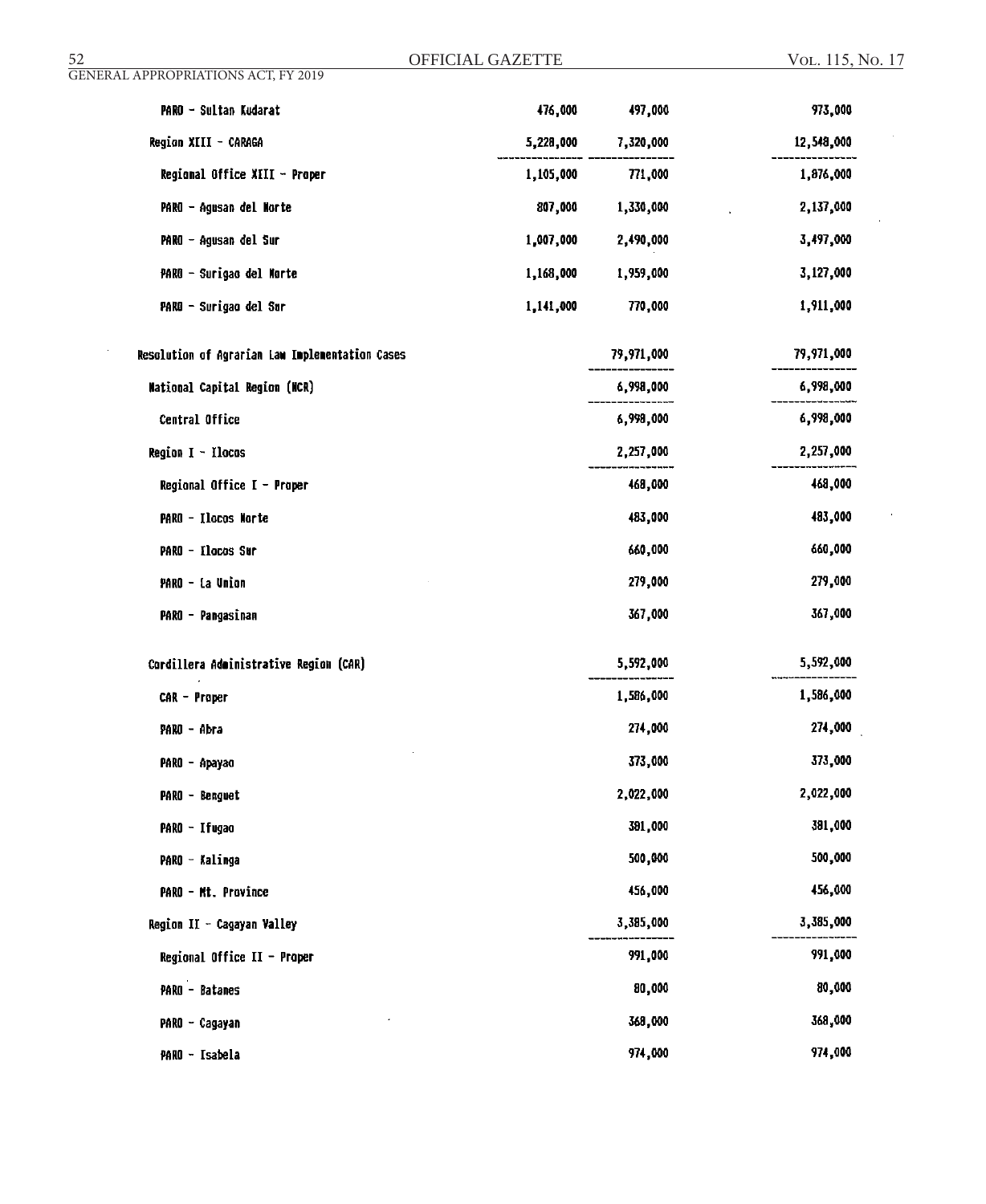| | | | |
|---|---|---|---|
| PARO - Sultan Kudarat | 476,000 | 497,000 | 973,000 |
| Region XIII - CARAGA | 5,228,000 | 7,320,000 | 12,548,000 |
| Regional Office XIII - Proper | 1,105,000 | 771,000 | 1,876,000 |
| PARO - Agusan del Norte | 807,000 | 1,330,000 | 2,137,000 |
| PARO - Agusan del Sur | 1,007,000 | 2,490,000 | 3,497,000 |
| PARO - Surigao del Norte | 1,168,000 | 1,959,000 | 3,127,000 |
| PARO - Surigao del Sur | 1,141,000 | 770,000 | 1,911,000 |
| Resolution of Agrarian Law Implementation Cases | | 79,971,000 | 79,971,000 |
| National Capital Region (NCR) | | 6,998,000 | 6,998,000 |
| Central Office | | 6,998,000 | 6,998,000 |
| Region I - Ilocos | | 2,257,000 | 2,257,000 |
| Regional Office I - Proper | | 468,000 | 468,000 |
| PARO - Ilocos Norte | | 483,000 | 483,000 |
| PARO - Ilocos Sur | | 660,000 | 660,000 |
| PARO - La Union | | 279,000 | 279,000 |
| PARO - Pangasinan | | 367,000 | 367,000 |
| Cordillera Administrative Region (CAR) | | 5,592,000 | 5,592,000 |
| CAR - Proper | | 1,586,000 | 1,586,000 |
| PARO - Abra | | 274,000 | 274,000 |
| PARO - Apayao | | 373,000 | 373,000 |
| PARO - Benguet | | 2,022,000 | 2,022,000 |
| PARO - Ifugao | | 381,000 | 381,000 |
| PARO - Kalinga | | 500,000 | 500,000 |
| PARO - Mt. Province | | 456,000 | 456,000 |
| Region II - Cagayan Valley | | 3,385,000 | 3,385,000 |
| Regional Office II - Proper | | 991,000 | 991,000 |
| PARO - Batanes | | 80,000 | 80,000 |
| PARO - Cagayan | | 368,000 | 368,000 |
| PARO - Isabela | | 974,000 | 974,000 |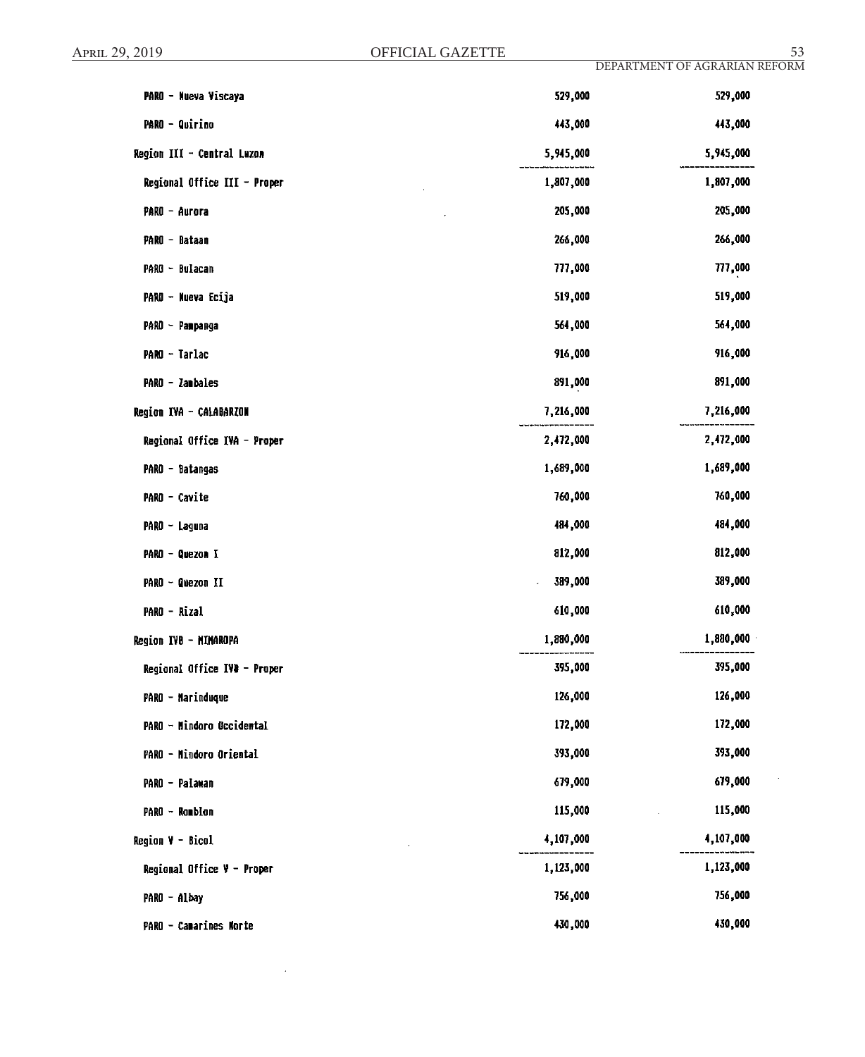| | | |
|---|---|---|
| PARO - Nueva Viscaya | 529,000 | 529,000 |
| PARO - Quirino | 443,000 | 443,000 |
| Region III - Central Luzon | 5,945,000 | 5,945,000 |
| Regional Office III - Proper | 1,807,000 | 1,807,000 |
| PARO - Aurora | 205,000 | 205,000 |
| PARO - Bataan | 266,000 | 266,000 |
| PARO - Bulacan | 777,000 | 777,000 |
| PARO - Nueva Ecija | 519,000 | 519,000 |
| PARO - Pampanga | 564,000 | 564,000 |
| PARO - Tarlac | 916,000 | 916,000 |
| PARO - Zambales | 891,000 | 891,000 |
| Region IVA - CALABARZON | 7,216,000 | 7,216,000 |
| Regional Office IVA - Proper | 2,472,000 | 2,472,000 |
| PARO - Batangas | 1,689,000 | 1,689,000 |
| PARO - Cavite | 760,000 | 760,000 |
| PARO - Laguna | 484,000 | 484,000 |
| PARO - Quezon I | 812,000 | 812,000 |
| PARO - Quezon II | 389,000 | 389,000 |
| PARO - Rizal | 610,000 | 610,000 |
| Region IVB - MIMAROPA | 1,880,000 | 1,880,000 |
| Regional Office IVB - Proper | 395,000 | 395,000 |
| PARO - Marinduque | 126,000 | 126,000 |
| PARO - Mindoro Occidental | 172,000 | 172,000 |
| PARO - Mindoro Oriental | 393,000 | 393,000 |
| PARO - Palawan | 679,000 | 679,000 |
| PARO - Romblon | 115,000 | 115,000 |
| Region V - Bicol | 4,107,000 | 4,107,000 |
| Regional Office V - Proper | 1,123,000 | 1,123,000 |
| PARO - Albay | 756,000 | 756,000 |
| PARO - Camarines Norte | 430,000 | 430,000 |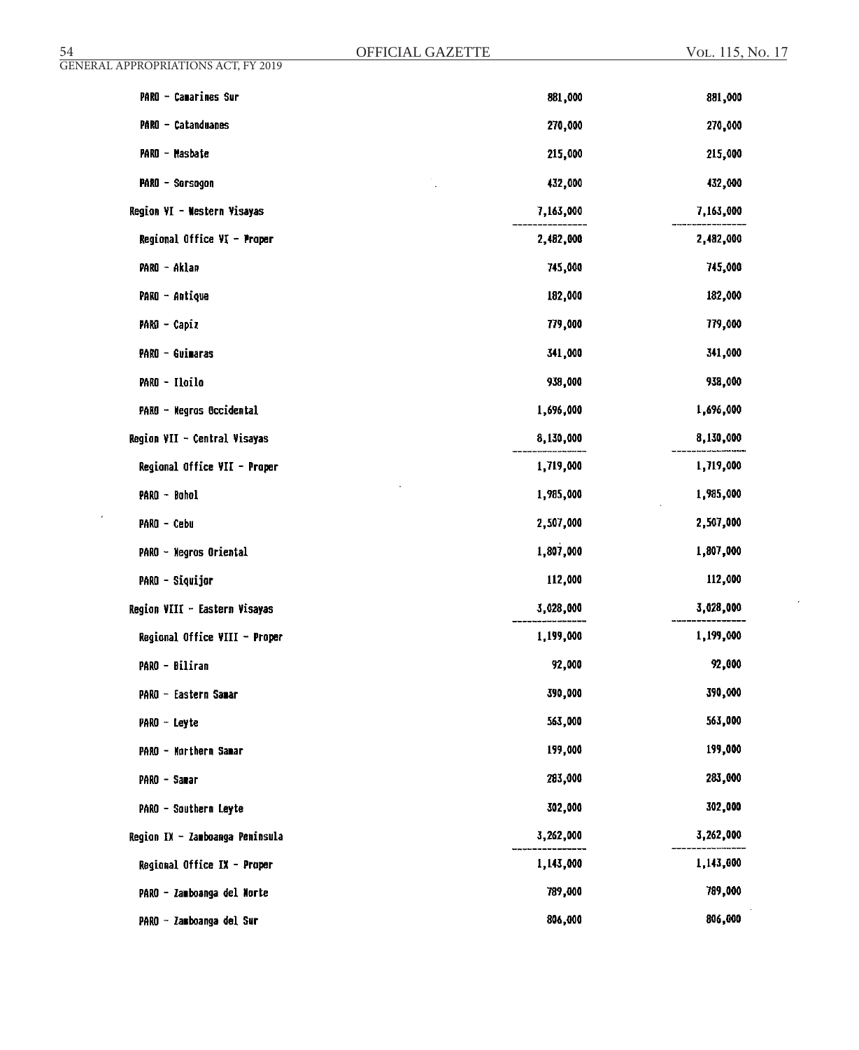| | | |
|---|---|---|
| PARO - Camarines Sur | 881,000 | 881,000 |
| PARO - Catanduanes | 270,000 | 270,000 |
| PARO - Masbate | 215,000 | 215,000 |
| PARO - Sorsogon | 432,000 | 432,000 |
| Region VI - Western Visayas | 7,163,000 | 7,163,000 |
| Regional Office VI - Proper | 2,482,000 | 2,482,000 |
| PARO - Aklan | 745,000 | 745,000 |
| PARO - Antique | 182,000 | 182,000 |
| PARO - Capiz | 779,000 | 779,000 |
| PARO - Guimaras | 341,000 | 341,000 |
| PARO - Iloilo | 938,000 | 938,000 |
| PARO - Negros Occidental | 1,696,000 | 1,696,000 |
| Region VII - Central Visayas | 8,130,000 | 8,130,000 |
| Regional Office VII - Proper | 1,719,000 | 1,719,000 |
| PARO - Bohol | 1,985,000 | 1,985,000 |
| PARO - Cebu | 2,507,000 | 2,507,000 |
| PARO - Negros Oriental | 1,807,000 | 1,807,000 |
| PARO - Siquijor | 112,000 | 112,000 |
| Region VIII - Eastern Visayas | 3,028,000 | 3,028,000 |
| Regional Office VIII - Proper | 1,199,000 | 1,199,000 |
| PARO - Biliran | 92,000 | 92,000 |
| PARO - Eastern Samar | 390,000 | 390,000 |
| PARO - Leyte | 563,000 | 563,000 |
| PARO - Northern Samar | 199,000 | 199,000 |
| PARO - Samar | 283,000 | 283,000 |
| PARO - Southern Leyte | 302,000 | 302,000 |
| Region IX - Zamboanga Peninsula | 3,262,000 | 3,262,000 |
| Regional Office IX - Proper | 1,143,000 | 1,143,000 |
| PARO - Zamboanga del Norte | 789,000 | 789,000 |
| PARO - Zamboanga del Sur | 806,000 | 806,000 |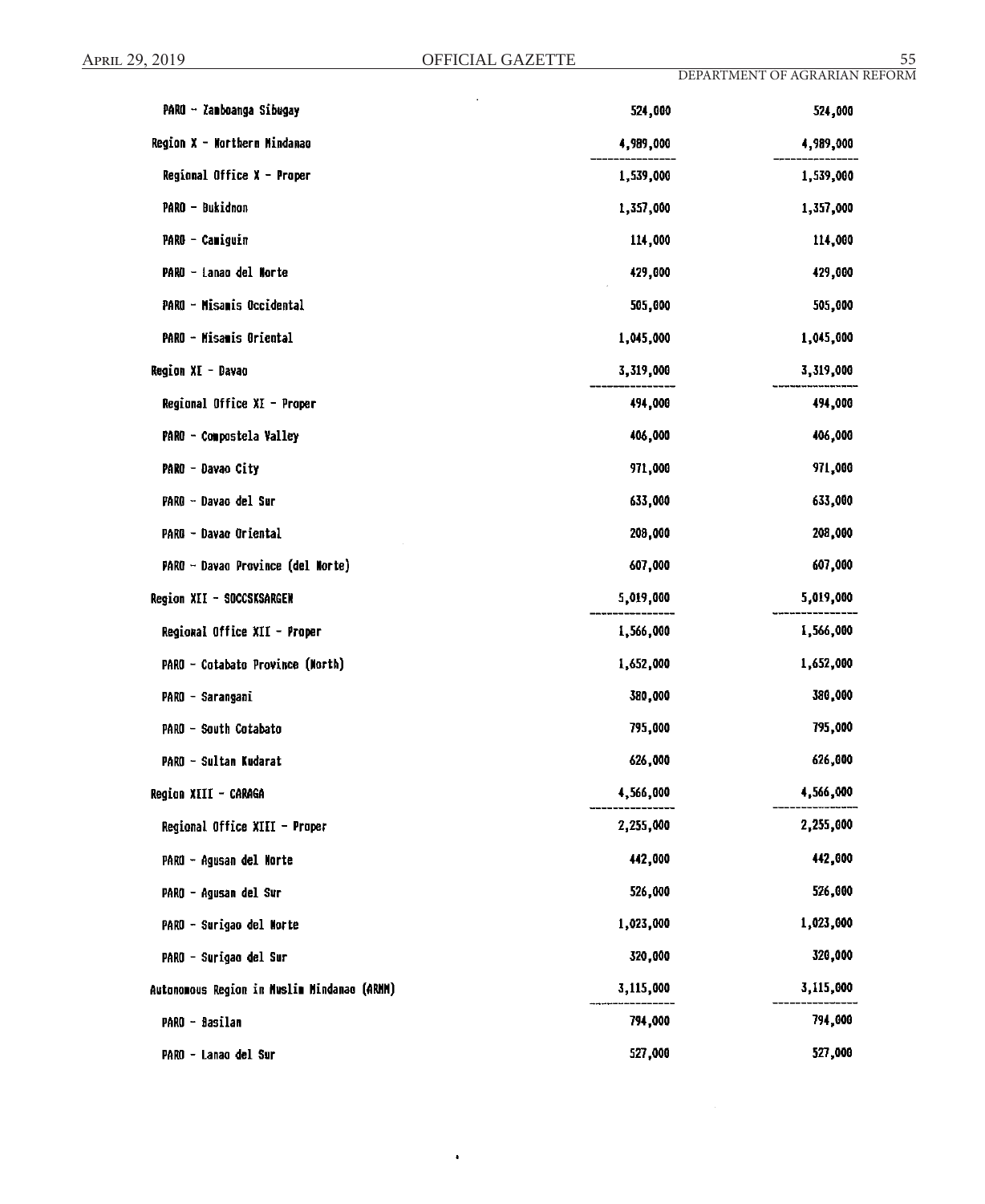| | | |
|---|---|---|
| PARO - Zamboanga Sibugay | 524,000 | 524,000 |
| Region X - Northern Mindanao | 4,989,000 | 4,989,000 |
| Regional Office X - Proper | 1,539,000 | 1,539,000 |
| PARO - Bukidnon | 1,357,000 | 1,357,000 |
| PARO - Camiguin | 114,000 | 114,000 |
| PARO - Lanao del Norte | 429,000 | 429,000 |
| PARO - Misamis Occidental | 505,000 | 505,000 |
| PARO - Misamis Oriental | 1,045,000 | 1,045,000 |
| Region XI - Davao | 3,319,000 | 3,319,000 |
| Regional Office XI - Proper | 494,000 | 494,000 |
| PARO - Compostela Valley | 406,000 | 406,000 |
| PARO - Davao City | 971,000 | 971,000 |
| PARO - Davao del Sur | 633,000 | 633,000 |
| PARO - Davao Oriental | 208,000 | 208,000 |
| PARO - Davao Province (del Norte) | 607,000 | 607,000 |
| Region XII - SOCCSKSARGEN | 5,019,000 | 5,019,000 |
| Regional Office XII - Proper | 1,566,000 | 1,566,000 |
| PARO - Cotabato Province (North) | 1,652,000 | 1,652,000 |
| PARO - Sarangani | 380,000 | 380,000 |
| PARO - South Cotabato | 795,000 | 795,000 |
| PARO - Sultan Kudarat | 626,000 | 626,000 |
| Region XIII - CARAGA | 4,566,000 | 4,566,000 |
| Regional Office XIII - Proper | 2,255,000 | 2,255,000 |
| PARO - Agusan del Norte | 442,000 | 442,000 |
| PARO - Agusan del Sur | 526,000 | 526,000 |
| PARO - Surigao del Norte | 1,023,000 | 1,023,000 |
| PARO - Surigao del Sur | 320,000 | 320,000 |
| Autonomous Region in Muslim Mindanao (ARMM) | 3,115,000 | 3,115,000 |
| PARO - Basilan | 794,000 | 794,000 |
| PARO - Lanao del Sur | 527,000 | 527,000 |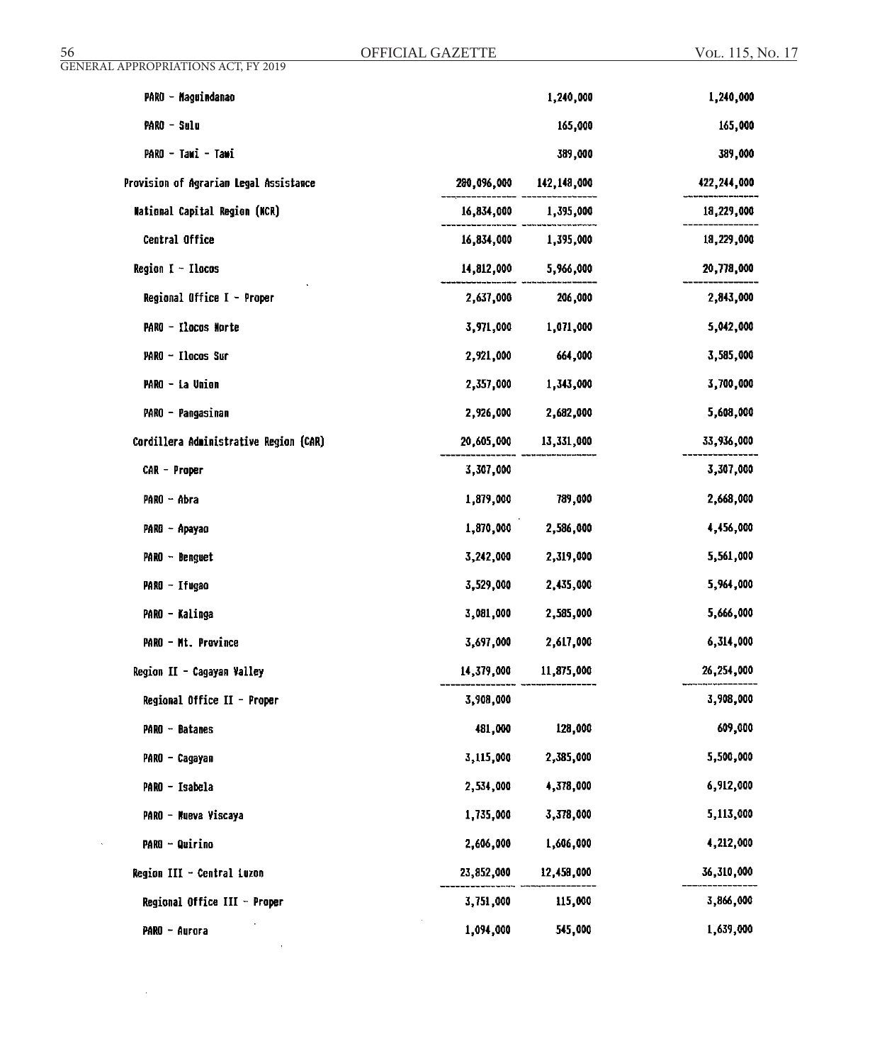| | | | |
|---|---|---|---|
| PARO - Maguindanao | | 1,240,000 | 1,240,000 |
| PARO - Sulu | | 165,000 | 165,000 |
| PARO - Tawi - Tawi | | 389,000 | 389,000 |
| Provision of Agrarian Legal Assistance | 280,096,000 | 142,148,000 | 422,244,000 |
| National Capital Region (NCR) | 16,834,000 | 1,395,000 | 18,229,000 |
| Central Office | 16,834,000 | 1,395,000 | 18,229,000 |
| Region I - Ilocos | 14,812,000 | 5,966,000 | 20,778,000 |
| Regional Office I - Proper | 2,637,000 | 206,000 | 2,843,000 |
| PARO - Ilocos Norte | 3,971,000 | 1,071,000 | 5,042,000 |
| PARO - Ilocos Sur | 2,921,000 | 664,000 | 3,585,000 |
| PARO - La Union | 2,357,000 | 1,343,000 | 3,700,000 |
| PARO - Pangasinan | 2,926,000 | 2,682,000 | 5,608,000 |
| Cordillera Administrative Region (CAR) | 20,605,000 | 13,331,000 | 33,936,000 |
| CAR - Proper | 3,307,000 | | 3,307,000 |
| PARO - Abra | 1,879,000 | 789,000 | 2,668,000 |
| PARO - Apayao | 1,870,000 | 2,586,000 | 4,456,000 |
| PARO - Benguet | 3,242,000 | 2,319,000 | 5,561,000 |
| PARO - Ifugao | 3,529,000 | 2,435,000 | 5,964,000 |
| PARO - Kalinga | 3,081,000 | 2,585,000 | 5,666,000 |
| PARO - Mt. Province | 3,697,000 | 2,617,000 | 6,314,000 |
| Region II - Cagayan Valley | 14,379,000 | 11,875,000 | 26,254,000 |
| Regional Office II - Proper | 3,908,000 | | 3,908,000 |
| PARO - Batanes | 481,000 | 128,000 | 609,000 |
| PARO - Cagayan | 3,115,000 | 2,385,000 | 5,500,000 |
| PARO - Isabela | 2,534,000 | 4,378,000 | 6,912,000 |
| PARO - Nueva Viscaya | 1,735,000 | 3,378,000 | 5,113,000 |
| PARO - Quirino | 2,606,000 | 1,606,000 | 4,212,000 |
| Region III - Central Luzon | 23,852,000 | 12,458,000 | 36,310,000 |
| Regional Office III - Proper | 3,751,000 | 115,000 | 3,866,000 |
| PARO - Aurora | 1,094,000 | 545,000 | 1,639,000 |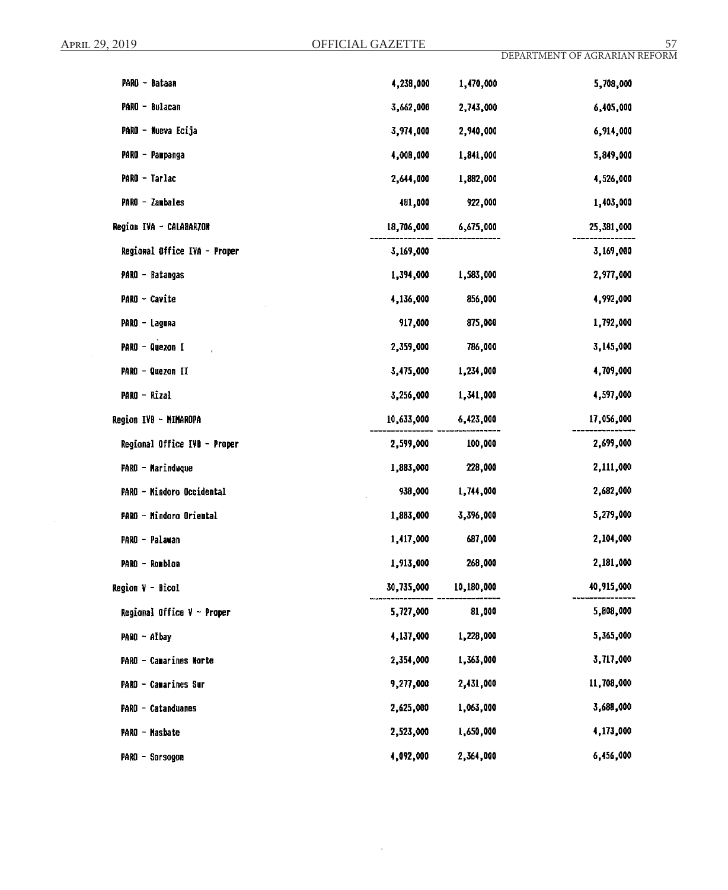| | | | |
|---|---|---|---|
| PARO - Bataan | 4,238,000 | 1,470,000 | 5,708,000 |
| PARO - Bulacan | 3,662,000 | 2,743,000 | 6,405,000 |
| PARO - Nueva Ecija | 3,974,000 | 2,940,000 | 6,914,000 |
| PARO - Pampanga | 4,008,000 | 1,841,000 | 5,849,000 |
| PARO - Tarlac | 2,644,000 | 1,882,000 | 4,526,000 |
| PARO - Zambales | 481,000 | 922,000 | 1,403,000 |
| Region IVA - CALABARZON | 18,706,000 | 6,675,000 | 25,381,000 |
| Regional Office IVA - Proper | 3,169,000 | | 3,169,000 |
| PARO - Batangas | 1,394,000 | 1,583,000 | 2,977,000 |
| PARO - Cavite | 4,136,000 | 856,000 | 4,992,000 |
| PARO - Laguna | 917,000 | 875,000 | 1,792,000 |
| PARO - Quezon I | 2,359,000 | 786,000 | 3,145,000 |
| PARO - Quezon II | 3,475,000 | 1,234,000 | 4,709,000 |
| PARO - Rizal | 3,256,000 | 1,341,000 | 4,597,000 |
| Region IVB - MIMAROPA | 10,633,000 | 6,423,000 | 17,056,000 |
| Regional Office IVB - Proper | 2,599,000 | 100,000 | 2,699,000 |
| PARO - Marinduque | 1,883,000 | 228,000 | 2,111,000 |
| PARO - Mindoro Occidental | 938,000 | 1,744,000 | 2,682,000 |
| PARO - Mindoro Oriental | 1,883,000 | 3,396,000 | 5,279,000 |
| PARO - Palawan | 1,417,000 | 687,000 | 2,104,000 |
| PARO - Romblon | 1,913,000 | 268,000 | 2,181,000 |
| Region V - Bicol | 30,735,000 | 10,180,000 | 40,915,000 |
| Regional Office V - Proper | 5,727,000 | 81,000 | 5,808,000 |
| PARO - Albay | 4,137,000 | 1,228,000 | 5,365,000 |
| PARO - Camarines Norte | 2,354,000 | 1,363,000 | 3,717,000 |
| PARO - Camarines Sur | 9,277,000 | 2,431,000 | 11,708,000 |
| PARO - Catanduanes | 2,625,000 | 1,063,000 | 3,688,000 |
| PARO - Masbate | 2,523,000 | 1,650,000 | 4,173,000 |
| PARO - Sorsogon | 4,092,000 | 2,364,000 | 6,456,000 |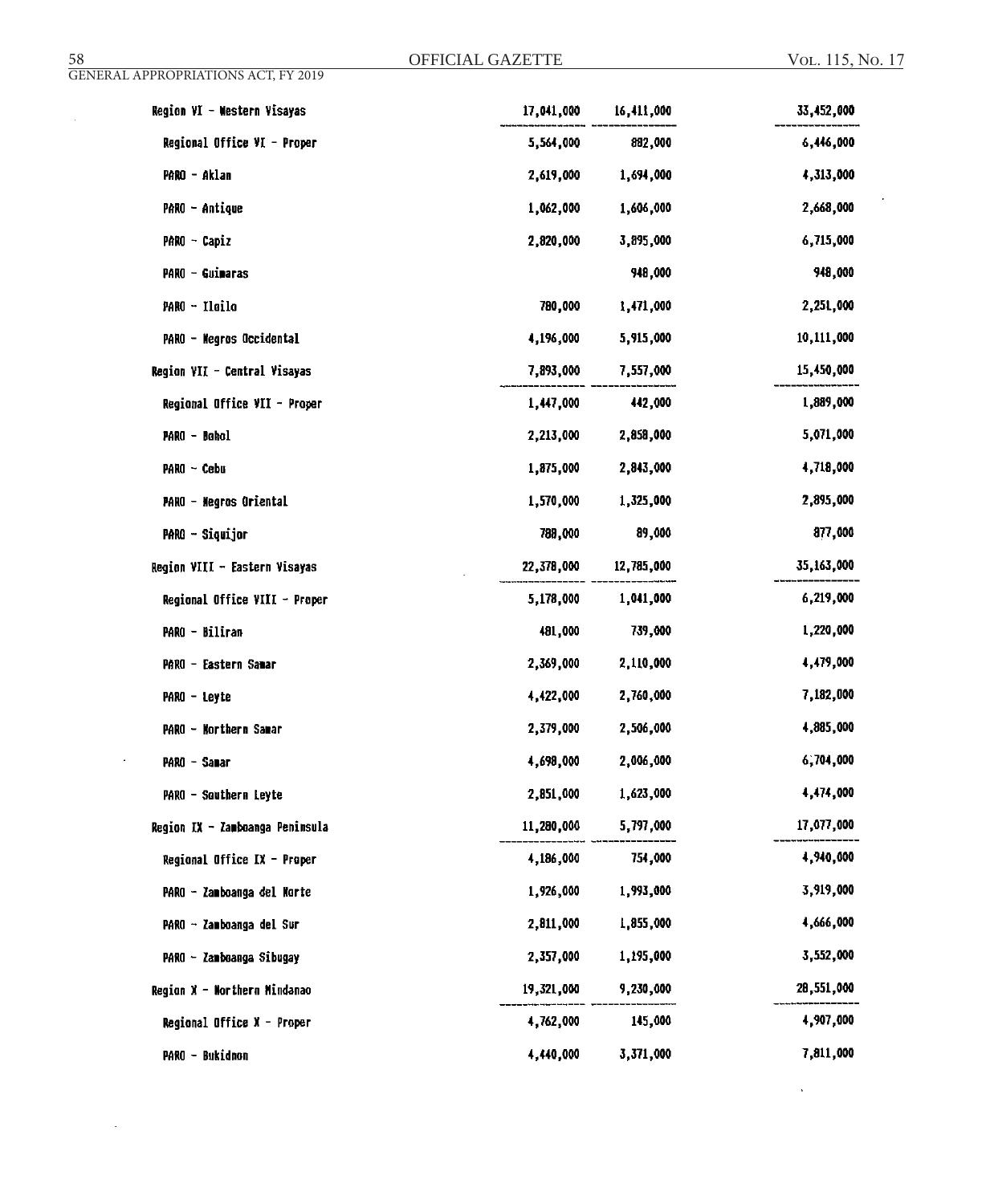| | | | |
|---|---|---|---|
| Region VI - Western Visayas | 17,041,000 | 16,411,000 | 33,452,000 |
| Regional Office VI - Proper | 5,564,000 | 882,000 | 6,446,000 |
| PARO - Aklan | 2,619,000 | 1,694,000 | 4,313,000 |
| PARO - Antique | 1,062,000 | 1,606,000 | 2,668,000 |
| PARO - Capiz | 2,820,000 | 3,895,000 | 6,715,000 |
| PARO - Guimaras | | 948,000 | 948,000 |
| PARO - Iloilo | 780,000 | 1,471,000 | 2,251,000 |
| PARO - Negros Occidental | 4,196,000 | 5,915,000 | 10,111,000 |
| Region VII - Central Visayas | 7,893,000 | 7,557,000 | 15,450,000 |
| Regional Office VII - Proper | 1,447,000 | 442,000 | 1,889,000 |
| PARO - Bohol | 2,213,000 | 2,858,000 | 5,071,000 |
| PARO - Cebu | 1,875,000 | 2,843,000 | 4,718,000 |
| PARO - Negros Oriental | 1,570,000 | 1,325,000 | 2,895,000 |
| PARO - Siquijor | 788,000 | 89,000 | 877,000 |
| Region VIII - Eastern Visayas | 22,378,000 | 12,785,000 | 35,163,000 |
| Regional Office VIII - Proper | 5,178,000 | 1,041,000 | 6,219,000 |
| PARO - Biliran | 481,000 | 739,000 | 1,220,000 |
| PARO - Eastern Samar | 2,369,000 | 2,110,000 | 4,479,000 |
| PARO - Leyte | 4,422,000 | 2,760,000 | 7,182,000 |
| PARO - Northern Samar | 2,379,000 | 2,506,000 | 4,885,000 |
| PARO - Samar | 4,698,000 | 2,006,000 | 6,704,000 |
| PARO - Southern Leyte | 2,851,000 | 1,623,000 | 4,474,000 |
| Region IX - Zamboanga Peninsula | 11,280,000 | 5,797,000 | 17,077,000 |
| Regional Office IX - Proper | 4,186,000 | 754,000 | 4,940,000 |
| PARO - Zamboanga del Norte | 1,926,000 | 1,993,000 | 3,919,000 |
| PARO - Zamboanga del Sur | 2,811,000 | 1,855,000 | 4,666,000 |
| PARO - Zamboanga Sibugay | 2,357,000 | 1,195,000 | 3,552,000 |
| Region X - Northern Mindanao | 19,321,000 | 9,230,000 | 28,551,000 |
| Regional Office X - Proper | 4,762,000 | 145,000 | 4,907,000 |
| PARO - Bukidnon | 4,440,000 | 3,371,000 | 7,811,000 |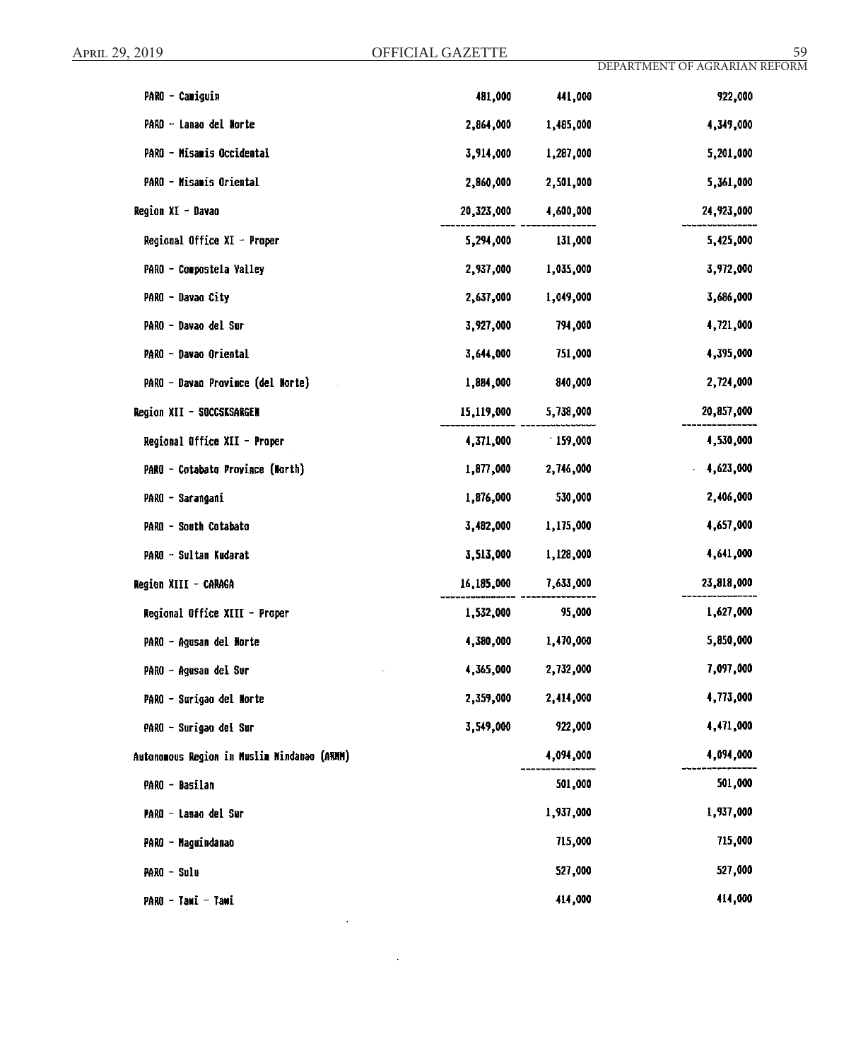| | | | |
|---|---|---|---|
| PARO - Camiguin | 481,000 | 441,000 | 922,000 |
| PARO - Lanao del Norte | 2,864,000 | 1,485,000 | 4,349,000 |
| PARO - Misamis Occidental | 3,914,000 | 1,287,000 | 5,201,000 |
| PARO - Misamis Oriental | 2,860,000 | 2,501,000 | 5,361,000 |
| Region XI - Davao | 20,323,000 | 4,600,000 | 24,923,000 |
| Regional Office XI - Proper | 5,294,000 | 131,000 | 5,425,000 |
| PARO - Compostela Valley | 2,937,000 | 1,035,000 | 3,972,000 |
| PARO - Davao City | 2,637,000 | 1,049,000 | 3,686,000 |
| PARO - Davao del Sur | 3,927,000 | 794,000 | 4,721,000 |
| PARO - Davao Oriental | 3,644,000 | 751,000 | 4,395,000 |
| PARO - Davao Province (del Norte) | 1,884,000 | 840,000 | 2,724,000 |
| Region XII - SOCCSKSARGEN | 15,119,000 | 5,738,000 | 20,857,000 |
| Regional Office XII - Proper | 4,371,000 | 159,000 | 4,530,000 |
| PARO - Cotabato Province (North) | 1,877,000 | 2,746,000 | 4,623,000 |
| PARO - Sarangani | 1,876,000 | 530,000 | 2,406,000 |
| PARO - South Cotabato | 3,482,000 | 1,175,000 | 4,657,000 |
| PARO - Sultan Kudarat | 3,513,000 | 1,128,000 | 4,641,000 |
| Region XIII - CARAGA | 16,185,000 | 7,633,000 | 23,818,000 |
| Regional Office XIII - Proper | 1,532,000 | 95,000 | 1,627,000 |
| PARO - Agusan del Norte | 4,380,000 | 1,470,000 | 5,850,000 |
| PARO - Agusan del Sur | 4,365,000 | 2,732,000 | 7,097,000 |
| PARO - Surigao del Norte | 2,359,000 | 2,414,000 | 4,773,000 |
| PARO - Surigao del Sur | 3,549,000 | 922,000 | 4,471,000 |
| Autonomous Region in Muslim Mindanao (ARMM) | | 4,094,000 | 4,094,000 |
| PARO - Basilan | | 501,000 | 501,000 |
| PARO - Lanao del Sur | | 1,937,000 | 1,937,000 |
| PARO - Maguindanao | | 715,000 | 715,000 |
| PARO - Sulu | | 527,000 | 527,000 |
| PARO - Tawi - Tawi | | 414,000 | 414,000 |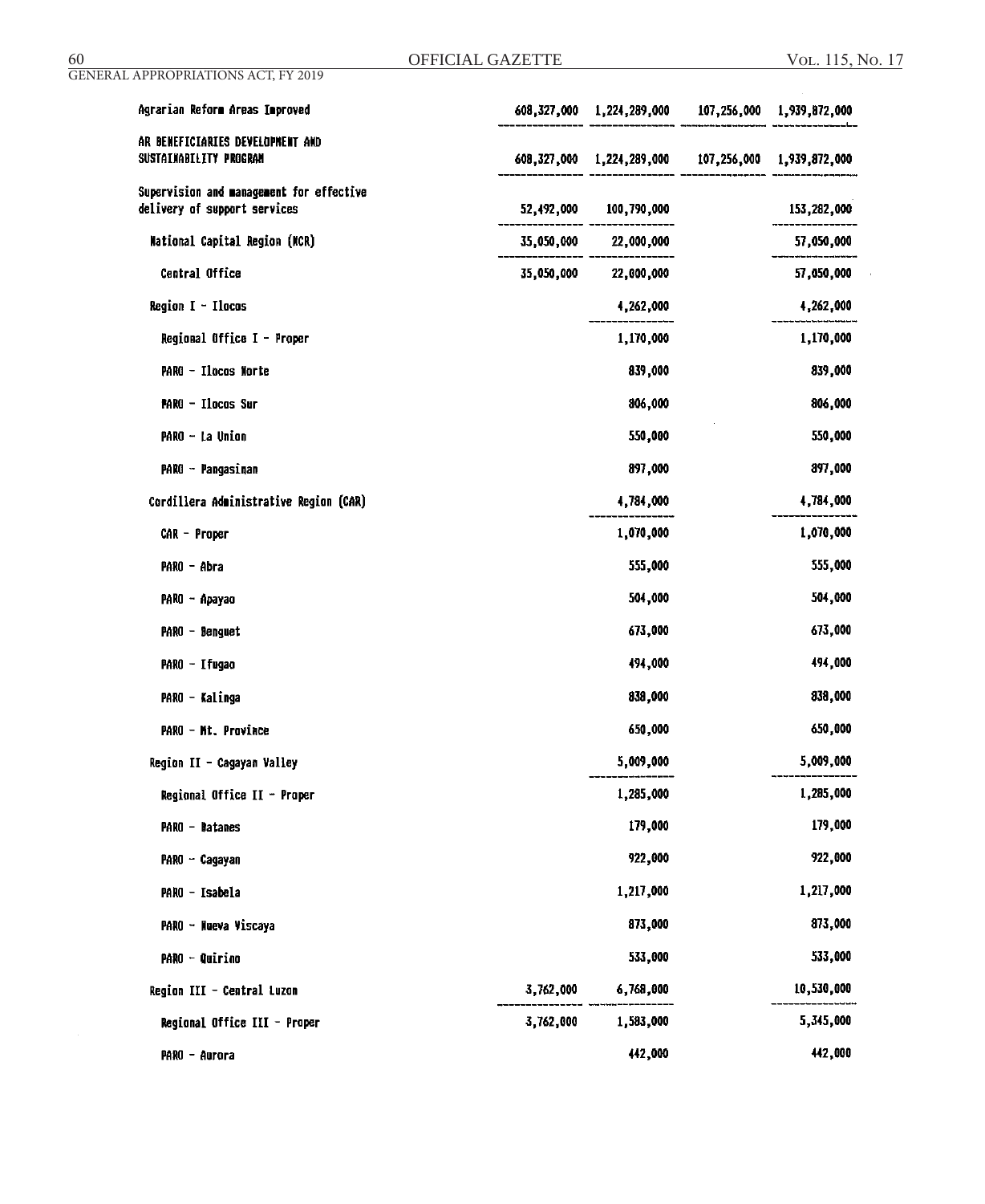| | | | | |
|---|---|---|---|---|
| Agrarian Reform Areas Improved | 608,327,000 | 1,224,289,000 | 107,256,000 | 1,939,872,000 |
| AR BENEFICIARIES DEVELOPMENT AND SUSTAINABILITY PROGRAM | 608,327,000 | 1,224,289,000 | 107,256,000 | 1,939,872,000 |
| Supervision and management for effective delivery of support services | 52,492,000 | 100,790,000 | | 153,282,000 |
| National Capital Region (NCR) | 35,050,000 | 22,000,000 | | 57,050,000 |
| Central Office | 35,050,000 | 22,000,000 | | 57,050,000 |
| Region I - Ilocos | | 4,262,000 | | 4,262,000 |
| Regional Office I - Proper | | 1,170,000 | | 1,170,000 |
| PARO - Ilocos Norte | | 839,000 | | 839,000 |
| PARO - Ilocos Sur | | 806,000 | | 806,000 |
| PARO - La Union | | 550,000 | | 550,000 |
| PARO - Pangasinan | | 897,000 | | 897,000 |
| Cordillera Administrative Region (CAR) | | 4,784,000 | | 4,784,000 |
| CAR - Proper | | 1,070,000 | | 1,070,000 |
| PARO - Abra | | 555,000 | | 555,000 |
| PARO - Apayao | | 504,000 | | 504,000 |
| PARO - Benguet | | 673,000 | | 673,000 |
| PARO - Ifugao | | 494,000 | | 494,000 |
| PARO - Kalinga | | 838,000 | | 838,000 |
| PARO - Mt. Province | | 650,000 | | 650,000 |
| Region II - Cagayan Valley | | 5,009,000 | | 5,009,000 |
| Regional Office II - Proper | | 1,285,000 | | 1,285,000 |
| PARO - Batanes | | 179,000 | | 179,000 |
| PARO - Cagayan | | 922,000 | | 922,000 |
| PARO - Isabela | | 1,217,000 | | 1,217,000 |
| PARO - Nueva Viscaya | | 873,000 | | 873,000 |
| PARO - Quirino | | 533,000 | | 533,000 |
| Region III - Central Luzon | 3,762,000 | 6,768,000 | | 10,530,000 |
| Regional Office III - Proper | 3,762,000 | 1,583,000 | | 5,345,000 |
| PARO - Aurora | | 442,000 | | 442,000 |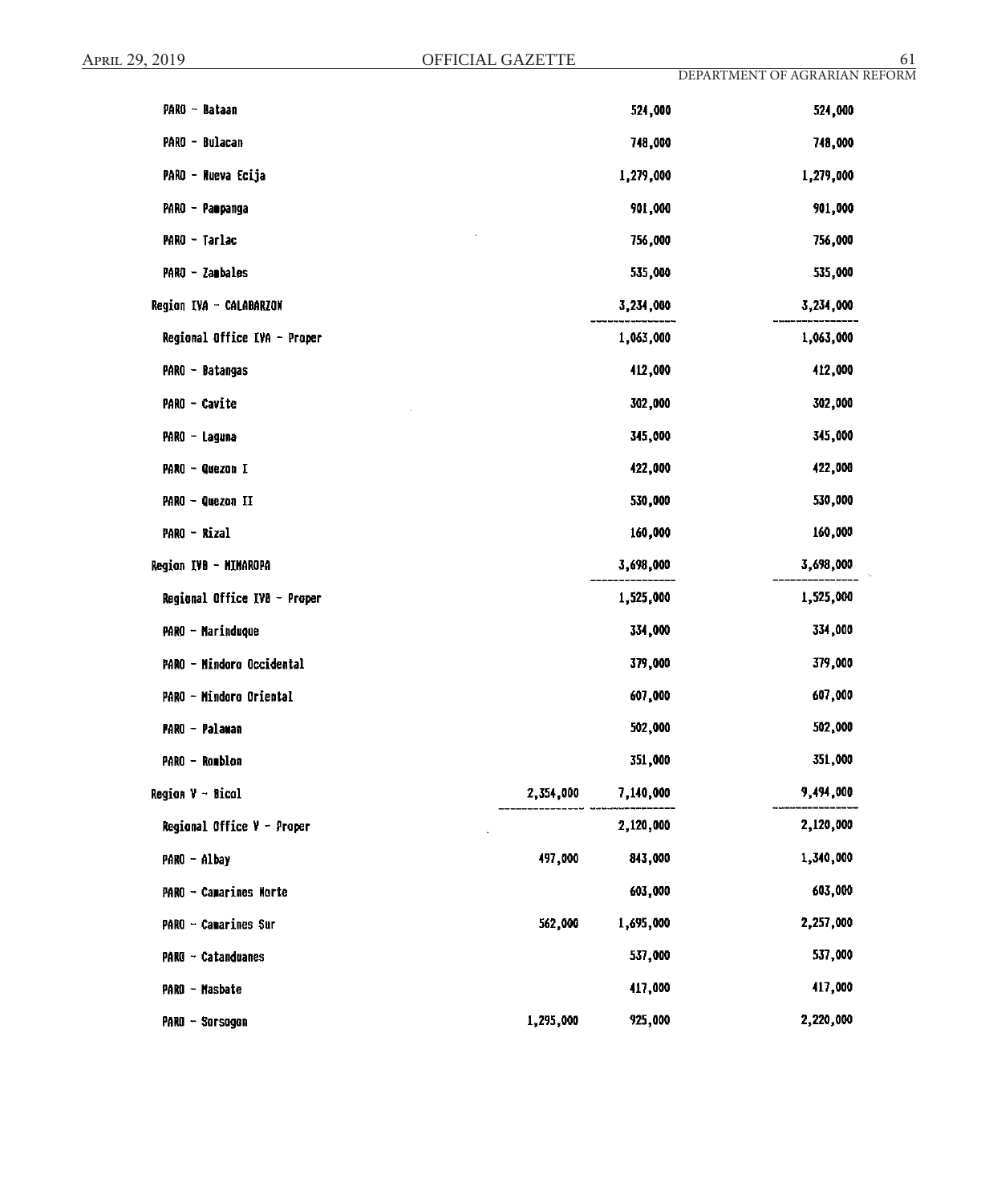| | | | |
|---|---|---|---|
| PARO - Bataan | | 524,000 | 524,000 |
| PARO - Bulacan | | 748,000 | 748,000 |
| PARO - Nueva Ecija | | 1,279,000 | 1,279,000 |
| PARO - Pampanga | | 901,000 | 901,000 |
| PARO - Tarlac | | 756,000 | 756,000 |
| PARO - Zambales | | 535,000 | 535,000 |
| Region IVA - CALABARZON | | 3,234,000 | 3,234,000 |
| Regional Office IVA - Proper | | 1,063,000 | 1,063,000 |
| PARO - Batangas | | 412,000 | 412,000 |
| PARO - Cavite | | 302,000 | 302,000 |
| PARO - Laguna | | 345,000 | 345,000 |
| PARO - Quezon I | | 422,000 | 422,000 |
| PARO - Quezon II | | 530,000 | 530,000 |
| PARO - Rizal | | 160,000 | 160,000 |
| Region IVB - MIMAROPA | | 3,698,000 | 3,698,000 |
| Regional Office IVB - Proper | | 1,525,000 | 1,525,000 |
| PARO - Marinduque | | 334,000 | 334,000 |
| PARO - Mindoro Occidental | | 379,000 | 379,000 |
| PARO - Mindoro Oriental | | 607,000 | 607,000 |
| PARO - Palawan | | 502,000 | 502,000 |
| PARO - Romblon | | 351,000 | 351,000 |
| Region V - Bicol | 2,354,000 | 7,140,000 | 9,494,000 |
| Regional Office V - Proper | | 2,120,000 | 2,120,000 |
| PARO - Albay | 497,000 | 843,000 | 1,340,000 |
| PARO - Camarines Norte | | 603,000 | 603,000 |
| PARO - Camarines Sur | 562,000 | 1,695,000 | 2,257,000 |
| PARO - Catanduanes | | 537,000 | 537,000 |
| PARO - Masbate | | 417,000 | 417,000 |
| PARO - Sorsogon | 1,295,000 | 925,000 | 2,220,000 |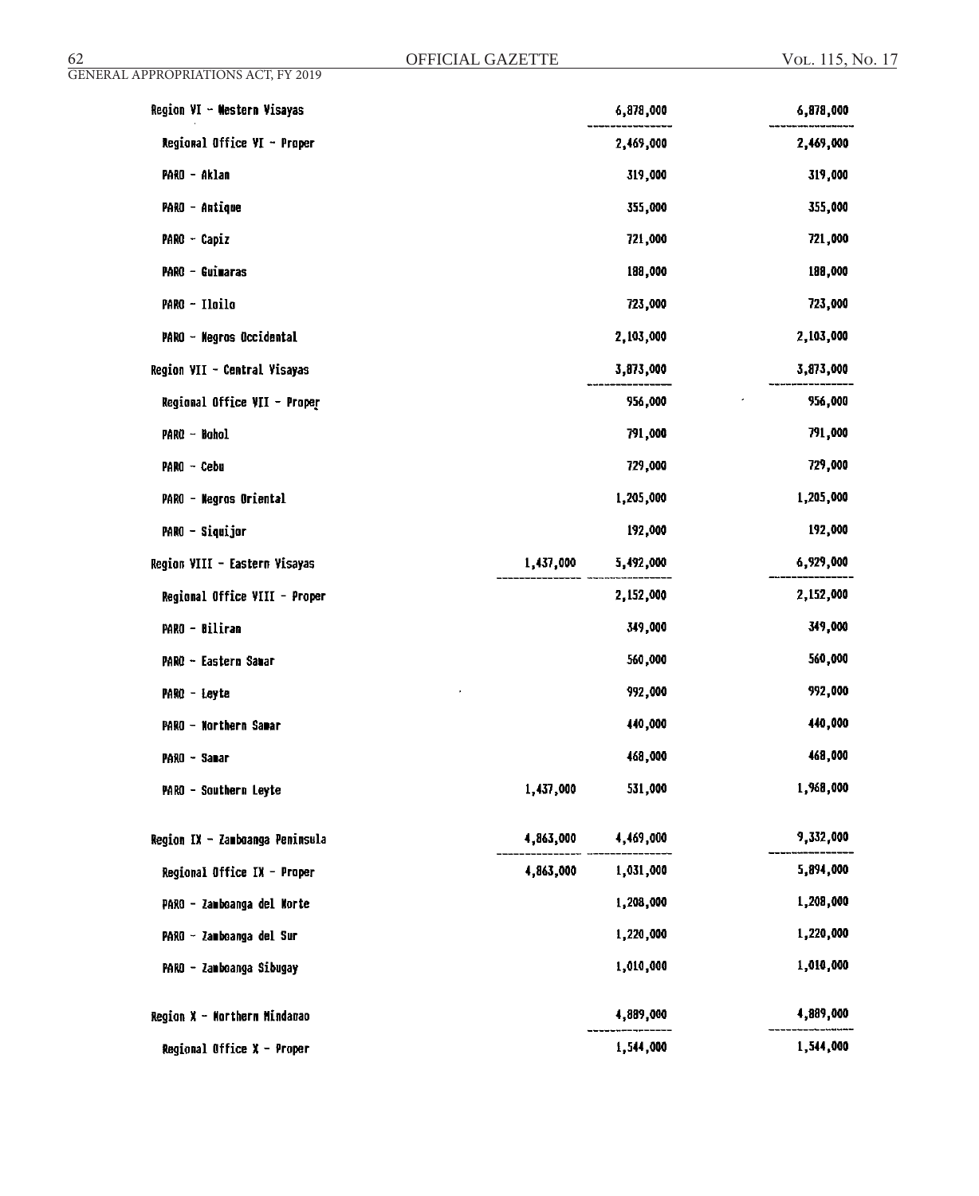| | | | |
|---|---|---|---|
| Region VI - Western Visayas | | 6,878,000 | 6,878,000 |
| Regional Office VI - Proper | | 2,469,000 | 2,469,000 |
| PARO - Aklan | | 319,000 | 319,000 |
| PARO - Antique | | 355,000 | 355,000 |
| PARO - Capiz | | 721,000 | 721,000 |
| PARO - Guimaras | | 188,000 | 188,000 |
| PARO - Iloilo | | 723,000 | 723,000 |
| PARO - Negros Occidental | | 2,103,000 | 2,103,000 |
| Region VII - Central Visayas | | 3,873,000 | 3,873,000 |
| Regional Office VII - Proper | | 956,000 | 956,000 |
| PARO - Bohol | | 791,000 | 791,000 |
| PARO - Cebu | | 729,000 | 729,000 |
| PARO - Negros Oriental | | 1,205,000 | 1,205,000 |
| PARO - Siquijor | | 192,000 | 192,000 |
| Region VIII - Eastern Visayas | 1,437,000 | 5,492,000 | 6,929,000 |
| Regional Office VIII - Proper | | 2,152,000 | 2,152,000 |
| PARO - Biliran | | 349,000 | 349,000 |
| PARO - Eastern Samar | | 560,000 | 560,000 |
| PARO - Leyte | | 992,000 | 992,000 |
| PARO - Northern Samar | | 440,000 | 440,000 |
| PARO - Samar | | 468,000 | 468,000 |
| PARO - Southern Leyte | 1,437,000 | 531,000 | 1,968,000 |
| Region IX - Zamboanga Peninsula | 4,863,000 | 4,469,000 | 9,332,000 |
| Regional Office IX - Proper | 4,863,000 | 1,031,000 | 5,894,000 |
| PARO - Zamboanga del Norte | | 1,208,000 | 1,208,000 |
| PARO - Zamboanga del Sur | | 1,220,000 | 1,220,000 |
| PARO - Zamboanga Sibugay | | 1,010,000 | 1,010,000 |
| Region X - Northern Mindanao | | 4,889,000 | 4,889,000 |
| Regional Office X - Proper | | 1,544,000 | 1,544,000 |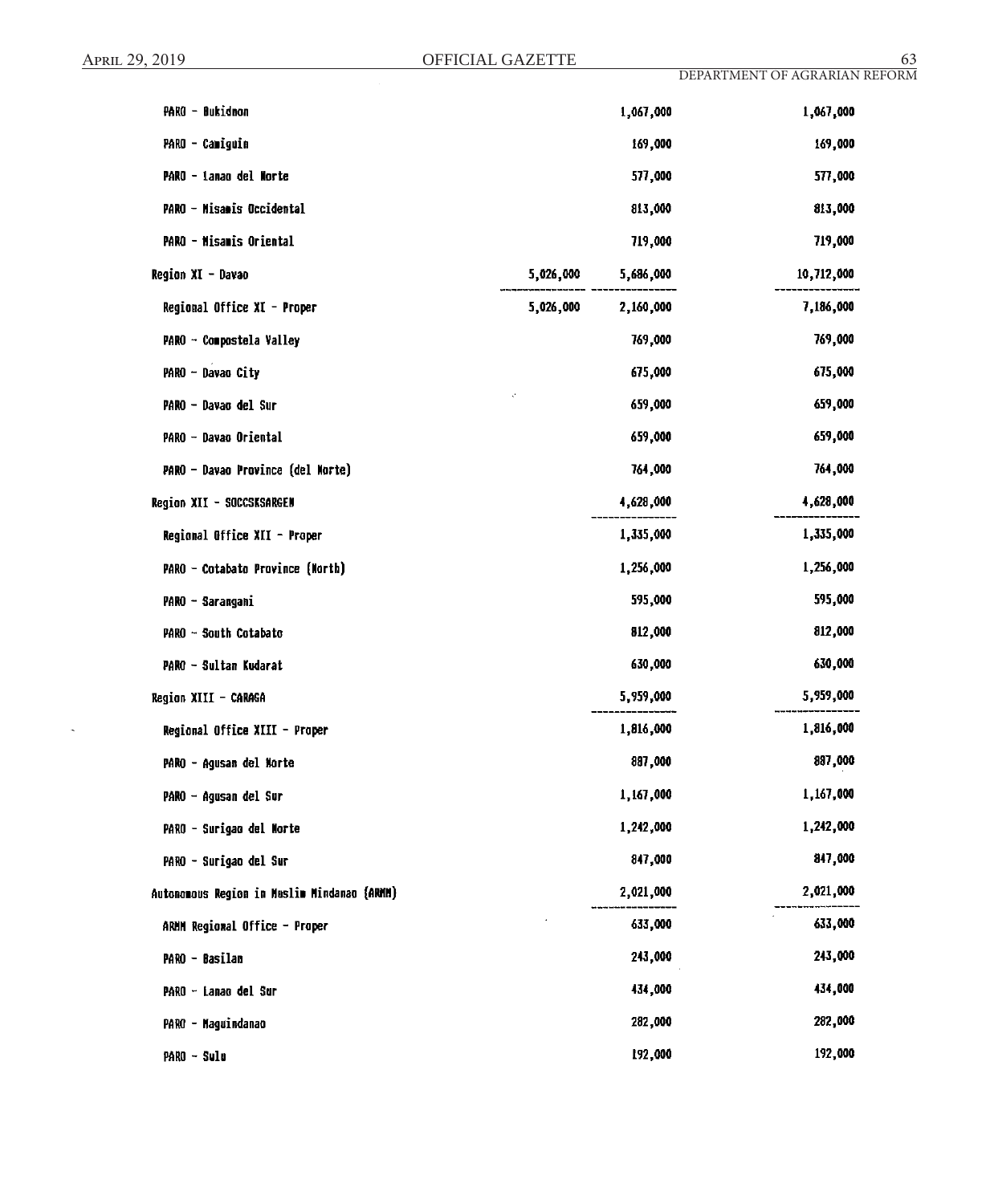| | | | |
|---|---|---|---|
| PARO - Bukidnon | | 1,067,000 | 1,067,000 |
| PARO - Camiguin | | 169,000 | 169,000 |
| PARO - Lanao del Norte | | 577,000 | 577,000 |
| PARO - Misamis Occidental | | 813,000 | 813,000 |
| PARO - Misamis Oriental | | 719,000 | 719,000 |
| Region XI - Davao | 5,026,000 | 5,686,000 | 10,712,000 |
| Regional Office XI - Proper | 5,026,000 | 2,160,000 | 7,186,000 |
| PARO - Compostela Valley | | 769,000 | 769,000 |
| PARO - Davao City | | 675,000 | 675,000 |
| PARO - Davao del Sur | | 659,000 | 659,000 |
| PARO - Davao Oriental | | 659,000 | 659,000 |
| PARO - Davao Province (del Norte) | | 764,000 | 764,000 |
| Region XII - SOCCSKSARGEN | | 4,628,000 | 4,628,000 |
| Regional Office XII - Proper | | 1,335,000 | 1,335,000 |
| PARO - Cotabato Province (North) | | 1,256,000 | 1,256,000 |
| PARO - Sarangani | | 595,000 | 595,000 |
| PARO - South Cotabato | | 812,000 | 812,000 |
| PARO - Sultan Kudarat | | 630,000 | 630,000 |
| Region XIII - CARAGA | | 5,959,000 | 5,959,000 |
| Regional Office XIII - Proper | | 1,816,000 | 1,816,000 |
| PARO - Agusan del Norte | | 887,000 | 887,000 |
| PARO - Agusan del Sur | | 1,167,000 | 1,167,000 |
| PARO - Surigao del Norte | | 1,242,000 | 1,242,000 |
| PARO - Surigao del Sur | | 847,000 | 847,000 |
| Autonomous Region in Muslim Mindanao (ARMM) | | 2,021,000 | 2,021,000 |
| ARMM Regional Office - Proper | | 633,000 | 633,000 |
| PARO - Basilan | | 243,000 | 243,000 |
| PARO - Lanao del Sur | | 434,000 | 434,000 |
| PARO - Maguindanao | | 282,000 | 282,000 |
| PARO - Sulu | | 192,000 | 192,000 |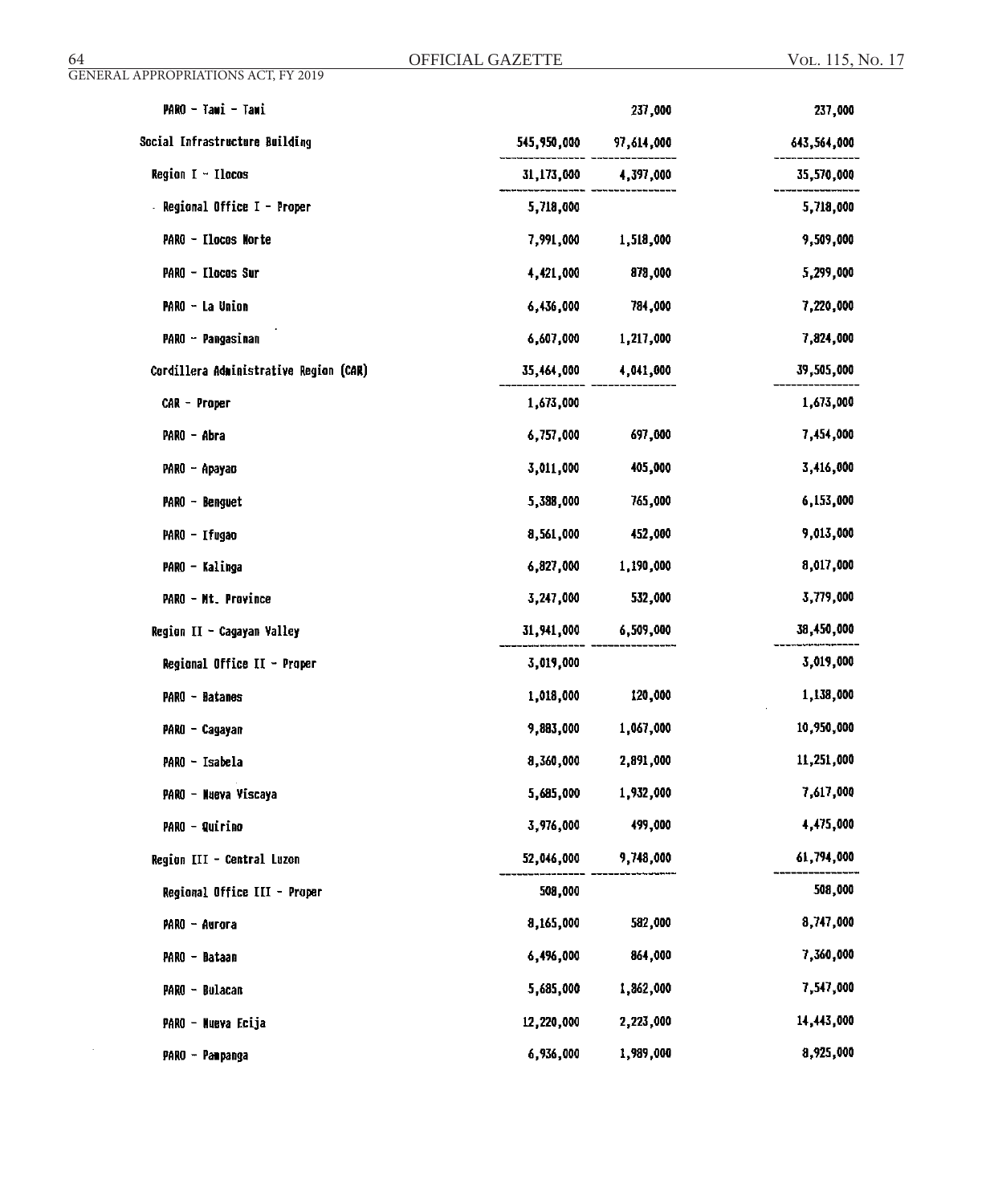| | | | |
|---|---|---|---|
| PARO - Tawi - Tawi | | 237,000 | 237,000 |
| Social Infrastructure Building | 545,950,000 | 97,614,000 | 643,564,000 |
| Region I - Ilocos | 31,173,000 | 4,397,000 | 35,570,000 |
| Regional Office I - Proper | 5,718,000 | | 5,718,000 |
| PARO - Ilocos Norte | 7,991,000 | 1,518,000 | 9,509,000 |
| PARO - Ilocos Sur | 4,421,000 | 878,000 | 5,299,000 |
| PARO - La Union | 6,436,000 | 784,000 | 7,220,000 |
| PARO - Pangasinan | 6,607,000 | 1,217,000 | 7,824,000 |
| Cordillera Administrative Region (CAR) | 35,464,000 | 4,041,000 | 39,505,000 |
| CAR - Proper | 1,673,000 | | 1,673,000 |
| PARO - Abra | 6,757,000 | 697,000 | 7,454,000 |
| PARO - Apayao | 3,011,000 | 405,000 | 3,416,000 |
| PARO - Benguet | 5,388,000 | 765,000 | 6,153,000 |
| PARO - Ifugao | 8,561,000 | 452,000 | 9,013,000 |
| PARO - Kalinga | 6,827,000 | 1,190,000 | 8,017,000 |
| PARO - Mt. Province | 3,247,000 | 532,000 | 3,779,000 |
| Region II - Cagayan Valley | 31,941,000 | 6,509,000 | 38,450,000 |
| Regional Office II - Proper | 3,019,000 | | 3,019,000 |
| PARO - Batanes | 1,018,000 | 120,000 | 1,138,000 |
| PARO - Cagayan | 9,883,000 | 1,067,000 | 10,950,000 |
| PARO - Isabela | 8,360,000 | 2,891,000 | 11,251,000 |
| PARO - Nueva Viscaya | 5,685,000 | 1,932,000 | 7,617,000 |
| PARO - Quirino | 3,976,000 | 499,000 | 4,475,000 |
| Region III - Central Luzon | 52,046,000 | 9,748,000 | 61,794,000 |
| Regional Office III - Proper | 508,000 | | 508,000 |
| PARO - Aurora | 8,165,000 | 582,000 | 8,747,000 |
| PARO - Bataan | 6,496,000 | 864,000 | 7,360,000 |
| PARO - Bulacan | 5,685,000 | 1,862,000 | 7,547,000 |
| PARO - Nueva Ecija | 12,220,000 | 2,223,000 | 14,443,000 |
| PARO - Pampanga | 6,936,000 | 1,989,000 | 8,925,000 |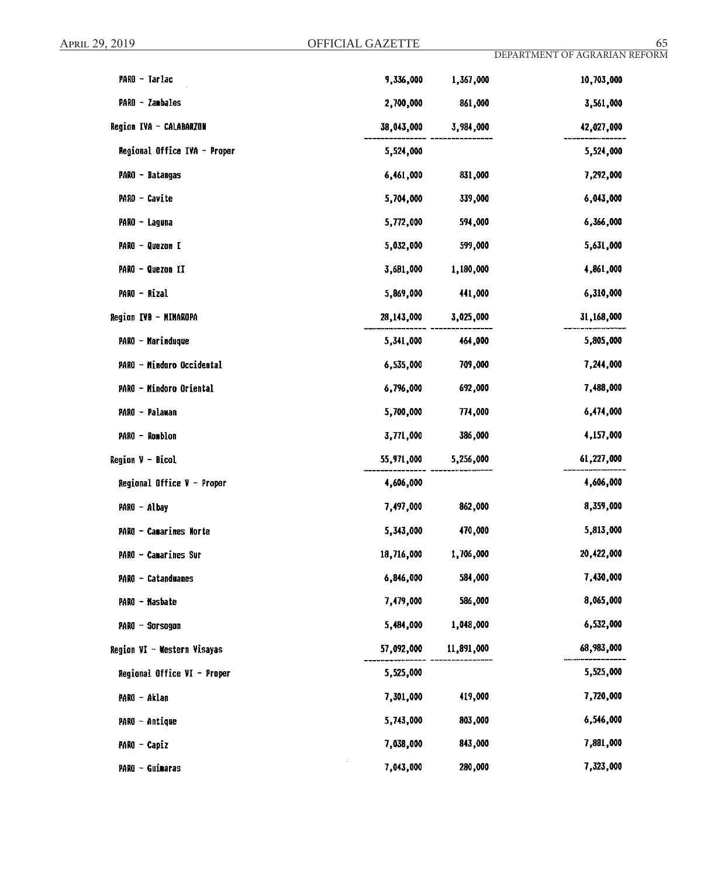| | | | |
|---|---|---|---|
| PARO - Tarlac | 9,336,000 | 1,367,000 | 10,703,000 |
| PARO - Zambales | 2,700,000 | 861,000 | 3,561,000 |
| Region IVA - CALABARZON | 38,043,000 | 3,984,000 | 42,027,000 |
| Regional Office IVA - Proper | 5,524,000 | | 5,524,000 |
| PARO - Batangas | 6,461,000 | 831,000 | 7,292,000 |
| PARO - Cavite | 5,704,000 | 339,000 | 6,043,000 |
| PARO - Laguna | 5,772,000 | 594,000 | 6,366,000 |
| PARO - Quezon I | 5,032,000 | 599,000 | 5,631,000 |
| PARO - Quezon II | 3,681,000 | 1,180,000 | 4,861,000 |
| PARO - Rizal | 5,869,000 | 441,000 | 6,310,000 |
| Region IVB - MIMAROPA | 28,143,000 | 3,025,000 | 31,168,000 |
| PARO - Marinduque | 5,341,000 | 464,000 | 5,805,000 |
| PARO - Mindoro Occidental | 6,535,000 | 709,000 | 7,244,000 |
| PARO - Mindoro Oriental | 6,796,000 | 692,000 | 7,488,000 |
| PARO - Palawan | 5,700,000 | 774,000 | 6,474,000 |
| PARO - Romblon | 3,771,000 | 386,000 | 4,157,000 |
| Region V - Bicol | 55,971,000 | 5,256,000 | 61,227,000 |
| Regional Office V - Proper | 4,606,000 | | 4,606,000 |
| PARO - Albay | 7,497,000 | 862,000 | 8,359,000 |
| PARO - Camarines Norte | 5,343,000 | 470,000 | 5,813,000 |
| PARO - Camarines Sur | 18,716,000 | 1,706,000 | 20,422,000 |
| PARO - Catanduanes | 6,846,000 | 584,000 | 7,430,000 |
| PARO - Masbate | 7,479,000 | 586,000 | 8,065,000 |
| PARO - Sorsogon | 5,484,000 | 1,048,000 | 6,532,000 |
| Region VI - Western Visayas | 57,092,000 | 11,891,000 | 68,983,000 |
| Regional Office VI - Proper | 5,525,000 | | 5,525,000 |
| PARO - Aklan | 7,301,000 | 419,000 | 7,720,000 |
| PARO - Antique | 5,743,000 | 803,000 | 6,546,000 |
| PARO - Capiz | 7,038,000 | 843,000 | 7,881,000 |
| PARO - Guimaras | 7,043,000 | 280,000 | 7,323,000 |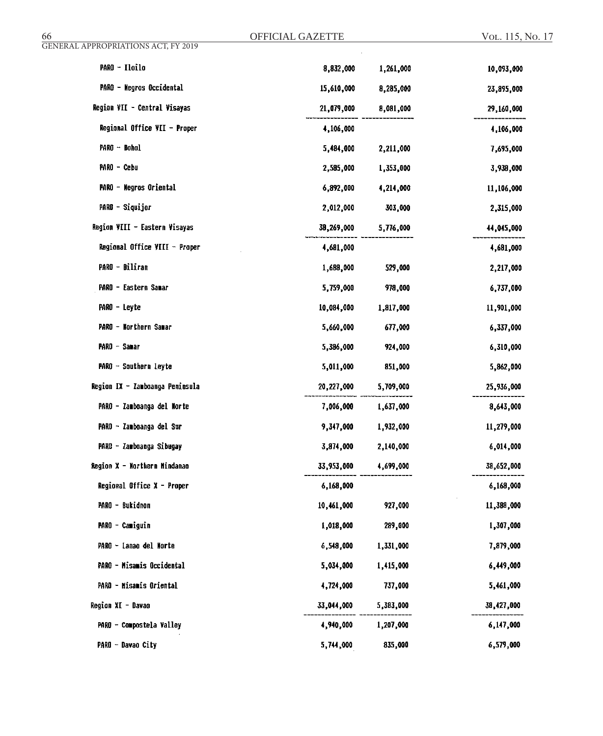| | | | |
|---|---|---|---|
| PARO - Iloilo | 8,832,000 | 1,261,000 | 10,093,000 |
| PARO - Negros Occidental | 15,610,000 | 8,285,000 | 23,895,000 |
| Region VII - Central Visayas | 21,079,000 | 8,081,000 | 29,160,000 |
| Regional Office VII - Proper | 4,106,000 | | 4,106,000 |
| PARO - Bohol | 5,484,000 | 2,211,000 | 7,695,000 |
| PARO - Cebu | 2,585,000 | 1,353,000 | 3,938,000 |
| PARO - Negros Oriental | 6,892,000 | 4,214,000 | 11,106,000 |
| PARO - Siquijor | 2,012,000 | 303,000 | 2,315,000 |
| Region VIII - Eastern Visayas | 38,269,000 | 5,776,000 | 44,045,000 |
| Regional Office VIII - Proper | 4,681,000 | | 4,681,000 |
| PARO - Biliran | 1,688,000 | 529,000 | 2,217,000 |
| PARO - Eastern Samar | 5,759,000 | 978,000 | 6,737,000 |
| PARO - Leyte | 10,084,000 | 1,817,000 | 11,901,000 |
| PARO - Northern Samar | 5,660,000 | 677,000 | 6,337,000 |
| PARO - Samar | 5,386,000 | 924,000 | 6,310,000 |
| PARO - Southern Leyte | 5,011,000 | 851,000 | 5,862,000 |
| Region IX - Zamboanga Peninsula | 20,227,000 | 5,709,000 | 25,936,000 |
| PARO - Zamboanga del Norte | 7,006,000 | 1,637,000 | 8,643,000 |
| PARO - Zamboanga del Sur | 9,347,000 | 1,932,000 | 11,279,000 |
| PARO - Zamboanga Sibugay | 3,874,000 | 2,140,000 | 6,014,000 |
| Region X - Northern Mindanao | 33,953,000 | 4,699,000 | 38,652,000 |
| Regional Office X - Proper | 6,168,000 | | 6,168,000 |
| PARO - Bukidnon | 10,461,000 | 927,000 | 11,388,000 |
| PARO - Camiguin | 1,018,000 | 289,000 | 1,307,000 |
| PARO - Lanao del Norte | 6,548,000 | 1,331,000 | 7,879,000 |
| PARO - Misamis Occidental | 5,034,000 | 1,415,000 | 6,449,000 |
| PARO - Misamis Oriental | 4,724,000 | 737,000 | 5,461,000 |
| Region XI - Davao | 33,044,000 | 5,383,000 | 38,427,000 |
| PARO - Compostela Valley | 4,940,000 | 1,207,000 | 6,147,000 |
| PARO - Davao City | 5,744,000 | 835,000 | 6,579,000 |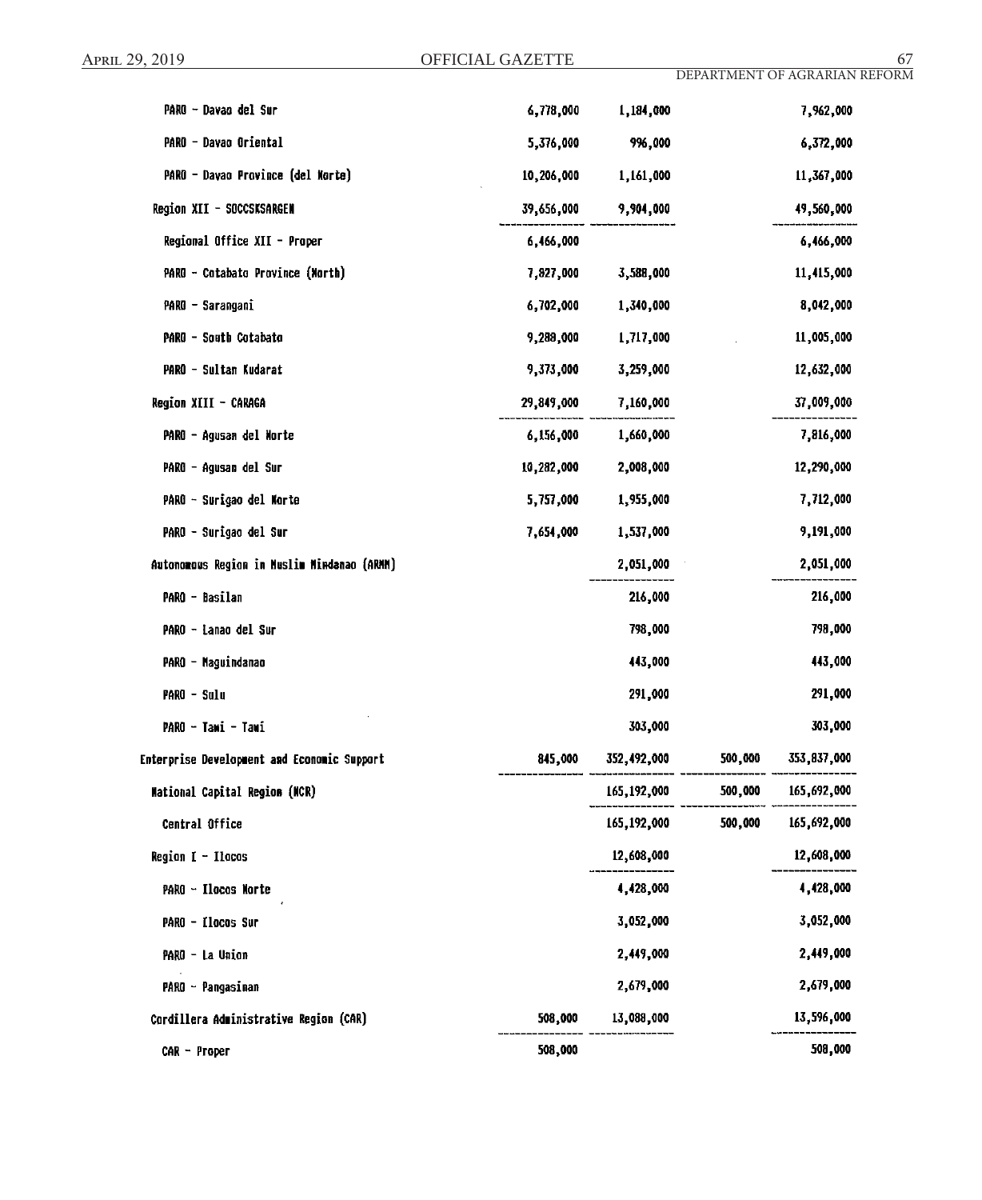| | | | | |
|---|---|---|---|---|
| PARO - Davao del Sur | 6,778,000 | 1,184,000 | | 7,962,000 |
| PARO - Davao Oriental | 5,376,000 | 996,000 | | 6,372,000 |
| PARO - Davao Province (del Norte) | 10,206,000 | 1,161,000 | | 11,367,000 |
| Region XII - SOCCSKSARGEN | 39,656,000 | 9,904,000 | | 49,560,000 |
| Regional Office XII - Proper | 6,466,000 | | | 6,466,000 |
| PARO - Cotabato Province (North) | 7,827,000 | 3,588,000 | | 11,415,000 |
| PARO - Sarangani | 6,702,000 | 1,340,000 | | 8,042,000 |
| PARO - South Cotabato | 9,288,000 | 1,717,000 | | 11,005,000 |
| PARO - Sultan Kudarat | 9,373,000 | 3,259,000 | | 12,632,000 |
| Region XIII - CARAGA | 29,849,000 | 7,160,000 | | 37,009,000 |
| PARO - Agusan del Norte | 6,156,000 | 1,660,000 | | 7,816,000 |
| PARO - Agusan del Sur | 10,282,000 | 2,008,000 | | 12,290,000 |
| PARO - Surigao del Norte | 5,757,000 | 1,955,000 | | 7,712,000 |
| PARO - Surigao del Sur | 7,654,000 | 1,537,000 | | 9,191,000 |
| Autonomous Region in Muslim Mindanao (ARMM) | | 2,051,000 | | 2,051,000 |
| PARO - Basilan | | 216,000 | | 216,000 |
| PARO - Lanao del Sur | | 798,000 | | 798,000 |
| PARO - Maguindanao | | 443,000 | | 443,000 |
| PARO - Sulu | | 291,000 | | 291,000 |
| PARO - Tawi - Tawi | | 303,000 | | 303,000 |
| Enterprise Development and Economic Support | 845,000 | 352,492,000 | 500,000 | 353,837,000 |
| National Capital Region (NCR) | | 165,192,000 | 500,000 | 165,692,000 |
| Central Office | | 165,192,000 | 500,000 | 165,692,000 |
| Region I - Ilocos | | 12,608,000 | | 12,608,000 |
| PARO - Ilocos Norte | | 4,428,000 | | 4,428,000 |
| PARO - Ilocos Sur | | 3,052,000 | | 3,052,000 |
| PARO - La Union | | 2,449,000 | | 2,449,000 |
| PARO - Pangasinan | | 2,679,000 | | 2,679,000 |
| Cordillera Administrative Region (CAR) | 508,000 | 13,088,000 | | 13,596,000 |
| CAR - Proper | 508,000 | | | 508,000 |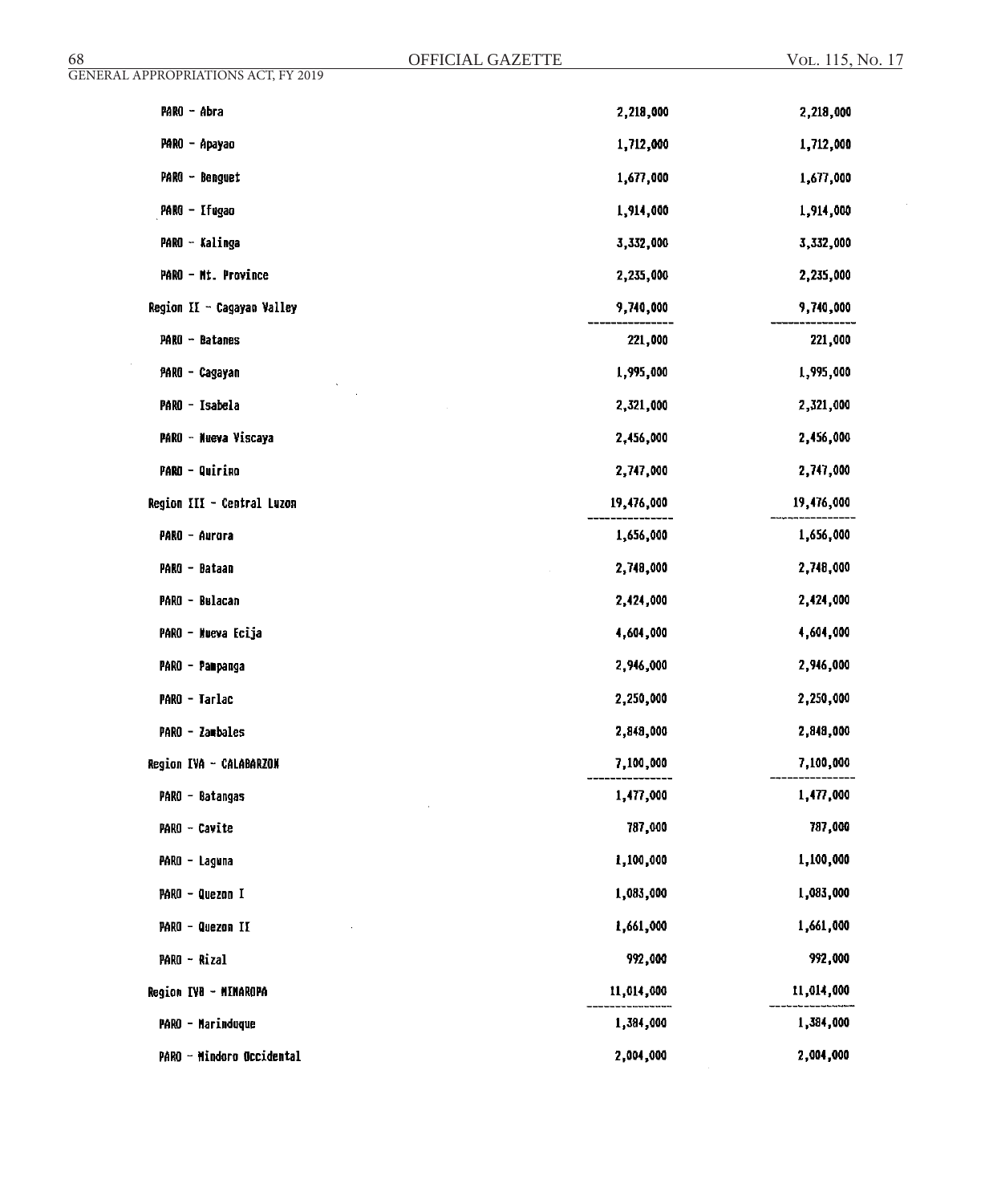| | | |
|---|---|---|
| PARO - Abra | 2,218,000 | 2,218,000 |
| PARO - Apayao | 1,712,000 | 1,712,000 |
| PARO - Benguet | 1,677,000 | 1,677,000 |
| PARO - Ifugao | 1,914,000 | 1,914,000 |
| PARO - Kalinga | 3,332,000 | 3,332,000 |
| PARO - Mt. Province | 2,235,000 | 2,235,000 |
| Region II - Cagayan Valley | 9,740,000 | 9,740,000 |
| PARO - Batanes | 221,000 | 221,000 |
| PARO - Cagayan | 1,995,000 | 1,995,000 |
| PARO - Isabela | 2,321,000 | 2,321,000 |
| PARO - Nueva Viscaya | 2,456,000 | 2,456,000 |
| PARO - Quirino | 2,747,000 | 2,747,000 |
| Region III - Central Luzon | 19,476,000 | 19,476,000 |
| PARO - Aurora | 1,656,000 | 1,656,000 |
| PARO - Bataan | 2,748,000 | 2,748,000 |
| PARO - Bulacan | 2,424,000 | 2,424,000 |
| PARO - Nueva Ecija | 4,604,000 | 4,604,000 |
| PARO - Pampanga | 2,946,000 | 2,946,000 |
| PARO - Tarlac | 2,250,000 | 2,250,000 |
| PARO - Zambales | 2,848,000 | 2,848,000 |
| Region IVA - CALABARZON | 7,100,000 | 7,100,000 |
| PARO - Batangas | 1,477,000 | 1,477,000 |
| PARO - Cavite | 787,000 | 787,000 |
| PARO - Laguna | 1,100,000 | 1,100,000 |
| PARO - Quezon I | 1,083,000 | 1,083,000 |
| PARO - Quezon II | 1,661,000 | 1,661,000 |
| PARO - Rizal | 992,000 | 992,000 |
| Region IVB - MIMAROPA | 11,014,000 | 11,014,000 |
| PARO - Marinduque | 1,384,000 | 1,384,000 |
| PARO - Mindoro Occidental | 2,004,000 | 2,004,000 |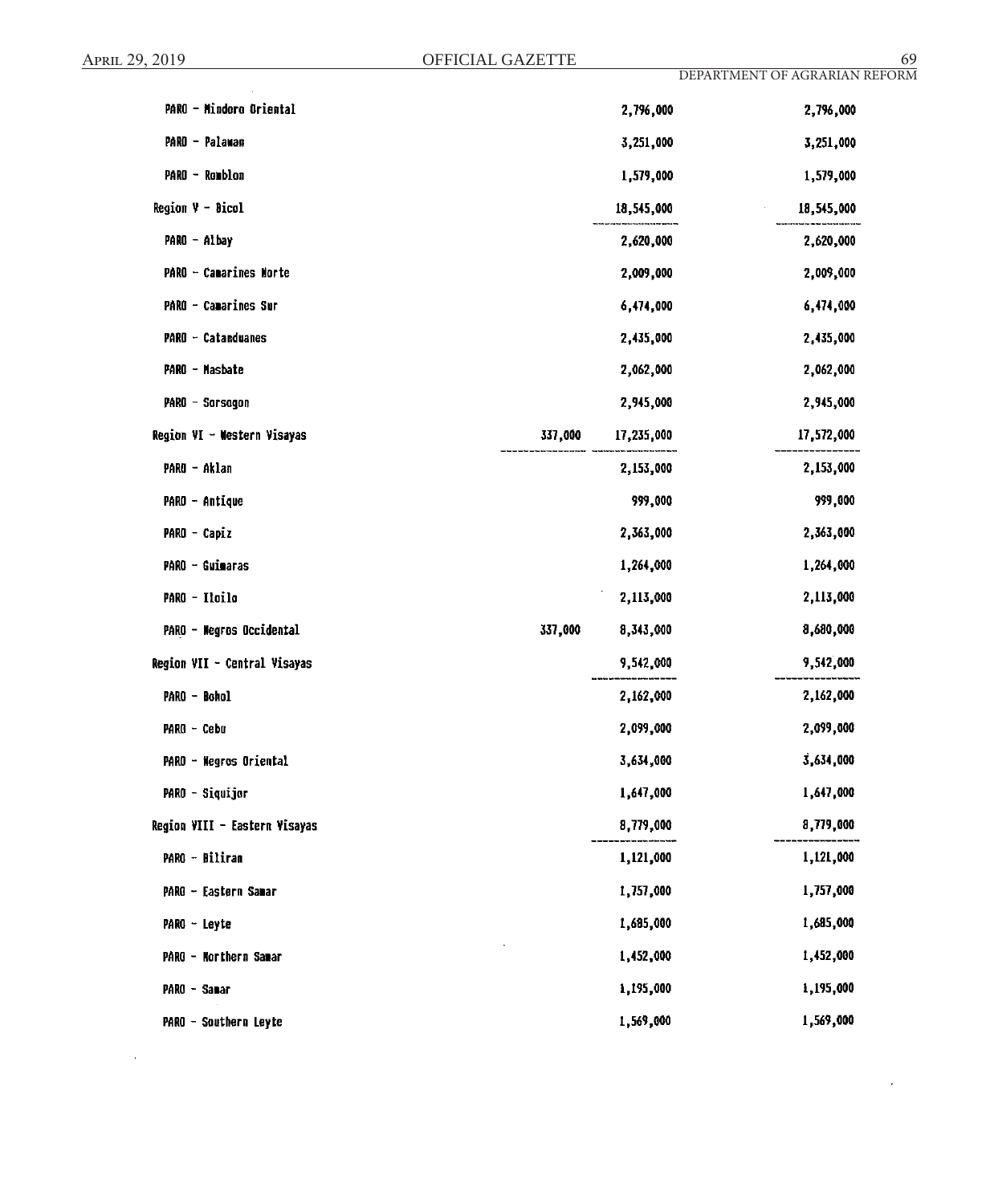| | | | |
|---|---|---|---|
| PARO - Mindoro Oriental | | 2,796,000 | 2,796,000 |
| PARO - Palawan | | 3,251,000 | 3,251,000 |
| PARO - Romblon | | 1,579,000 | 1,579,000 |
| Region V - Bicol | | 18,545,000 | 18,545,000 |
| PARO - Albay | | 2,620,000 | 2,620,000 |
| PARO - Camarines Norte | | 2,009,000 | 2,009,000 |
| PARO - Camarines Sur | | 6,474,000 | 6,474,000 |
| PARO - Catanduanes | | 2,435,000 | 2,435,000 |
| PARO - Masbate | | 2,062,000 | 2,062,000 |
| PARO - Sorsogon | | 2,945,000 | 2,945,000 |
| Region VI - Western Visayas | 337,000 | 17,235,000 | 17,572,000 |
| PARO - Aklan | | 2,153,000 | 2,153,000 |
| PARO - Antique | | 999,000 | 999,000 |
| PARO - Capiz | | 2,363,000 | 2,363,000 |
| PARO - Guimaras | | 1,264,000 | 1,264,000 |
| PARO - Iloilo | | 2,113,000 | 2,113,000 |
| PARO - Negros Occidental | 337,000 | 8,343,000 | 8,680,000 |
| Region VII - Central Visayas | | 9,542,000 | 9,542,000 |
| PARO - Bohol | | 2,162,000 | 2,162,000 |
| PARO - Cebu | | 2,099,000 | 2,099,000 |
| PARO - Negros Oriental | | 3,634,000 | 3,634,000 |
| PARO - Siquijor | | 1,647,000 | 1,647,000 |
| Region VIII - Eastern Visayas | | 8,779,000 | 8,779,000 |
| PARO - Biliran | | 1,121,000 | 1,121,000 |
| PARO - Eastern Samar | | 1,757,000 | 1,757,000 |
| PARO - Leyte | | 1,685,000 | 1,685,000 |
| PARO - Northern Samar | | 1,452,000 | 1,452,000 |
| PARO - Samar | | 1,195,000 | 1,195,000 |
| PARO - Southern Leyte | | 1,569,000 | 1,569,000 |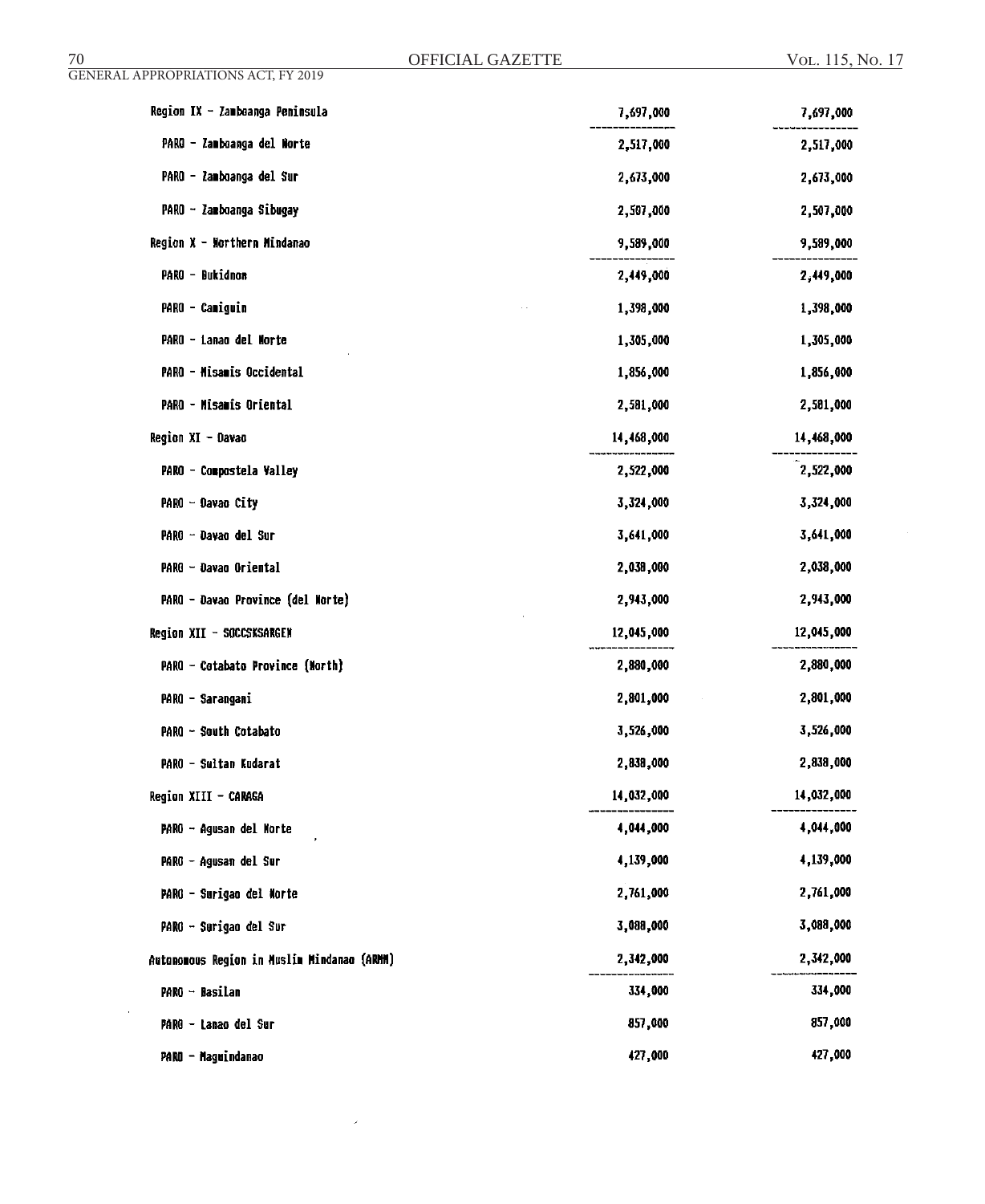| | | |
|---|---|---|
| Region IX - Zamboanga Peninsula | 7,697,000 | 7,697,000 |
| PARO - Zamboanga del Norte | 2,517,000 | 2,517,000 |
| PARO - Zamboanga del Sur | 2,673,000 | 2,673,000 |
| PARO - Zamboanga Sibugay | 2,507,000 | 2,507,000 |
| Region X - Northern Mindanao | 9,589,000 | 9,589,000 |
| PARO - Bukidnon | 2,449,000 | 2,449,000 |
| PARO - Camiguin | 1,398,000 | 1,398,000 |
| PARO - Lanao del Norte | 1,305,000 | 1,305,000 |
| PARO - Misamis Occidental | 1,856,000 | 1,856,000 |
| PARO - Misamis Oriental | 2,581,000 | 2,581,000 |
| Region XI - Davao | 14,468,000 | 14,468,000 |
| PARO - Compostela Valley | 2,522,000 | 2,522,000 |
| PARO - Davao City | 3,324,000 | 3,324,000 |
| PARO - Davao del Sur | 3,641,000 | 3,641,000 |
| PARO - Davao Oriental | 2,038,000 | 2,038,000 |
| PARO - Davao Province (del Norte) | 2,943,000 | 2,943,000 |
| Region XII - SOCCSKSARGEN | 12,045,000 | 12,045,000 |
| PARO - Cotabato Province (North) | 2,880,000 | 2,880,000 |
| PARO - Sarangani | 2,801,000 | 2,801,000 |
| PARO - South Cotabato | 3,526,000 | 3,526,000 |
| PARO - Sultan Kudarat | 2,838,000 | 2,838,000 |
| Region XIII - CARAGA | 14,032,000 | 14,032,000 |
| PARO - Agusan del Norte | 4,044,000 | 4,044,000 |
| PARO - Agusan del Sur | 4,139,000 | 4,139,000 |
| PARO - Surigao del Norte | 2,761,000 | 2,761,000 |
| PARO - Surigao del Sur | 3,088,000 | 3,088,000 |
| Autonomous Region in Muslim Mindanao (ARMM) | 2,342,000 | 2,342,000 |
| PARO - Basilan | 334,000 | 334,000 |
| PARO - Lanao del Sur | 857,000 | 857,000 |
| PARO - Maguindanao | 427,000 | 427,000 |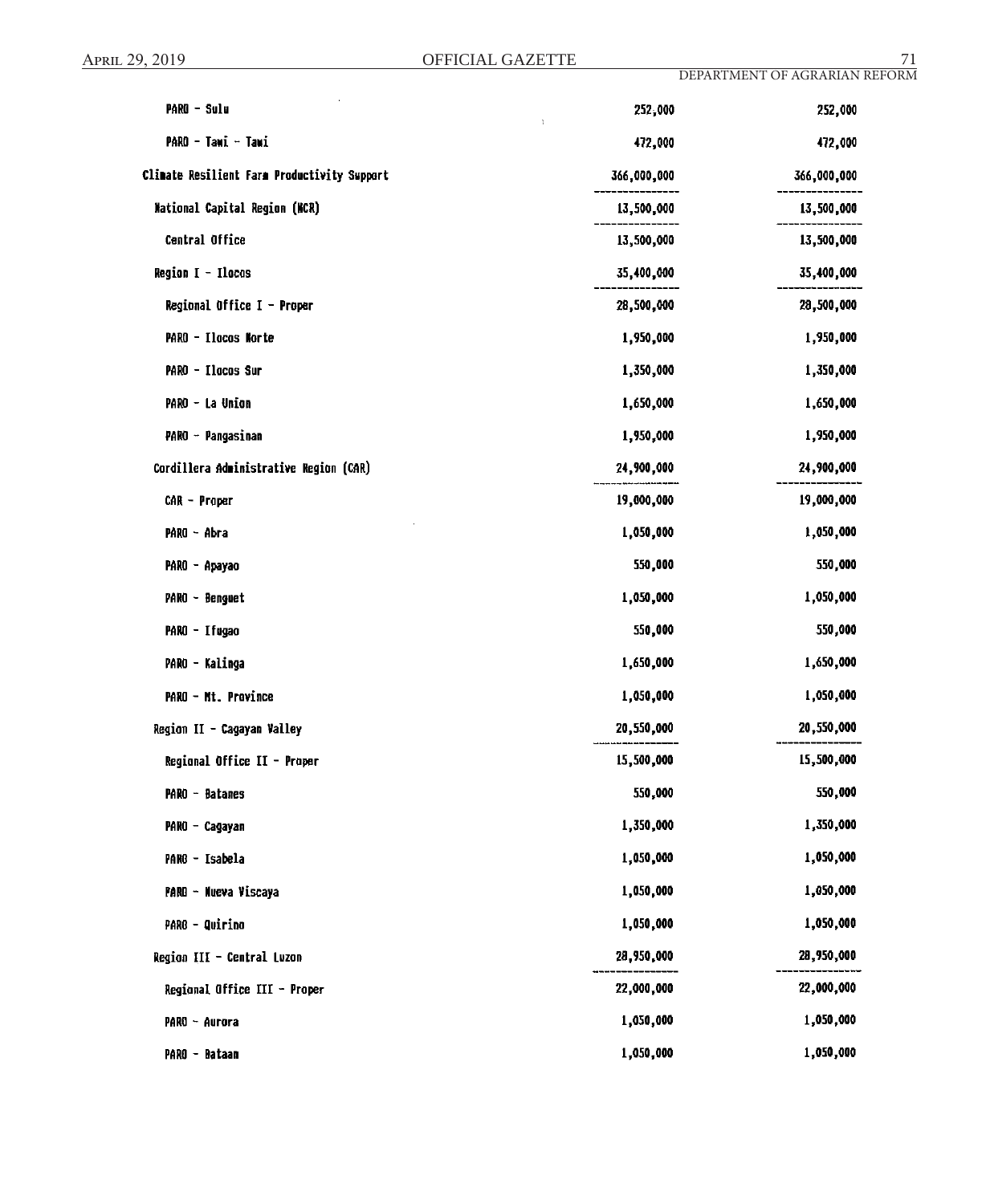| | | |
|---|---|---|
| PARO - Sulu | 252,000 | 252,000 |
| PARO - Tawi - Tawi | 472,000 | 472,000 |
| Climate Resilient Farm Productivity Support | 366,000,000 | 366,000,000 |
| National Capital Region (NCR) | 13,500,000 | 13,500,000 |
| Central Office | 13,500,000 | 13,500,000 |
| Region I - Ilocos | 35,400,000 | 35,400,000 |
| Regional Office I - Proper | 28,500,000 | 28,500,000 |
| PARO - Ilocos Norte | 1,950,000 | 1,950,000 |
| PARO - Ilocos Sur | 1,350,000 | 1,350,000 |
| PARO - La Union | 1,650,000 | 1,650,000 |
| PARO - Pangasinan | 1,950,000 | 1,950,000 |
| Cordillera Administrative Region (CAR) | 24,900,000 | 24,900,000 |
| CAR - Proper | 19,000,000 | 19,000,000 |
| PARO - Abra | 1,050,000 | 1,050,000 |
| PARO - Apayao | 550,000 | 550,000 |
| PARO - Benguet | 1,050,000 | 1,050,000 |
| PARO - Ifugao | 550,000 | 550,000 |
| PARO - Kalinga | 1,650,000 | 1,650,000 |
| PARO - Mt. Province | 1,050,000 | 1,050,000 |
| Region II - Cagayan Valley | 20,550,000 | 20,550,000 |
| Regional Office II - Proper | 15,500,000 | 15,500,000 |
| PARO - Batanes | 550,000 | 550,000 |
| PARO - Cagayan | 1,350,000 | 1,350,000 |
| PARO - Isabela | 1,050,000 | 1,050,000 |
| PARO - Nueva Viscaya | 1,050,000 | 1,050,000 |
| PARO - Quirino | 1,050,000 | 1,050,000 |
| Region III - Central Luzon | 28,950,000 | 28,950,000 |
| Regional Office III - Proper | 22,000,000 | 22,000,000 |
| PARO - Aurora | 1,050,000 | 1,050,000 |
| PARO - Bataan | 1,050,000 | 1,050,000 |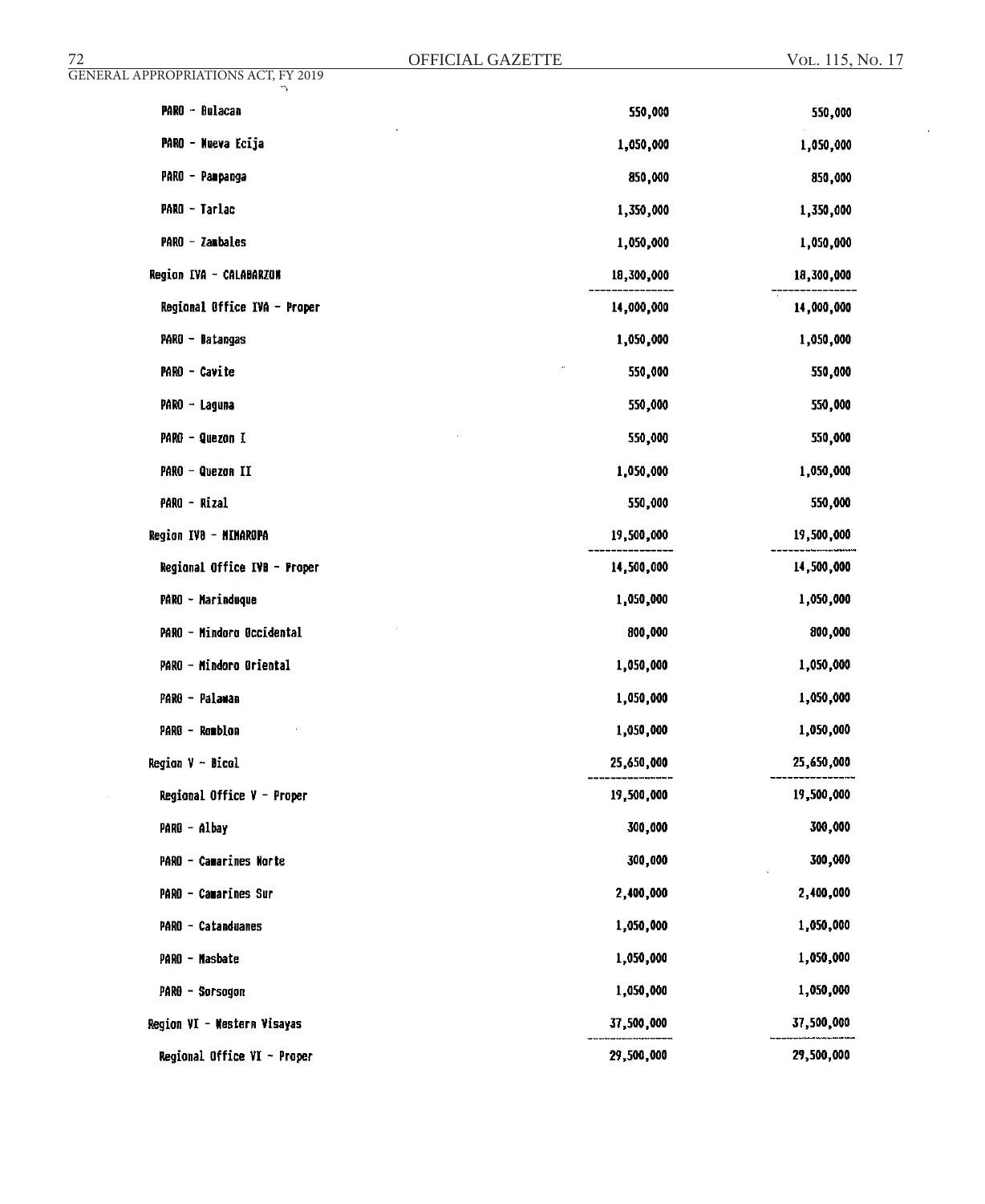| | | |
|---|---|---|
| PARO - Bulacan | 550,000 | 550,000 |
| PARO - Nueva Ecija | 1,050,000 | 1,050,000 |
| PARO - Pampanga | 850,000 | 850,000 |
| PARO - Tarlac | 1,350,000 | 1,350,000 |
| PARO - Zambales | 1,050,000 | 1,050,000 |
| Region IVA - CALABARZON | 18,300,000 | 18,300,000 |
| Regional Office IVA - Proper | 14,000,000 | 14,000,000 |
| PARO - Batangas | 1,050,000 | 1,050,000 |
| PARO - Cavite | 550,000 | 550,000 |
| PARO - Laguna | 550,000 | 550,000 |
| PARO - Quezon I | 550,000 | 550,000 |
| PARO - Quezon II | 1,050,000 | 1,050,000 |
| PARO - Rizal | 550,000 | 550,000 |
| Region IVB - MIMAROPA | 19,500,000 | 19,500,000 |
| Regional Office IVB - Proper | 14,500,000 | 14,500,000 |
| PARO - Marinduque | 1,050,000 | 1,050,000 |
| PARO - Mindoro Occidental | 800,000 | 800,000 |
| PARO - Mindoro Oriental | 1,050,000 | 1,050,000 |
| PARO - Palawan | 1,050,000 | 1,050,000 |
| PARO - Romblon | 1,050,000 | 1,050,000 |
| Region V - Bicol | 25,650,000 | 25,650,000 |
| Regional Office V - Proper | 19,500,000 | 19,500,000 |
| PARO - Albay | 300,000 | 300,000 |
| PARO - Camarines Norte | 300,000 | 300,000 |
| PARO - Camarines Sur | 2,400,000 | 2,400,000 |
| PARO - Catanduanes | 1,050,000 | 1,050,000 |
| PARO - Masbate | 1,050,000 | 1,050,000 |
| PARO - Sorsogon | 1,050,000 | 1,050,000 |
| Region VI - Western Visayas | 37,500,000 | 37,500,000 |
| Regional Office VI - Proper | 29,500,000 | 29,500,000 |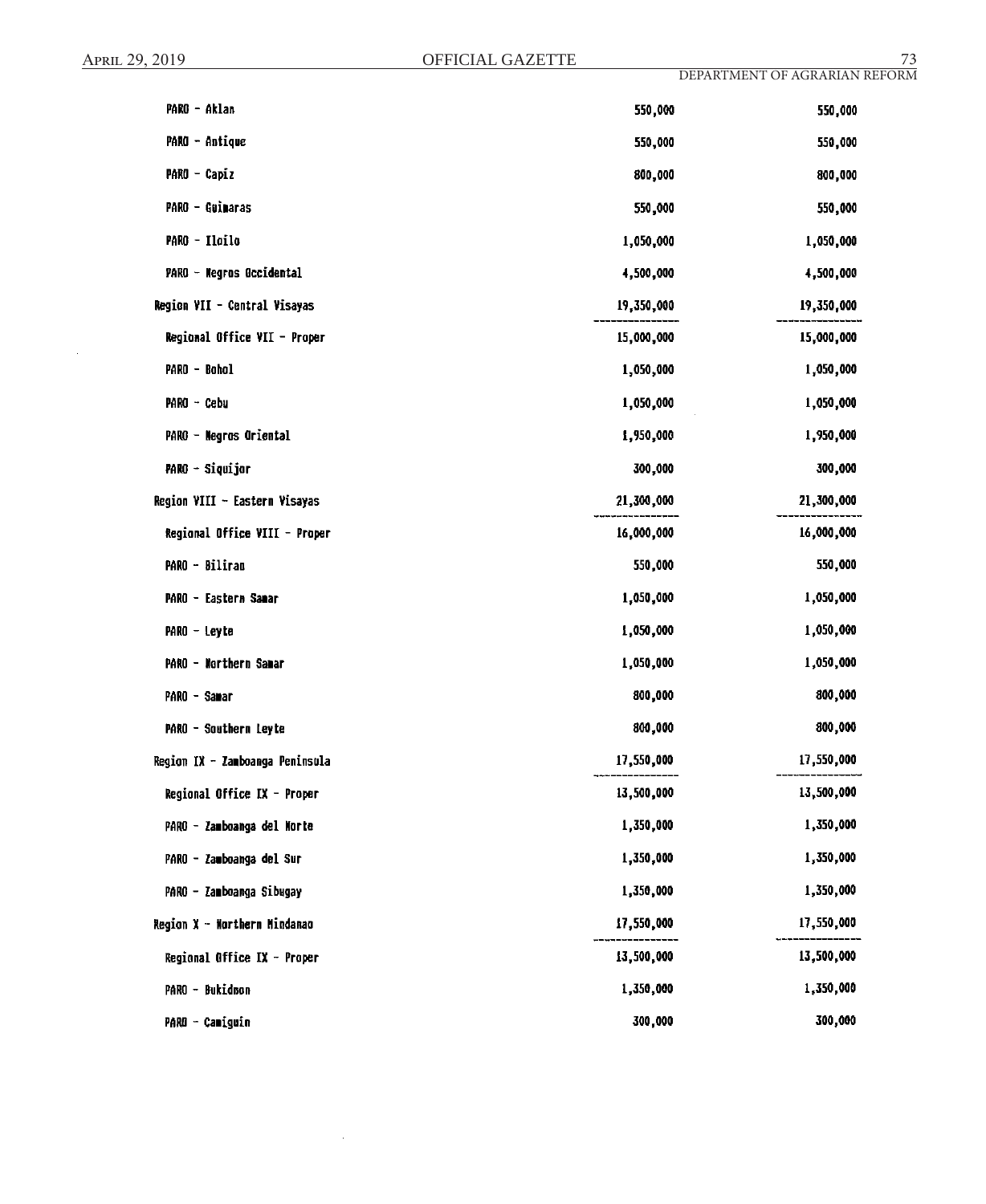| | | |
|---|---|---|
| PARO - Aklan | 550,000 | 550,000 |
| PARO - Antique | 550,000 | 550,000 |
| PARO - Capiz | 800,000 | 800,000 |
| PARO - Guimaras | 550,000 | 550,000 |
| PARO - Iloilo | 1,050,000 | 1,050,000 |
| PARO - Negros Occidental | 4,500,000 | 4,500,000 |
| Region VII - Central Visayas | 19,350,000 | 19,350,000 |
| Regional Office VII - Proper | 15,000,000 | 15,000,000 |
| PARO - Bohol | 1,050,000 | 1,050,000 |
| PARO - Cebu | 1,050,000 | 1,050,000 |
| PARO - Negros Oriental | 1,950,000 | 1,950,000 |
| PARO - Siquijor | 300,000 | 300,000 |
| Region VIII - Eastern Visayas | 21,300,000 | 21,300,000 |
| Regional Office VIII - Proper | 16,000,000 | 16,000,000 |
| PARO - Biliran | 550,000 | 550,000 |
| PARO - Eastern Samar | 1,050,000 | 1,050,000 |
| PARO - Leyte | 1,050,000 | 1,050,000 |
| PARO - Northern Samar | 1,050,000 | 1,050,000 |
| PARO - Samar | 800,000 | 800,000 |
| PARO - Southern Leyte | 800,000 | 800,000 |
| Region IX - Zamboanga Peninsula | 17,550,000 | 17,550,000 |
| Regional Office IX - Proper | 13,500,000 | 13,500,000 |
| PARO - Zamboanga del Norte | 1,350,000 | 1,350,000 |
| PARO - Zamboanga del Sur | 1,350,000 | 1,350,000 |
| PARO - Zamboanga Sibugay | 1,350,000 | 1,350,000 |
| Region X - Northern Mindanao | 17,550,000 | 17,550,000 |
| Regional Office IX - Proper | 13,500,000 | 13,500,000 |
| PARO - Bukidnon | 1,350,000 | 1,350,000 |
| PARO - Camiguin | 300,000 | 300,000 |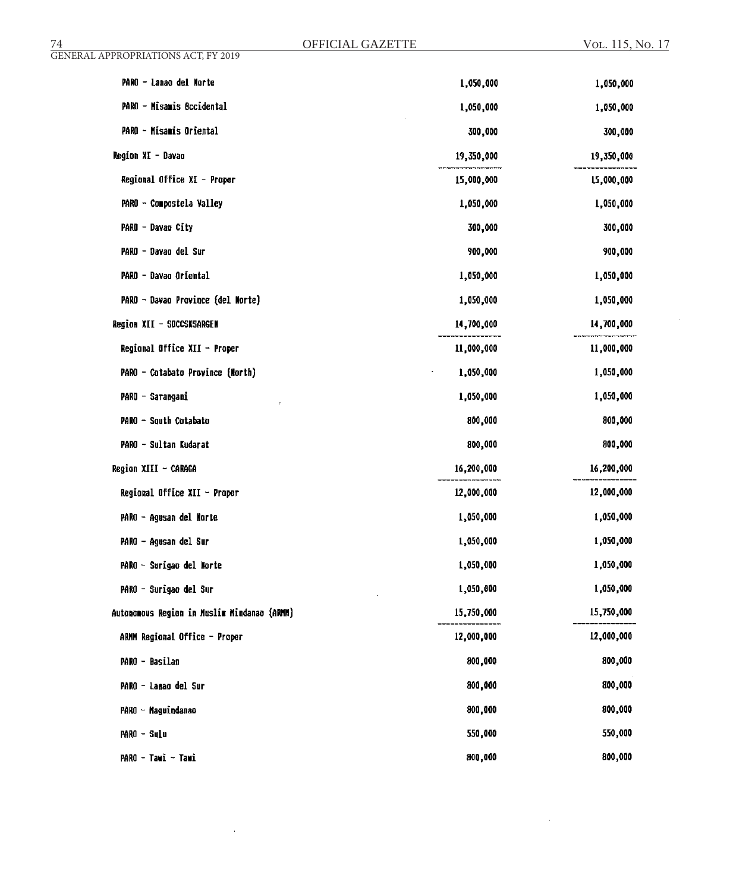| | | |
|---|---|---|
| PARO - Lanao del Norte | 1,050,000 | 1,050,000 |
| PARO - Misamis Occidental | 1,050,000 | 1,050,000 |
| PARO - Misamis Oriental | 300,000 | 300,000 |
| Region XI - Davao | 19,350,000 | 19,350,000 |
| Regional Office XI - Proper | 15,000,000 | 15,000,000 |
| PARO - Compostela Valley | 1,050,000 | 1,050,000 |
| PARO - Davao City | 300,000 | 300,000 |
| PARO - Davao del Sur | 900,000 | 900,000 |
| PARO - Davao Oriental | 1,050,000 | 1,050,000 |
| PARO - Davao Province (del Norte) | 1,050,000 | 1,050,000 |
| Region XII - SOCCSKSARGEN | 14,700,000 | 14,700,000 |
| Regional Office XII - Proper | 11,000,000 | 11,000,000 |
| PARO - Cotabato Province (North) | 1,050,000 | 1,050,000 |
| PARO - Sarangani | 1,050,000 | 1,050,000 |
| PARO - South Cotabato | 800,000 | 800,000 |
| PARO - Sultan Kudarat | 800,000 | 800,000 |
| Region XIII - CARAGA | 16,200,000 | 16,200,000 |
| Regional Office XII - Proper | 12,000,000 | 12,000,000 |
| PARO - Agusan del Norte | 1,050,000 | 1,050,000 |
| PARO - Agusan del Sur | 1,050,000 | 1,050,000 |
| PARO - Surigao del Norte | 1,050,000 | 1,050,000 |
| PARO - Surigao del Sur | 1,050,000 | 1,050,000 |
| Autonomous Region in Muslim Mindanao (ARMM) | 15,750,000 | 15,750,000 |
| ARMM Regional Office - Proper | 12,000,000 | 12,000,000 |
| PARO - Basilan | 800,000 | 800,000 |
| PARO - Lanao del Sur | 800,000 | 800,000 |
| PARO - Maguindanao | 800,000 | 800,000 |
| PARO - Sulu | 550,000 | 550,000 |
| PARO - Tawi - Tawi | 800,000 | 800,000 |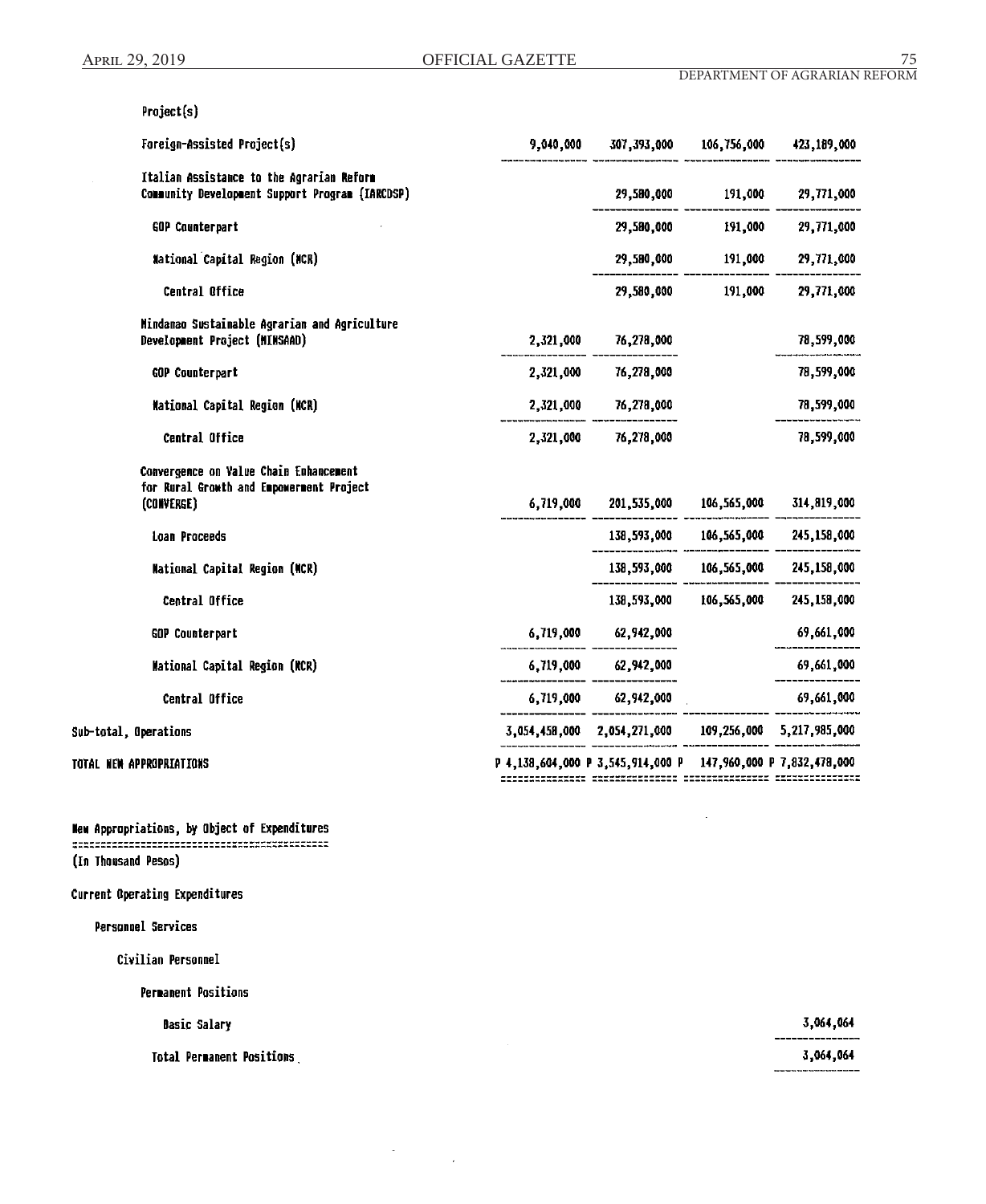Project(s)

| | | | | |
|---|---|---|---|---|
| Foreign-Assisted Project(s) | 9,040,000 | 307,393,000 | 106,756,000 | 423,189,000 |
| Italian Assistance to the Agrarian Reform Community Development Support Program (IARCDSP) | | 29,580,000 | 191,000 | 29,771,000 |
| GOP Counterpart | | 29,580,000 | 191,000 | 29,771,000 |
| National Capital Region (NCR) | | 29,580,000 | 191,000 | 29,771,000 |
| Central Office | | 29,580,000 | 191,000 | 29,771,000 |
| Mindanao Sustainable Agrarian and Agriculture Development Project (MINSAAD) | 2,321,000 | 76,278,000 | | 78,599,000 |
| GOP Counterpart | 2,321,000 | 76,278,000 | | 78,599,000 |
| National Capital Region (NCR) | 2,321,000 | 76,278,000 | | 78,599,000 |
| Central Office | 2,321,000 | 76,278,000 | | 78,599,000 |
| Convergence on Value Chain Enhancement for Rural Growth and Empowerment Project (CONVERGE) | 6,719,000 | 201,535,000 | 106,565,000 | 314,819,000 |
| Loan Proceeds | | 138,593,000 | 106,565,000 | 245,158,000 |
| National Capital Region (NCR) | | 138,593,000 | 106,565,000 | 245,158,000 |
| Central Office | | 138,593,000 | 106,565,000 | 245,158,000 |
| GOP Counterpart | 6,719,000 | 62,942,000 | | 69,661,000 |
| National Capital Region (NCR) | 6,719,000 | 62,942,000 | | 69,661,000 |
| Central Office | 6,719,000 | 62,942,000 | | 69,661,000 |
| Sub-total, Operations | 3,054,458,000 | 2,054,271,000 | 109,256,000 | 5,217,985,000 |
| TOTAL NEW APPROPRIATIONS | P 4,138,604,000 | P 3,545,914,000 | P 147,960,000 | P 7,832,478,000 |

New Appropriations, by Object of Expenditures

(In Thousand Pesos)

Current Operating Expenditures

Personnel Services

Civilian Personnel

Permanent Positions

| | |
|---|---|
| Basic Salary | 3,064,064 |
| Total Permanent Positions | 3,064,064 |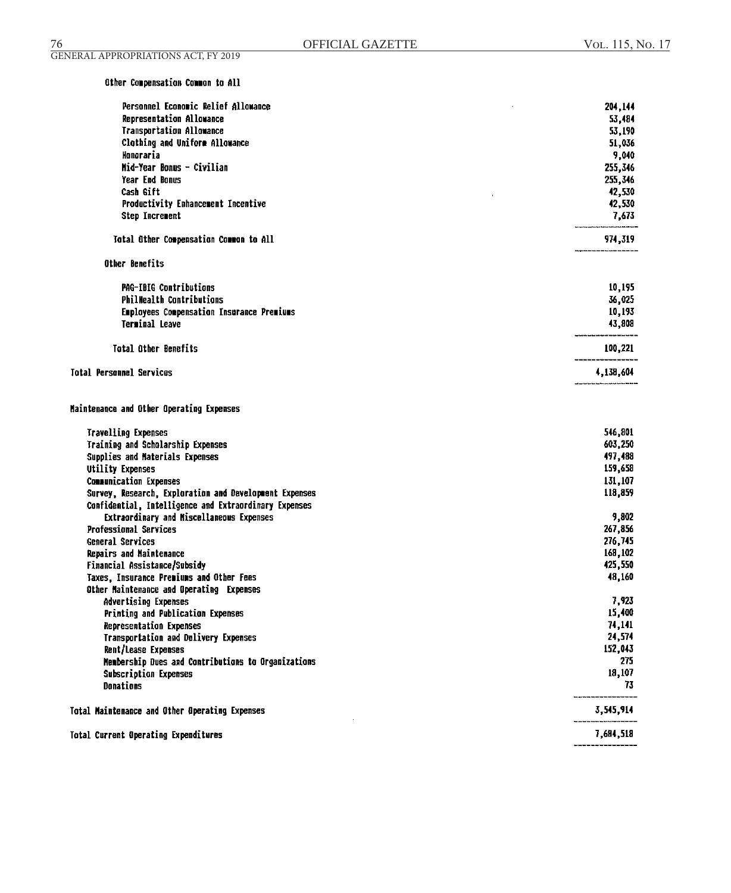Other Compensation Common to All

| | |
|---|---:|
| Personnel Economic Relief Allowance | 204,144 |
| Representation Allowance | 53,484 |
| Transportation Allowance | 53,190 |
| Clothing and Uniform Allowance | 51,036 |
| Honoraria | 9,040 |
| Mid-Year Bonus - Civilian | 255,346 |
| Year End Bonus | 255,346 |
| Cash Gift | 42,530 |
| Productivity Enhancement Incentive | 42,530 |
| Step Increment | 7,673 |
| Total Other Compensation Common to All | 974,319 |

Other Benefits

| | |
|---|---:|
| PAG-IBIG Contributions | 10,195 |
| PhilHealth Contributions | 36,025 |
| Employees Compensation Insurance Premiums | 10,193 |
| Terminal Leave | 43,808 |
| Total Other Benefits | 100,221 |
| Total Personnel Services | 4,138,604 |

Maintenance and Other Operating Expenses

| | |
|---|---:|
| Travelling Expenses | 546,801 |
| Training and Scholarship Expenses | 603,250 |
| Supplies and Materials Expenses | 497,488 |
| Utility Expenses | 159,658 |
| Communication Expenses | 131,107 |
| Survey, Research, Exploration and Development Expenses | 118,859 |
| Confidential, Intelligence and Extraordinary Expenses | |
| Extraordinary and Miscellaneous Expenses | 9,802 |
| Professional Services | 267,856 |
| General Services | 276,745 |
| Repairs and Maintenance | 168,102 |
| Financial Assistance/Subsidy | 425,550 |
| Taxes, Insurance Premiums and Other Fees | 48,160 |
| Other Maintenance and Operating Expenses | |
| Advertising Expenses | 7,923 |
| Printing and Publication Expenses | 15,400 |
| Representation Expenses | 74,141 |
| Transportation and Delivery Expenses | 24,574 |
| Rent/Lease Expenses | 152,043 |
| Membership Dues and Contributions to Organizations | 275 |
| Subscription Expenses | 18,107 |
| Donations | 73 |
| Total Maintenance and Other Operating Expenses | 3,545,914 |
| Total Current Operating Expenditures | 7,684,518 |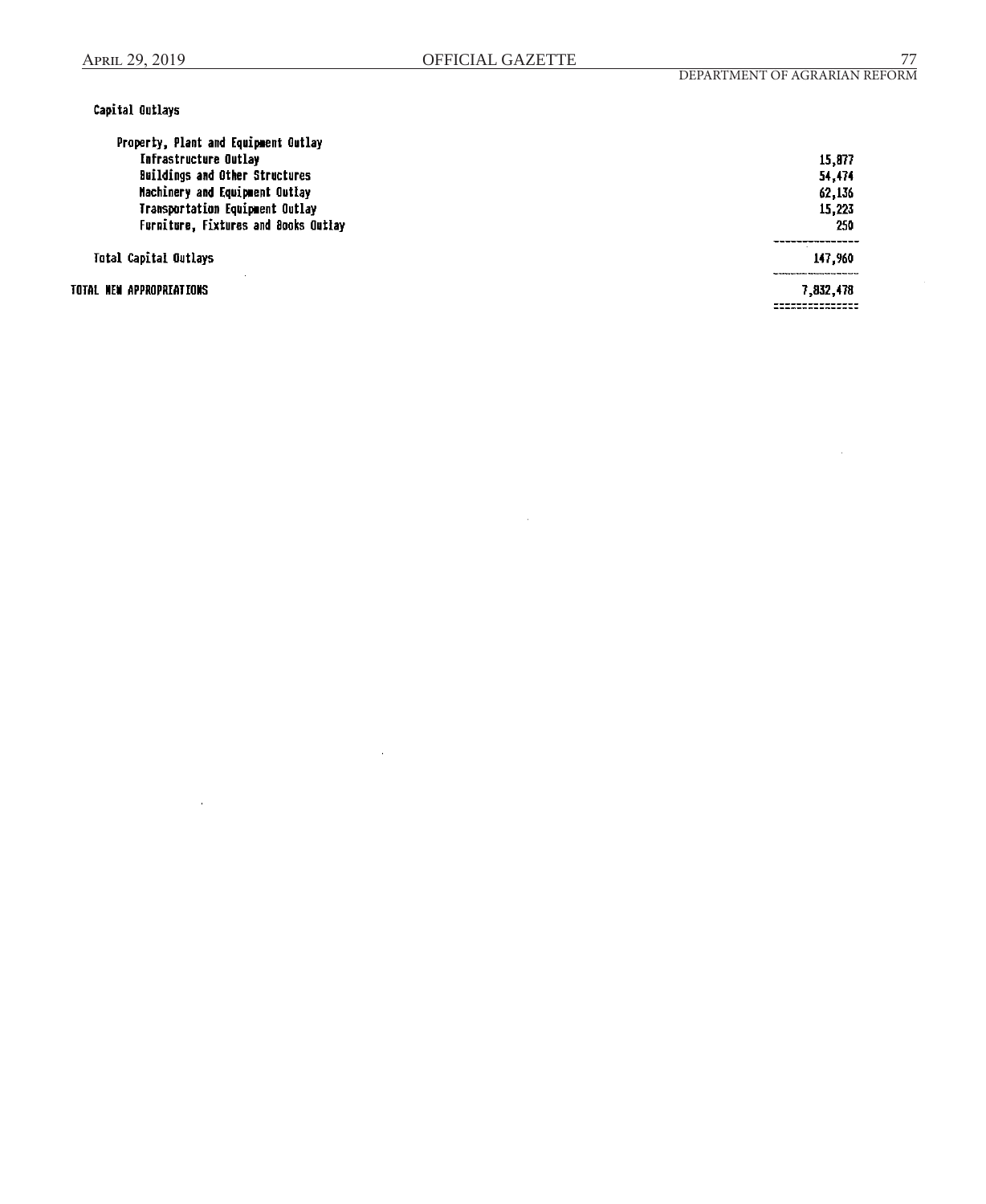Capital Outlays

| | |
|---|---:|
| Property, Plant and Equipment Outlay | |
| Infrastructure Outlay | 15,877 |
| Buildings and Other Structures | 54,474 |
| Machinery and Equipment Outlay | 62,136 |
| Transportation Equipment Outlay | 15,223 |
| Furniture, Fixtures and Books Outlay | 250 |
| Total Capital Outlays | 147,960 |
| TOTAL NEW APPROPRIATIONS | 7,832,478 |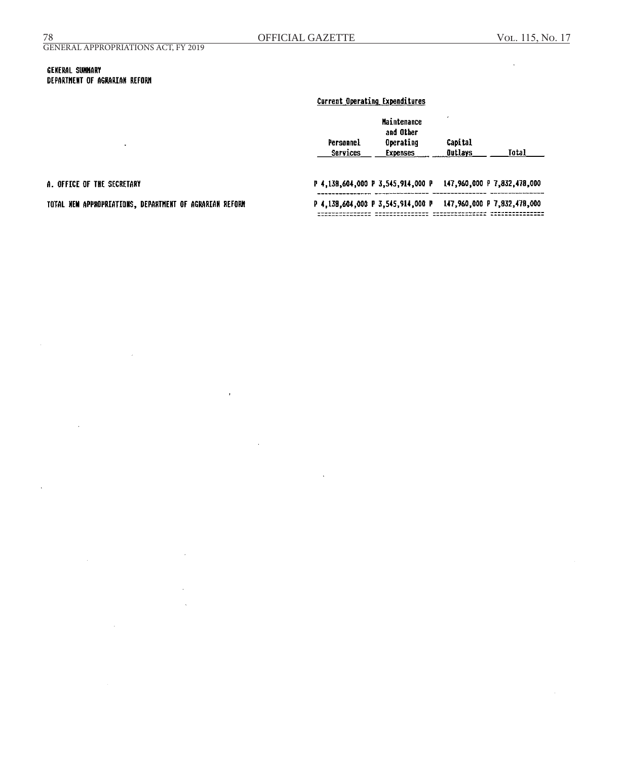GENERAL SUMMARY
DEPARTMENT OF AGRARIAN REFORM

| | Current Operating Expenditures | | | |
|---|---|---|---|---|
| | Personnel Services | Maintenance and Other Operating Expenses | Capital Outlays | Total |
| A. OFFICE OF THE SECRETARY | P 4,138,604,000 | P 3,545,914,000 | P 147,960,000 | P 7,832,478,000 |
| TOTAL NEW APPROPRIATIONS, DEPARTMENT OF AGRARIAN REFORM | P 4,138,604,000 | P 3,545,914,000 | P 147,960,000 | P 7,832,478,000 |